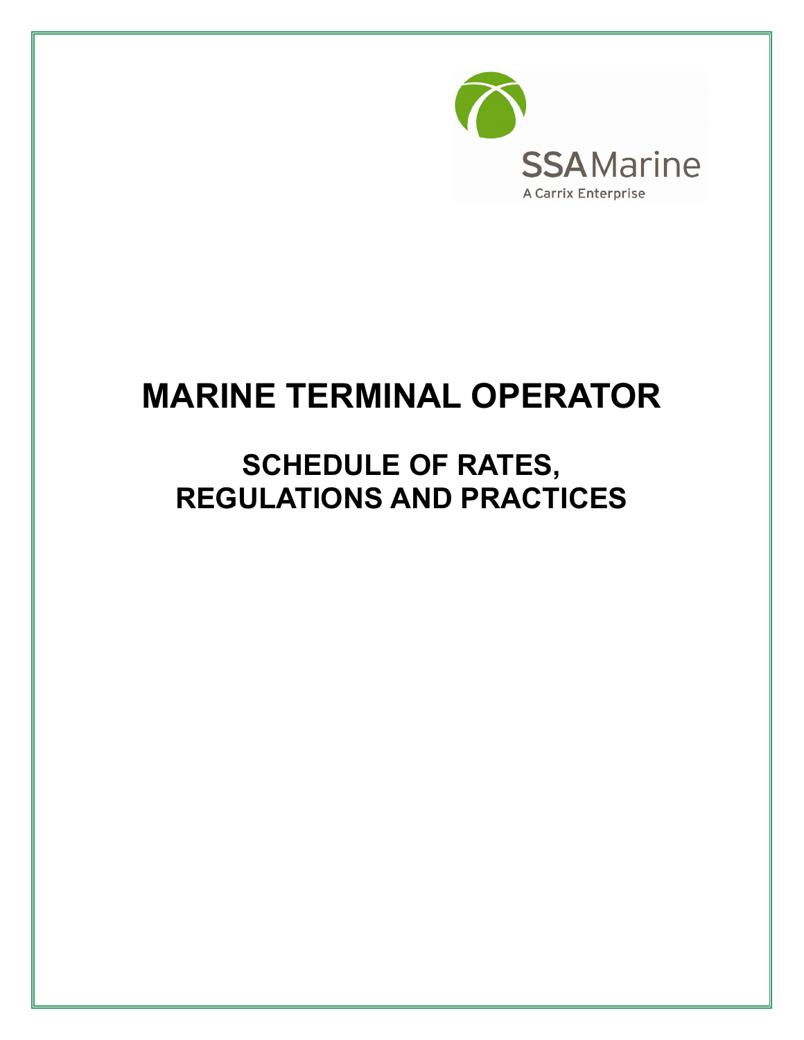SSA Marine

A Carrix Enterprise

# MARINE TERMINAL OPERATOR

## SCHEDULE OF RATES, REGULATIONS AND PRACTICES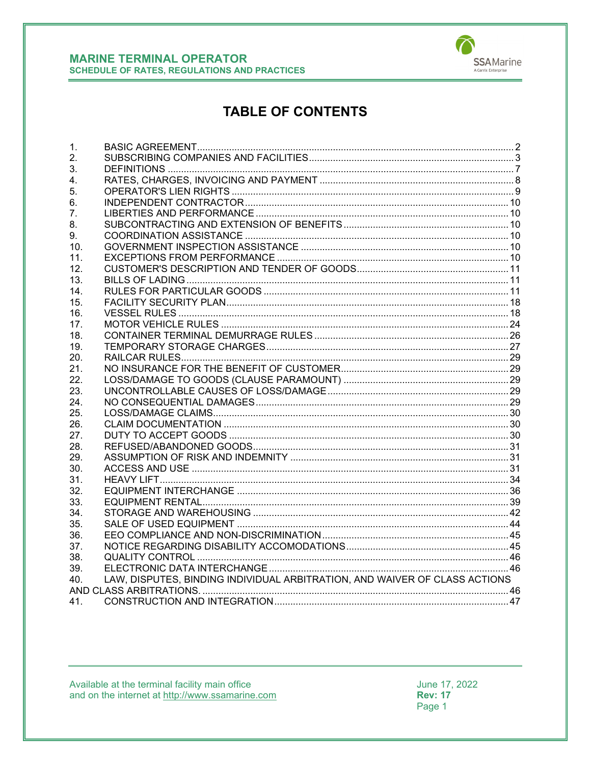# TABLE OF CONTENTS

1. BASIC AGREEMENT .......... 2
2. SUBSCRIBING COMPANIES AND FACILITIES .......... 3
3. DEFINITIONS .......... 7
4. RATES, CHARGES, INVOICING AND PAYMENT .......... 8
5. OPERATOR'S LIEN RIGHTS .......... 9
6. INDEPENDENT CONTRACTOR .......... 10
7. LIBERTIES AND PERFORMANCE .......... 10
8. SUBCONTRACTING AND EXTENSION OF BENEFITS .......... 10
9. COORDINATION ASSISTANCE .......... 10
10. GOVERNMENT INSPECTION ASSISTANCE .......... 10
11. EXCEPTIONS FROM PERFORMANCE .......... 10
12. CUSTOMER'S DESCRIPTION AND TENDER OF GOODS .......... 11
13. BILLS OF LADING .......... 11
14. RULES FOR PARTICULAR GOODS .......... 11
15. FACILITY SECURITY PLAN .......... 18
16. VESSEL RULES .......... 18
17. MOTOR VEHICLE RULES .......... 24
18. CONTAINER TERMINAL DEMURRAGE RULES .......... 26
19. TEMPORARY STORAGE CHARGES .......... 27
20. RAILCAR RULES .......... 29
21. NO INSURANCE FOR THE BENEFIT OF CUSTOMER .......... 29
22. LOSS/DAMAGE TO GOODS (CLAUSE PARAMOUNT) .......... 29
23. UNCONTROLLABLE CAUSES OF LOSS/DAMAGE .......... 29
24. NO CONSEQUENTIAL DAMAGES .......... 29
25. LOSS/DAMAGE CLAIMS .......... 30
26. CLAIM DOCUMENTATION .......... 30
27. DUTY TO ACCEPT GOODS .......... 30
28. REFUSED/ABANDONED GOODS .......... 31
29. ASSUMPTION OF RISK AND INDEMNITY .......... 31
30. ACCESS AND USE .......... 31
31. HEAVY LIFT .......... 34
32. EQUIPMENT INTERCHANGE .......... 36
33. EQUIPMENT RENTAL .......... 39
34. STORAGE AND WAREHOUSING .......... 42
35. SALE OF USED EQUIPMENT .......... 44
36. EEO COMPLIANCE AND NON-DISCRIMINATION .......... 45
37. NOTICE REGARDING DISABILITY ACCOMODATIONS .......... 45
38. QUALITY CONTROL .......... 46
39. ELECTRONIC DATA INTERCHANGE .......... 46
40. LAW, DISPUTES, BINDING INDIVIDUAL ARBITRATION, AND WAIVER OF CLASS ACTIONS AND CLASS ARBITRATIONS. .......... 46
41. CONSTRUCTION AND INTEGRATION .......... 47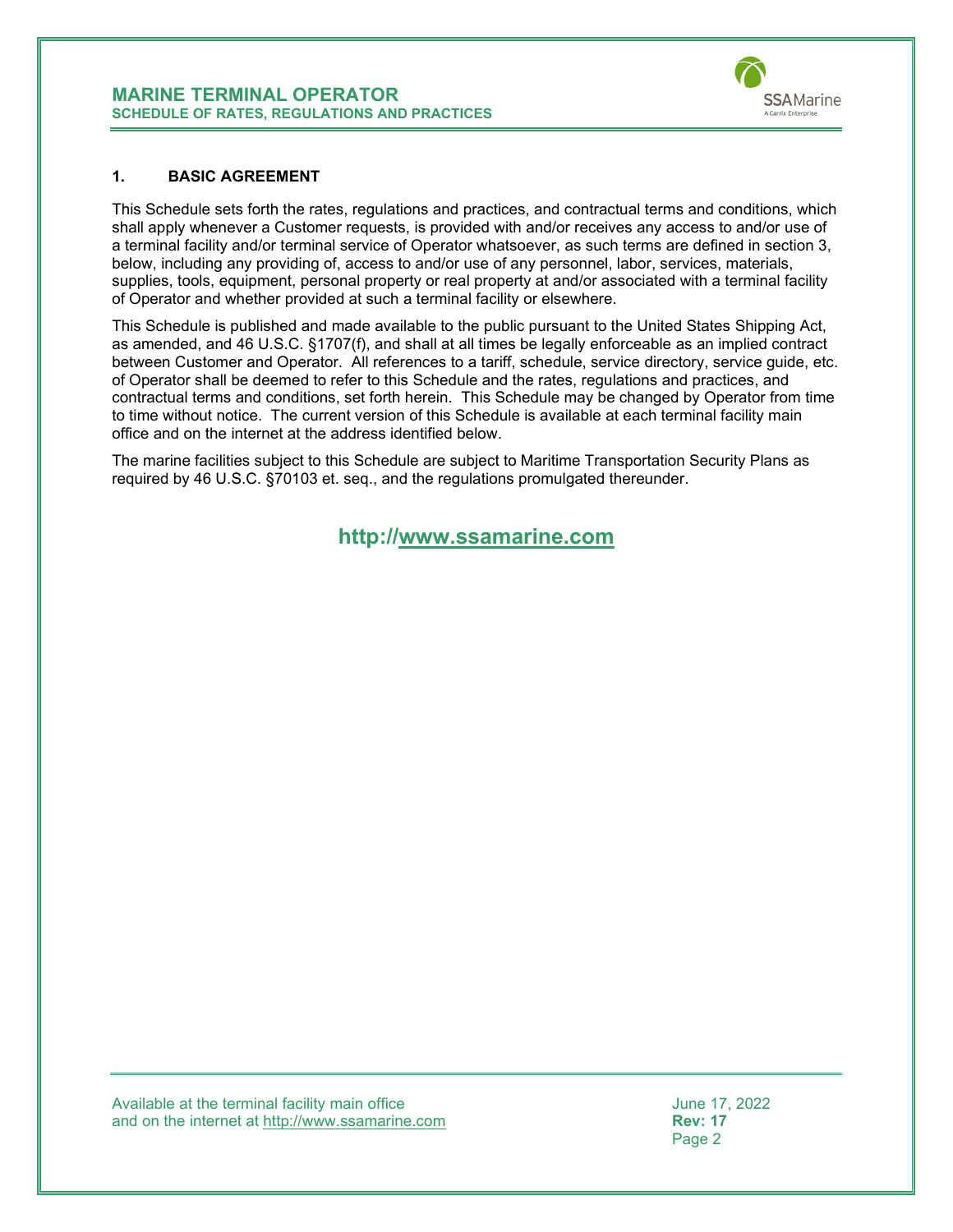## 1. BASIC AGREEMENT

This Schedule sets forth the rates, regulations and practices, and contractual terms and conditions, which shall apply whenever a Customer requests, is provided with and/or receives any access to and/or use of a terminal facility and/or terminal service of Operator whatsoever, as such terms are defined in section 3, below, including any providing of, access to and/or use of any personnel, labor, services, materials, supplies, tools, equipment, personal property or real property at and/or associated with a terminal facility of Operator and whether provided at such a terminal facility or elsewhere.

This Schedule is published and made available to the public pursuant to the United States Shipping Act, as amended, and 46 U.S.C. §1707(f), and shall at all times be legally enforceable as an implied contract between Customer and Operator. All references to a tariff, schedule, service directory, service guide, etc. of Operator shall be deemed to refer to this Schedule and the rates, regulations and practices, and contractual terms and conditions, set forth herein. This Schedule may be changed by Operator from time to time without notice. The current version of this Schedule is available at each terminal facility main office and on the internet at the address identified below.

The marine facilities subject to this Schedule are subject to Maritime Transportation Security Plans as required by 46 U.S.C. §70103 et. seq., and the regulations promulgated thereunder.

**http://www.ssamarine.com**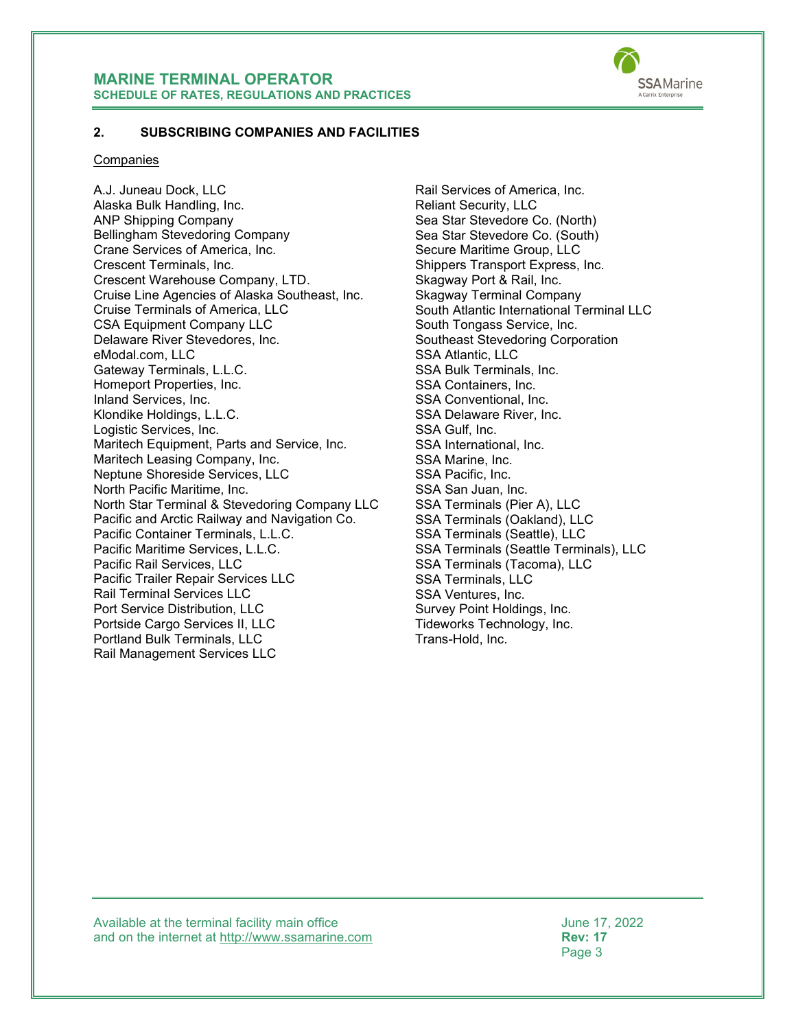## 2. SUBSCRIBING COMPANIES AND FACILITIES

Companies

A.J. Juneau Dock, LLC
Alaska Bulk Handling, Inc.
ANP Shipping Company
Bellingham Stevedoring Company
Crane Services of America, Inc.
Crescent Terminals, Inc.
Crescent Warehouse Company, LTD.
Cruise Line Agencies of Alaska Southeast, Inc.
Cruise Terminals of America, LLC
CSA Equipment Company LLC
Delaware River Stevedores, Inc.
eModal.com, LLC
Gateway Terminals, L.L.C.
Homeport Properties, Inc.
Inland Services, Inc.
Klondike Holdings, L.L.C.
Logistic Services, Inc.
Maritech Equipment, Parts and Service, Inc.
Maritech Leasing Company, Inc.
Neptune Shoreside Services, LLC
North Pacific Maritime, Inc.
North Star Terminal & Stevedoring Company LLC
Pacific and Arctic Railway and Navigation Co.
Pacific Container Terminals, L.L.C.
Pacific Maritime Services, L.L.C.
Pacific Rail Services, LLC
Pacific Trailer Repair Services LLC
Rail Terminal Services LLC
Port Service Distribution, LLC
Portside Cargo Services II, LLC
Portland Bulk Terminals, LLC
Rail Management Services LLC
Rail Services of America, Inc.
Reliant Security, LLC
Sea Star Stevedore Co. (North)
Sea Star Stevedore Co. (South)
Secure Maritime Group, LLC
Shippers Transport Express, Inc.
Skagway Port & Rail, Inc.
Skagway Terminal Company
South Atlantic International Terminal LLC
South Tongass Service, Inc.
Southeast Stevedoring Corporation
SSA Atlantic, LLC
SSA Bulk Terminals, Inc.
SSA Containers, Inc.
SSA Conventional, Inc.
SSA Delaware River, Inc.
SSA Gulf, Inc.
SSA International, Inc.
SSA Marine, Inc.
SSA Pacific, Inc.
SSA San Juan, Inc.
SSA Terminals (Pier A), LLC
SSA Terminals (Oakland), LLC
SSA Terminals (Seattle), LLC
SSA Terminals (Seattle Terminals), LLC
SSA Terminals (Tacoma), LLC
SSA Terminals, LLC
SSA Ventures, Inc.
Survey Point Holdings, Inc.
Tideworks Technology, Inc.
Trans-Hold, Inc.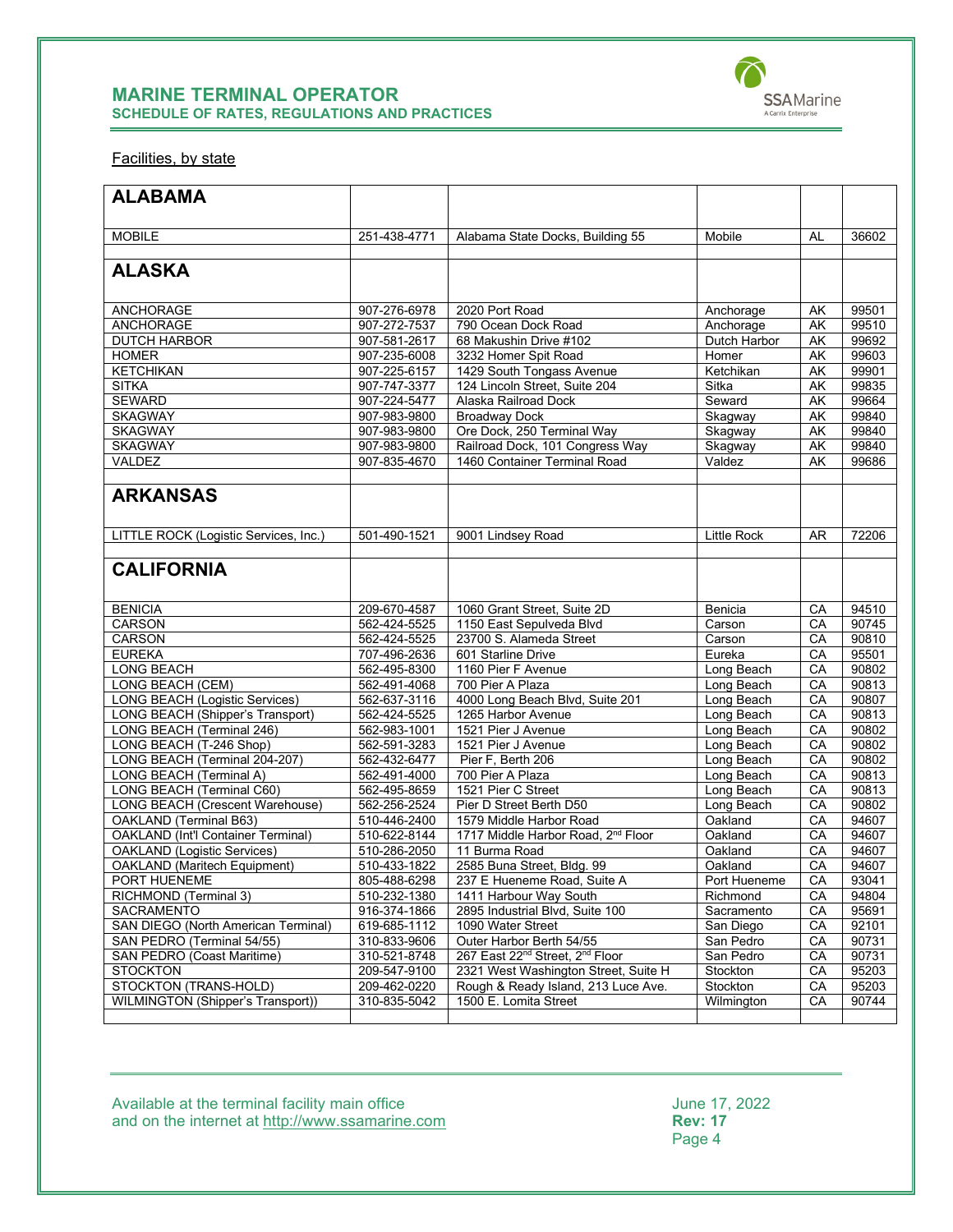Facilities, by state

| ALABAMA | | | | | |
|---|---|---|---|---|---|
| MOBILE | 251-438-4771 | Alabama State Docks, Building 55 | Mobile | AL | 36602 |
| **ALASKA** | | | | | |
| ANCHORAGE | 907-276-6978 | 2020 Port Road | Anchorage | AK | 99501 |
| ANCHORAGE | 907-272-7537 | 790 Ocean Dock Road | Anchorage | AK | 99510 |
| DUTCH HARBOR | 907-581-2617 | 68 Makushin Drive #102 | Dutch Harbor | AK | 99692 |
| HOMER | 907-235-6008 | 3232 Homer Spit Road | Homer | AK | 99603 |
| KETCHIKAN | 907-225-6157 | 1429 South Tongass Avenue | Ketchikan | AK | 99901 |
| SITKA | 907-747-3377 | 124 Lincoln Street, Suite 204 | Sitka | AK | 99835 |
| SEWARD | 907-224-5477 | Alaska Railroad Dock | Seward | AK | 99664 |
| SKAGWAY | 907-983-9800 | Broadway Dock | Skagway | AK | 99840 |
| SKAGWAY | 907-983-9800 | Ore Dock, 250 Terminal Way | Skagway | AK | 99840 |
| SKAGWAY | 907-983-9800 | Railroad Dock, 101 Congress Way | Skagway | AK | 99840 |
| VALDEZ | 907-835-4670 | 1460 Container Terminal Road | Valdez | AK | 99686 |
| **ARKANSAS** | | | | | |
| LITTLE ROCK (Logistic Services, Inc.) | 501-490-1521 | 9001 Lindsey Road | Little Rock | AR | 72206 |
| **CALIFORNIA** | | | | | |
| BENICIA | 209-670-4587 | 1060 Grant Street, Suite 2D | Benicia | CA | 94510 |
| CARSON | 562-424-5525 | 1150 East Sepulveda Blvd | Carson | CA | 90745 |
| CARSON | 562-424-5525 | 23700 S. Alameda Street | Carson | CA | 90810 |
| EUREKA | 707-496-2636 | 601 Starline Drive | Eureka | CA | 95501 |
| LONG BEACH | 562-495-8300 | 1160 Pier F Avenue | Long Beach | CA | 90802 |
| LONG BEACH (CEM) | 562-491-4068 | 700 Pier A Plaza | Long Beach | CA | 90813 |
| LONG BEACH (Logistic Services) | 562-637-3116 | 4000 Long Beach Blvd, Suite 201 | Long Beach | CA | 90807 |
| LONG BEACH (Shipper's Transport) | 562-424-5525 | 1265 Harbor Avenue | Long Beach | CA | 90813 |
| LONG BEACH (Terminal 246) | 562-983-1001 | 1521 Pier J Avenue | Long Beach | CA | 90802 |
| LONG BEACH (T-246 Shop) | 562-591-3283 | 1521 Pier J Avenue | Long Beach | CA | 90802 |
| LONG BEACH (Terminal 204-207) | 562-432-6477 | Pier F, Berth 206 | Long Beach | CA | 90802 |
| LONG BEACH (Terminal A) | 562-491-4000 | 700 Pier A Plaza | Long Beach | CA | 90813 |
| LONG BEACH (Terminal C60) | 562-495-8659 | 1521 Pier C Street | Long Beach | CA | 90813 |
| LONG BEACH (Crescent Warehouse) | 562-256-2524 | Pier D Street Berth D50 | Long Beach | CA | 90802 |
| OAKLAND (Terminal B63) | 510-446-2400 | 1579 Middle Harbor Road | Oakland | CA | 94607 |
| OAKLAND (Int'l Container Terminal) | 510-622-8144 | 1717 Middle Harbor Road, 2nd Floor | Oakland | CA | 94607 |
| OAKLAND (Logistic Services) | 510-286-2050 | 11 Burma Road | Oakland | CA | 94607 |
| OAKLAND (Maritech Equipment) | 510-433-1822 | 2585 Buna Street, Bldg. 99 | Oakland | CA | 94607 |
| PORT HUENEME | 805-488-6298 | 237 E Hueneme Road, Suite A | Port Hueneme | CA | 93041 |
| RICHMOND (Terminal 3) | 510-232-1380 | 1411 Harbour Way South | Richmond | CA | 94804 |
| SACRAMENTO | 916-374-1866 | 2895 Industrial Blvd, Suite 100 | Sacramento | CA | 95691 |
| SAN DIEGO (North American Terminal) | 619-685-1112 | 1090 Water Street | San Diego | CA | 92101 |
| SAN PEDRO (Terminal 54/55) | 310-833-9606 | Outer Harbor Berth 54/55 | San Pedro | CA | 90731 |
| SAN PEDRO (Coast Maritime) | 310-521-8748 | 267 East 22nd Street, 2nd Floor | San Pedro | CA | 90731 |
| STOCKTON | 209-547-9100 | 2321 West Washington Street, Suite H | Stockton | CA | 95203 |
| STOCKTON (TRANS-HOLD) | 209-462-0220 | Rough & Ready Island, 213 Luce Ave. | Stockton | CA | 95203 |
| WILMINGTON (Shipper's Transport)) | 310-835-5042 | 1500 E. Lomita Street | Wilmington | CA | 90744 |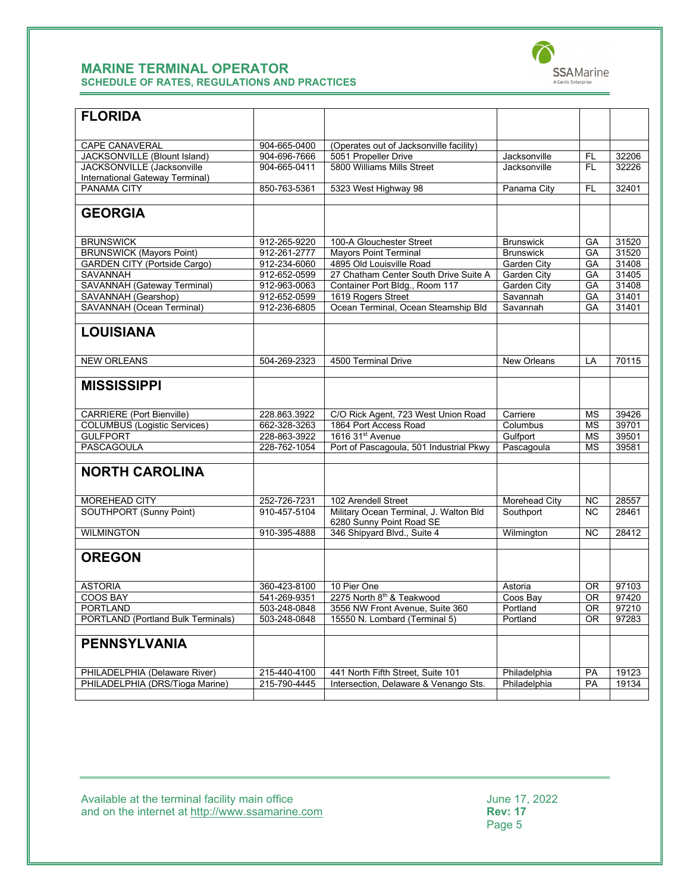| FLORIDA | | | | | |
|---|---|---|---|---|---|
| CAPE CANAVERAL | 904-665-0400 | (Operates out of Jacksonville facility) | | | |
| JACKSONVILLE (Blount Island) | 904-696-7666 | 5051 Propeller Drive | Jacksonville | FL | 32206 |
| JACKSONVILLE (Jacksonville International Gateway Terminal) | 904-665-0411 | 5800 Williams Mills Street | Jacksonville | FL | 32226 |
| PANAMA CITY | 850-763-5361 | 5323 West Highway 98 | Panama City | FL | 32401 |
| **GEORGIA** | | | | | |
| BRUNSWICK | 912-265-9220 | 100-A Glouchester Street | Brunswick | GA | 31520 |
| BRUNSWICK (Mayors Point) | 912-261-2777 | Mayors Point Terminal | Brunswick | GA | 31520 |
| GARDEN CITY (Portside Cargo) | 912-234-6060 | 4895 Old Louisville Road | Garden City | GA | 31408 |
| SAVANNAH | 912-652-0599 | 27 Chatham Center South Drive Suite A | Garden City | GA | 31405 |
| SAVANNAH (Gateway Terminal) | 912-963-0063 | Container Port Bldg., Room 117 | Garden City | GA | 31408 |
| SAVANNAH (Gearshop) | 912-652-0599 | 1619 Rogers Street | Savannah | GA | 31401 |
| SAVANNAH (Ocean Terminal) | 912-236-6805 | Ocean Terminal, Ocean Steamship Bld | Savannah | GA | 31401 |
| **LOUISIANA** | | | | | |
| NEW ORLEANS | 504-269-2323 | 4500 Terminal Drive | New Orleans | LA | 70115 |
| **MISSISSIPPI** | | | | | |
| CARRIERE (Port Bienville) | 228.863.3922 | C/O Rick Agent, 723 West Union Road | Carriere | MS | 39426 |
| COLUMBUS (Logistic Services) | 662-328-3263 | 1864 Port Access Road | Columbus | MS | 39701 |
| GULFPORT | 228-863-3922 | 1616 31st Avenue | Gulfport | MS | 39501 |
| PASCAGOULA | 228-762-1054 | Port of Pascagoula, 501 Industrial Pkwy | Pascagoula | MS | 39581 |
| **NORTH CAROLINA** | | | | | |
| MOREHEAD CITY | 252-726-7231 | 102 Arendell Street | Morehead City | NC | 28557 |
| SOUTHPORT (Sunny Point) | 910-457-5104 | Military Ocean Terminal, J. Walton Bld 6280 Sunny Point Road SE | Southport | NC | 28461 |
| WILMINGTON | 910-395-4888 | 346 Shipyard Blvd., Suite 4 | Wilmington | NC | 28412 |
| **OREGON** | | | | | |
| ASTORIA | 360-423-8100 | 10 Pier One | Astoria | OR | 97103 |
| COOS BAY | 541-269-9351 | 2275 North 8th & Teakwood | Coos Bay | OR | 97420 |
| PORTLAND | 503-248-0848 | 3556 NW Front Avenue, Suite 360 | Portland | OR | 97210 |
| PORTLAND (Portland Bulk Terminals) | 503-248-0848 | 15550 N. Lombard (Terminal 5) | Portland | OR | 97283 |
| **PENNSYLVANIA** | | | | | |
| PHILADELPHIA (Delaware River) | 215-440-4100 | 441 North Fifth Street, Suite 101 | Philadelphia | PA | 19123 |
| PHILADELPHIA (DRS/Tioga Marine) | 215-790-4445 | Intersection, Delaware & Venango Sts. | Philadelphia | PA | 19134 |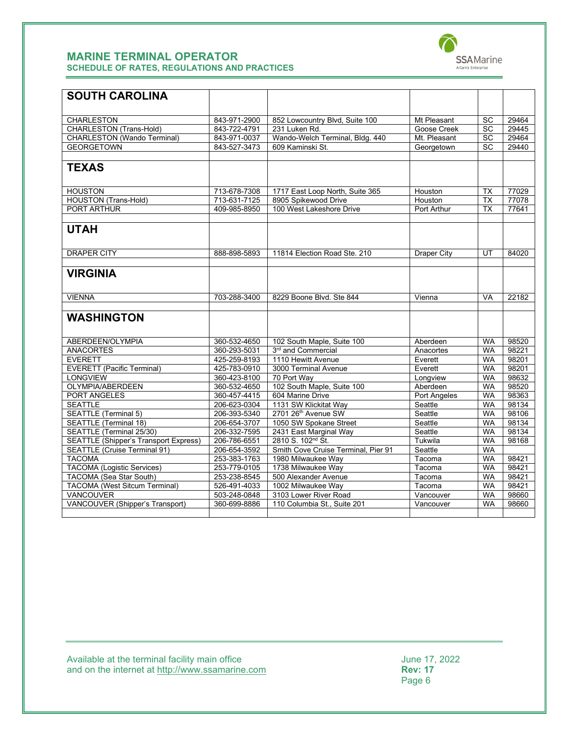| SOUTH CAROLINA | | | | | |
|---|---|---|---|---|---|
| CHARLESTON | 843-971-2900 | 852 Lowcountry Blvd, Suite 100 | Mt Pleasant | SC | 29464 |
| CHARLESTON (Trans-Hold) | 843-722-4791 | 231 Luken Rd. | Goose Creek | SC | 29445 |
| CHARLESTON (Wando Terminal) | 843-971-0037 | Wando-Welch Terminal, Bldg. 440 | Mt. Pleasant | SC | 29464 |
| GEORGETOWN | 843-527-3473 | 609 Kaminski St. | Georgetown | SC | 29440 |
| | | | | | |
| **TEXAS** | | | | | |
| HOUSTON | 713-678-7308 | 1717 East Loop North, Suite 365 | Houston | TX | 77029 |
| HOUSTON (Trans-Hold) | 713-631-7125 | 8905 Spikewood Drive | Houston | TX | 77078 |
| PORT ARTHUR | 409-985-8950 | 100 West Lakeshore Drive | Port Arthur | TX | 77641 |
| | | | | | |
| **UTAH** | | | | | |
| DRAPER CITY | 888-898-5893 | 11814 Election Road Ste. 210 | Draper City | UT | 84020 |
| | | | | | |
| **VIRGINIA** | | | | | |
| VIENNA | 703-288-3400 | 8229 Boone Blvd. Ste 844 | Vienna | VA | 22182 |
| | | | | | |
| **WASHINGTON** | | | | | |
| ABERDEEN/OLYMPIA | 360-532-4650 | 102 South Maple, Suite 100 | Aberdeen | WA | 98520 |
| ANACORTES | 360-293-5031 | 3rd and Commercial | Anacortes | WA | 98221 |
| EVERETT | 425-259-8193 | 1110 Hewitt Avenue | Everett | WA | 98201 |
| EVERETT (Pacific Terminal) | 425-783-0910 | 3000 Terminal Avenue | Everett | WA | 98201 |
| LONGVIEW | 360-423-8100 | 70 Port Way | Longview | WA | 98632 |
| OLYMPIA/ABERDEEN | 360-532-4650 | 102 South Maple, Suite 100 | Aberdeen | WA | 98520 |
| PORT ANGELES | 360-457-4415 | 604 Marine Drive | Port Angeles | WA | 98363 |
| SEATTLE | 206-623-0304 | 1131 SW Klickitat Way | Seattle | WA | 98134 |
| SEATTLE (Terminal 5) | 206-393-5340 | 2701 26th Avenue SW | Seattle | WA | 98106 |
| SEATTLE (Terminal 18) | 206-654-3707 | 1050 SW Spokane Street | Seattle | WA | 98134 |
| SEATTLE (Terminal 25/30) | 206-332-7595 | 2431 East Marginal Way | Seattle | WA | 98134 |
| SEATTLE (Shipper's Transport Express) | 206-786-6551 | 2810 S. 102nd St. | Tukwila | WA | 98168 |
| SEATTLE (Cruise Terminal 91) | 206-654-3592 | Smith Cove Cruise Terminal, Pier 91 | Seattle | WA | |
| TACOMA | 253-383-1763 | 1980 Milwaukee Way | Tacoma | WA | 98421 |
| TACOMA (Logistic Services) | 253-779-0105 | 1738 Milwaukee Way | Tacoma | WA | 98421 |
| TACOMA (Sea Star South) | 253-238-8545 | 500 Alexander Avenue | Tacoma | WA | 98421 |
| TACOMA (West Sitcum Terminal) | 526-491-4033 | 1002 Milwaukee Way | Tacoma | WA | 98421 |
| VANCOUVER | 503-248-0848 | 3103 Lower River Road | Vancouver | WA | 98660 |
| VANCOUVER (Shipper's Transport) | 360-699-8886 | 110 Columbia St., Suite 201 | Vancouver | WA | 98660 |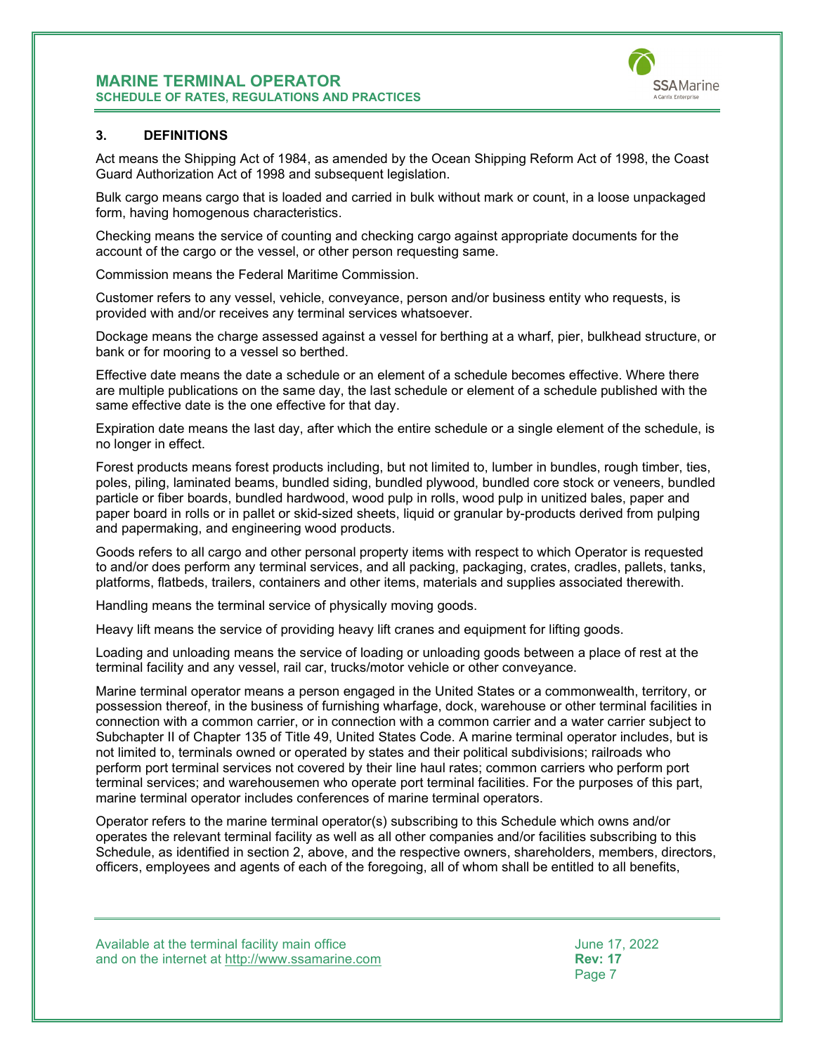### 3. DEFINITIONS

Act means the Shipping Act of 1984, as amended by the Ocean Shipping Reform Act of 1998, the Coast Guard Authorization Act of 1998 and subsequent legislation.

Bulk cargo means cargo that is loaded and carried in bulk without mark or count, in a loose unpackaged form, having homogenous characteristics.

Checking means the service of counting and checking cargo against appropriate documents for the account of the cargo or the vessel, or other person requesting same.

Commission means the Federal Maritime Commission.

Customer refers to any vessel, vehicle, conveyance, person and/or business entity who requests, is provided with and/or receives any terminal services whatsoever.

Dockage means the charge assessed against a vessel for berthing at a wharf, pier, bulkhead structure, or bank or for mooring to a vessel so berthed.

Effective date means the date a schedule or an element of a schedule becomes effective. Where there are multiple publications on the same day, the last schedule or element of a schedule published with the same effective date is the one effective for that day.

Expiration date means the last day, after which the entire schedule or a single element of the schedule, is no longer in effect.

Forest products means forest products including, but not limited to, lumber in bundles, rough timber, ties, poles, piling, laminated beams, bundled siding, bundled plywood, bundled core stock or veneers, bundled particle or fiber boards, bundled hardwood, wood pulp in rolls, wood pulp in unitized bales, paper and paper board in rolls or in pallet or skid-sized sheets, liquid or granular by-products derived from pulping and papermaking, and engineering wood products.

Goods refers to all cargo and other personal property items with respect to which Operator is requested to and/or does perform any terminal services, and all packing, packaging, crates, cradles, pallets, tanks, platforms, flatbeds, trailers, containers and other items, materials and supplies associated therewith.

Handling means the terminal service of physically moving goods.

Heavy lift means the service of providing heavy lift cranes and equipment for lifting goods.

Loading and unloading means the service of loading or unloading goods between a place of rest at the terminal facility and any vessel, rail car, trucks/motor vehicle or other conveyance.

Marine terminal operator means a person engaged in the United States or a commonwealth, territory, or possession thereof, in the business of furnishing wharfage, dock, warehouse or other terminal facilities in connection with a common carrier, or in connection with a common carrier and a water carrier subject to Subchapter II of Chapter 135 of Title 49, United States Code. A marine terminal operator includes, but is not limited to, terminals owned or operated by states and their political subdivisions; railroads who perform port terminal services not covered by their line haul rates; common carriers who perform port terminal services; and warehousemen who operate port terminal facilities. For the purposes of this part, marine terminal operator includes conferences of marine terminal operators.

Operator refers to the marine terminal operator(s) subscribing to this Schedule which owns and/or operates the relevant terminal facility as well as all other companies and/or facilities subscribing to this Schedule, as identified in section 2, above, and the respective owners, shareholders, members, directors, officers, employees and agents of each of the foregoing, all of whom shall be entitled to all benefits,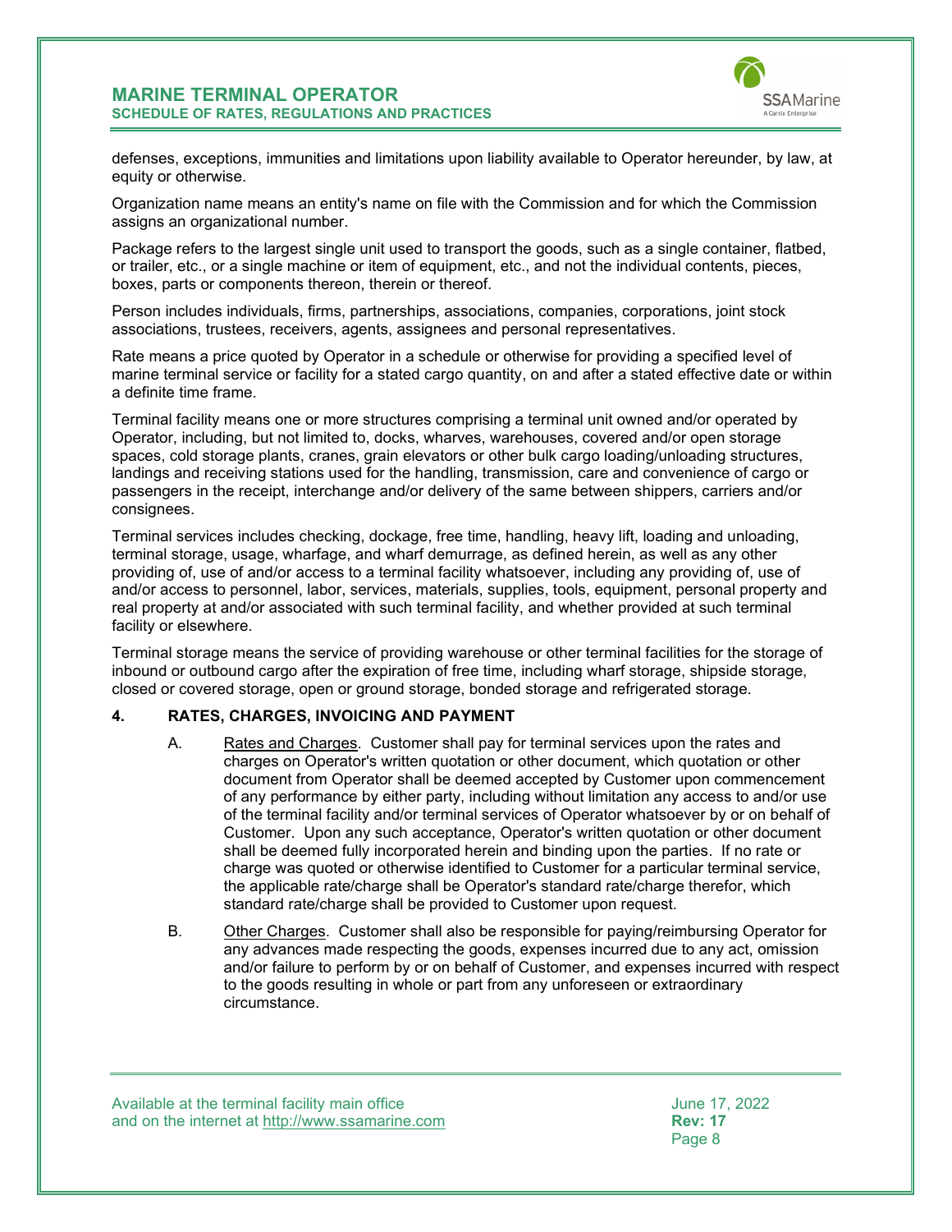defenses, exceptions, immunities and limitations upon liability available to Operator hereunder, by law, at equity or otherwise.

Organization name means an entity's name on file with the Commission and for which the Commission assigns an organizational number.

Package refers to the largest single unit used to transport the goods, such as a single container, flatbed, or trailer, etc., or a single machine or item of equipment, etc., and not the individual contents, pieces, boxes, parts or components thereon, therein or thereof.

Person includes individuals, firms, partnerships, associations, companies, corporations, joint stock associations, trustees, receivers, agents, assignees and personal representatives.

Rate means a price quoted by Operator in a schedule or otherwise for providing a specified level of marine terminal service or facility for a stated cargo quantity, on and after a stated effective date or within a definite time frame.

Terminal facility means one or more structures comprising a terminal unit owned and/or operated by Operator, including, but not limited to, docks, wharves, warehouses, covered and/or open storage spaces, cold storage plants, cranes, grain elevators or other bulk cargo loading/unloading structures, landings and receiving stations used for the handling, transmission, care and convenience of cargo or passengers in the receipt, interchange and/or delivery of the same between shippers, carriers and/or consignees.

Terminal services includes checking, dockage, free time, handling, heavy lift, loading and unloading, terminal storage, usage, wharfage, and wharf demurrage, as defined herein, as well as any other providing of, use of and/or access to a terminal facility whatsoever, including any providing of, use of and/or access to personnel, labor, services, materials, supplies, tools, equipment, personal property and real property at and/or associated with such terminal facility, and whether provided at such terminal facility or elsewhere.

Terminal storage means the service of providing warehouse or other terminal facilities for the storage of inbound or outbound cargo after the expiration of free time, including wharf storage, shipside storage, closed or covered storage, open or ground storage, bonded storage and refrigerated storage.

## 4. RATES, CHARGES, INVOICING AND PAYMENT

A. Rates and Charges. Customer shall pay for terminal services upon the rates and charges on Operator's written quotation or other document, which quotation or other document from Operator shall be deemed accepted by Customer upon commencement of any performance by either party, including without limitation any access to and/or use of the terminal facility and/or terminal services of Operator whatsoever by or on behalf of Customer. Upon any such acceptance, Operator's written quotation or other document shall be deemed fully incorporated herein and binding upon the parties. If no rate or charge was quoted or otherwise identified to Customer for a particular terminal service, the applicable rate/charge shall be Operator's standard rate/charge therefor, which standard rate/charge shall be provided to Customer upon request.

B. Other Charges. Customer shall also be responsible for paying/reimbursing Operator for any advances made respecting the goods, expenses incurred due to any act, omission and/or failure to perform by or on behalf of Customer, and expenses incurred with respect to the goods resulting in whole or part from any unforeseen or extraordinary circumstance.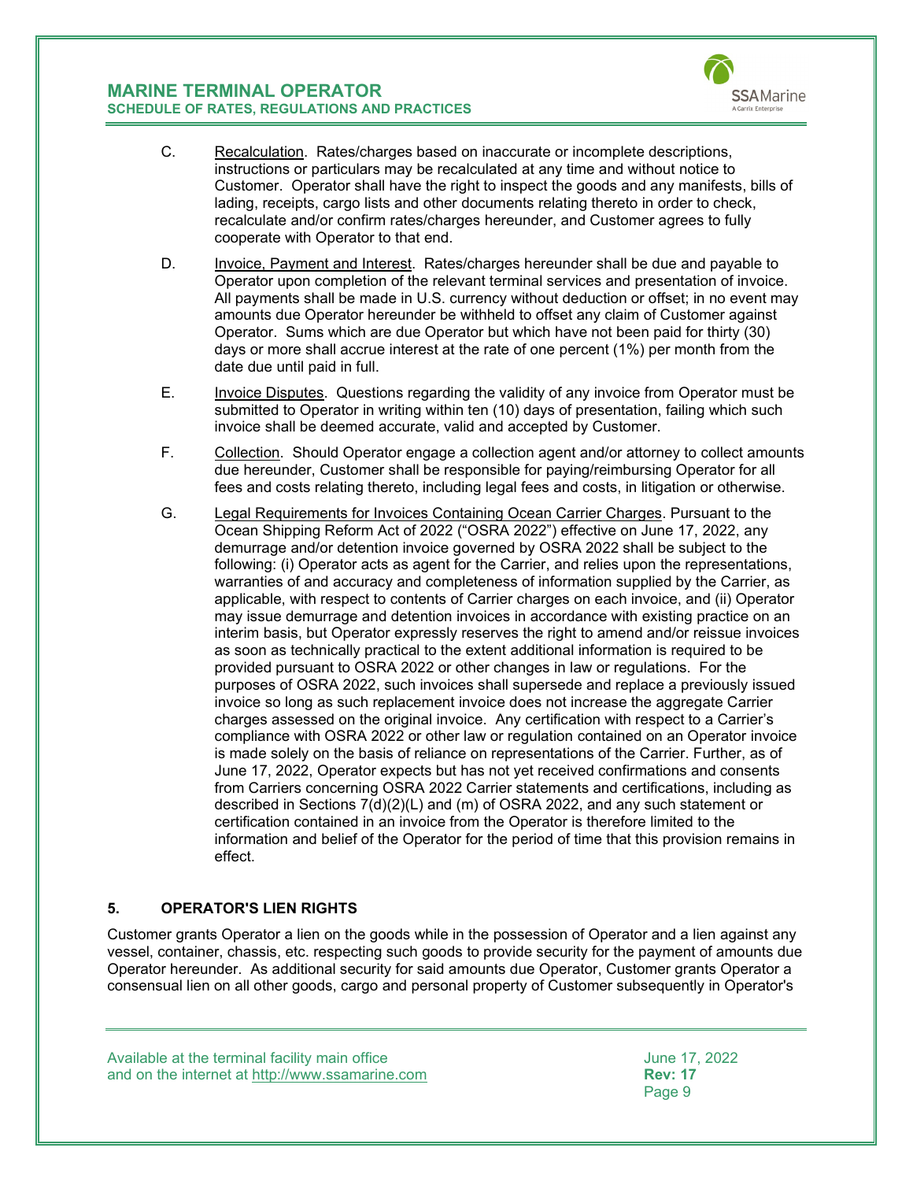C. Recalculation. Rates/charges based on inaccurate or incomplete descriptions, instructions or particulars may be recalculated at any time and without notice to Customer. Operator shall have the right to inspect the goods and any manifests, bills of lading, receipts, cargo lists and other documents relating thereto in order to check, recalculate and/or confirm rates/charges hereunder, and Customer agrees to fully cooperate with Operator to that end.

D. Invoice, Payment and Interest. Rates/charges hereunder shall be due and payable to Operator upon completion of the relevant terminal services and presentation of invoice. All payments shall be made in U.S. currency without deduction or offset; in no event may amounts due Operator hereunder be withheld to offset any claim of Customer against Operator. Sums which are due Operator but which have not been paid for thirty (30) days or more shall accrue interest at the rate of one percent (1%) per month from the date due until paid in full.

E. Invoice Disputes. Questions regarding the validity of any invoice from Operator must be submitted to Operator in writing within ten (10) days of presentation, failing which such invoice shall be deemed accurate, valid and accepted by Customer.

F. Collection. Should Operator engage a collection agent and/or attorney to collect amounts due hereunder, Customer shall be responsible for paying/reimbursing Operator for all fees and costs relating thereto, including legal fees and costs, in litigation or otherwise.

G. Legal Requirements for Invoices Containing Ocean Carrier Charges. Pursuant to the Ocean Shipping Reform Act of 2022 ("OSRA 2022") effective on June 17, 2022, any demurrage and/or detention invoice governed by OSRA 2022 shall be subject to the following: (i) Operator acts as agent for the Carrier, and relies upon the representations, warranties of and accuracy and completeness of information supplied by the Carrier, as applicable, with respect to contents of Carrier charges on each invoice, and (ii) Operator may issue demurrage and detention invoices in accordance with existing practice on an interim basis, but Operator expressly reserves the right to amend and/or reissue invoices as soon as technically practical to the extent additional information is required to be provided pursuant to OSRA 2022 or other changes in law or regulations. For the purposes of OSRA 2022, such invoices shall supersede and replace a previously issued invoice so long as such replacement invoice does not increase the aggregate Carrier charges assessed on the original invoice. Any certification with respect to a Carrier's compliance with OSRA 2022 or other law or regulation contained on an Operator invoice is made solely on the basis of reliance on representations of the Carrier. Further, as of June 17, 2022, Operator expects but has not yet received confirmations and consents from Carriers concerning OSRA 2022 Carrier statements and certifications, including as described in Sections 7(d)(2)(L) and (m) of OSRA 2022, and any such statement or certification contained in an invoice from the Operator is therefore limited to the information and belief of the Operator for the period of time that this provision remains in effect.

## 5. OPERATOR'S LIEN RIGHTS

Customer grants Operator a lien on the goods while in the possession of Operator and a lien against any vessel, container, chassis, etc. respecting such goods to provide security for the payment of amounts due Operator hereunder. As additional security for said amounts due Operator, Customer grants Operator a consensual lien on all other goods, cargo and personal property of Customer subsequently in Operator's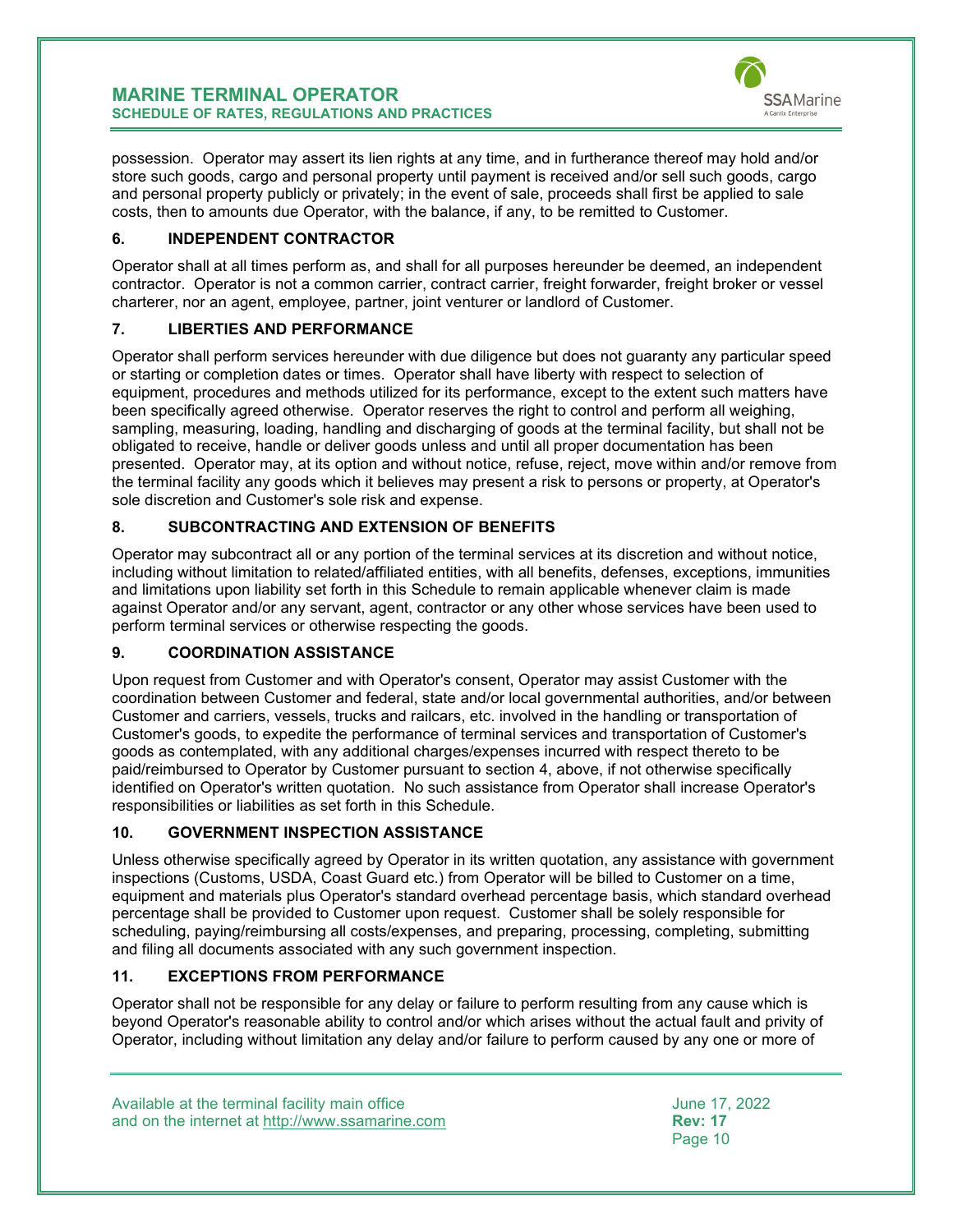possession. Operator may assert its lien rights at any time, and in furtherance thereof may hold and/or store such goods, cargo and personal property until payment is received and/or sell such goods, cargo and personal property publicly or privately; in the event of sale, proceeds shall first be applied to sale costs, then to amounts due Operator, with the balance, if any, to be remitted to Customer.

## 6. INDEPENDENT CONTRACTOR

Operator shall at all times perform as, and shall for all purposes hereunder be deemed, an independent contractor. Operator is not a common carrier, contract carrier, freight forwarder, freight broker or vessel charterer, nor an agent, employee, partner, joint venturer or landlord of Customer.

## 7. LIBERTIES AND PERFORMANCE

Operator shall perform services hereunder with due diligence but does not guaranty any particular speed or starting or completion dates or times. Operator shall have liberty with respect to selection of equipment, procedures and methods utilized for its performance, except to the extent such matters have been specifically agreed otherwise. Operator reserves the right to control and perform all weighing, sampling, measuring, loading, handling and discharging of goods at the terminal facility, but shall not be obligated to receive, handle or deliver goods unless and until all proper documentation has been presented. Operator may, at its option and without notice, refuse, reject, move within and/or remove from the terminal facility any goods which it believes may present a risk to persons or property, at Operator's sole discretion and Customer's sole risk and expense.

## 8. SUBCONTRACTING AND EXTENSION OF BENEFITS

Operator may subcontract all or any portion of the terminal services at its discretion and without notice, including without limitation to related/affiliated entities, with all benefits, defenses, exceptions, immunities and limitations upon liability set forth in this Schedule to remain applicable whenever claim is made against Operator and/or any servant, agent, contractor or any other whose services have been used to perform terminal services or otherwise respecting the goods.

## 9. COORDINATION ASSISTANCE

Upon request from Customer and with Operator's consent, Operator may assist Customer with the coordination between Customer and federal, state and/or local governmental authorities, and/or between Customer and carriers, vessels, trucks and railcars, etc. involved in the handling or transportation of Customer's goods, to expedite the performance of terminal services and transportation of Customer's goods as contemplated, with any additional charges/expenses incurred with respect thereto to be paid/reimbursed to Operator by Customer pursuant to section 4, above, if not otherwise specifically identified on Operator's written quotation. No such assistance from Operator shall increase Operator's responsibilities or liabilities as set forth in this Schedule.

## 10. GOVERNMENT INSPECTION ASSISTANCE

Unless otherwise specifically agreed by Operator in its written quotation, any assistance with government inspections (Customs, USDA, Coast Guard etc.) from Operator will be billed to Customer on a time, equipment and materials plus Operator's standard overhead percentage basis, which standard overhead percentage shall be provided to Customer upon request. Customer shall be solely responsible for scheduling, paying/reimbursing all costs/expenses, and preparing, processing, completing, submitting and filing all documents associated with any such government inspection.

## 11. EXCEPTIONS FROM PERFORMANCE

Operator shall not be responsible for any delay or failure to perform resulting from any cause which is beyond Operator's reasonable ability to control and/or which arises without the actual fault and privity of Operator, including without limitation any delay and/or failure to perform caused by any one or more of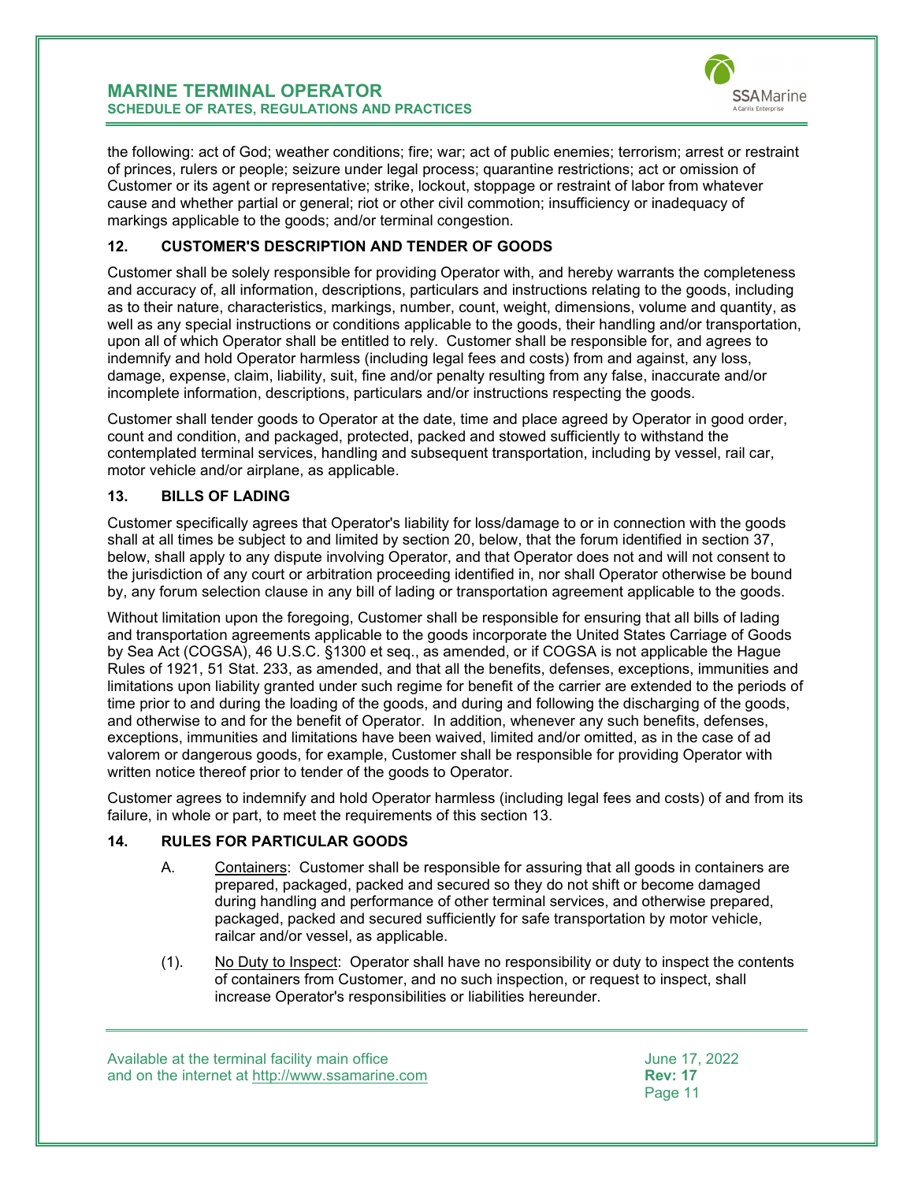the following: act of God; weather conditions; fire; war; act of public enemies; terrorism; arrest or restraint of princes, rulers or people; seizure under legal process; quarantine restrictions; act or omission of Customer or its agent or representative; strike, lockout, stoppage or restraint of labor from whatever cause and whether partial or general; riot or other civil commotion; insufficiency or inadequacy of markings applicable to the goods; and/or terminal congestion.

### 12. CUSTOMER'S DESCRIPTION AND TENDER OF GOODS

Customer shall be solely responsible for providing Operator with, and hereby warrants the completeness and accuracy of, all information, descriptions, particulars and instructions relating to the goods, including as to their nature, characteristics, markings, number, count, weight, dimensions, volume and quantity, as well as any special instructions or conditions applicable to the goods, their handling and/or transportation, upon all of which Operator shall be entitled to rely. Customer shall be responsible for, and agrees to indemnify and hold Operator harmless (including legal fees and costs) from and against, any loss, damage, expense, claim, liability, suit, fine and/or penalty resulting from any false, inaccurate and/or incomplete information, descriptions, particulars and/or instructions respecting the goods.

Customer shall tender goods to Operator at the date, time and place agreed by Operator in good order, count and condition, and packaged, protected, packed and stowed sufficiently to withstand the contemplated terminal services, handling and subsequent transportation, including by vessel, rail car, motor vehicle and/or airplane, as applicable.

### 13. BILLS OF LADING

Customer specifically agrees that Operator's liability for loss/damage to or in connection with the goods shall at all times be subject to and limited by section 20, below, that the forum identified in section 37, below, shall apply to any dispute involving Operator, and that Operator does not and will not consent to the jurisdiction of any court or arbitration proceeding identified in, nor shall Operator otherwise be bound by, any forum selection clause in any bill of lading or transportation agreement applicable to the goods.

Without limitation upon the foregoing, Customer shall be responsible for ensuring that all bills of lading and transportation agreements applicable to the goods incorporate the United States Carriage of Goods by Sea Act (COGSA), 46 U.S.C. §1300 et seq., as amended, or if COGSA is not applicable the Hague Rules of 1921, 51 Stat. 233, as amended, and that all the benefits, defenses, exceptions, immunities and limitations upon liability granted under such regime for benefit of the carrier are extended to the periods of time prior to and during the loading of the goods, and during and following the discharging of the goods, and otherwise to and for the benefit of Operator. In addition, whenever any such benefits, defenses, exceptions, immunities and limitations have been waived, limited and/or omitted, as in the case of ad valorem or dangerous goods, for example, Customer shall be responsible for providing Operator with written notice thereof prior to tender of the goods to Operator.

Customer agrees to indemnify and hold Operator harmless (including legal fees and costs) of and from its failure, in whole or part, to meet the requirements of this section 13.

### 14. RULES FOR PARTICULAR GOODS

A. Containers: Customer shall be responsible for assuring that all goods in containers are prepared, packaged, packed and secured so they do not shift or become damaged during handling and performance of other terminal services, and otherwise prepared, packaged, packed and secured sufficiently for safe transportation by motor vehicle, railcar and/or vessel, as applicable.

(1). No Duty to Inspect: Operator shall have no responsibility or duty to inspect the contents of containers from Customer, and no such inspection, or request to inspect, shall increase Operator's responsibilities or liabilities hereunder.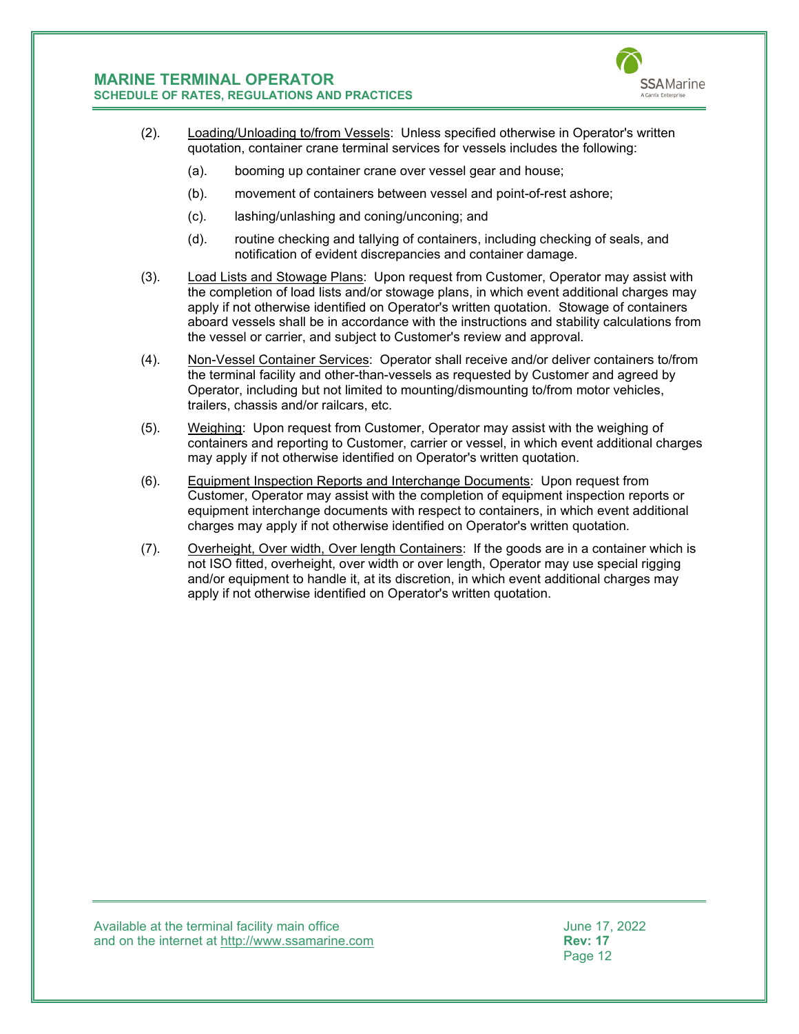(2). Loading/Unloading to/from Vessels: Unless specified otherwise in Operator's written quotation, container crane terminal services for vessels includes the following:

   (a). booming up container crane over vessel gear and house;

   (b). movement of containers between vessel and point-of-rest ashore;

   (c). lashing/unlashing and coning/unconing; and

   (d). routine checking and tallying of containers, including checking of seals, and notification of evident discrepancies and container damage.

(3). Load Lists and Stowage Plans: Upon request from Customer, Operator may assist with the completion of load lists and/or stowage plans, in which event additional charges may apply if not otherwise identified on Operator's written quotation. Stowage of containers aboard vessels shall be in accordance with the instructions and stability calculations from the vessel or carrier, and subject to Customer's review and approval.

(4). Non-Vessel Container Services: Operator shall receive and/or deliver containers to/from the terminal facility and other-than-vessels as requested by Customer and agreed by Operator, including but not limited to mounting/dismounting to/from motor vehicles, trailers, chassis and/or railcars, etc.

(5). Weighing: Upon request from Customer, Operator may assist with the weighing of containers and reporting to Customer, carrier or vessel, in which event additional charges may apply if not otherwise identified on Operator's written quotation.

(6). Equipment Inspection Reports and Interchange Documents: Upon request from Customer, Operator may assist with the completion of equipment inspection reports or equipment interchange documents with respect to containers, in which event additional charges may apply if not otherwise identified on Operator's written quotation.

(7). Overheight, Over width, Over length Containers: If the goods are in a container which is not ISO fitted, overheight, over width or over length, Operator may use special rigging and/or equipment to handle it, at its discretion, in which event additional charges may apply if not otherwise identified on Operator's written quotation.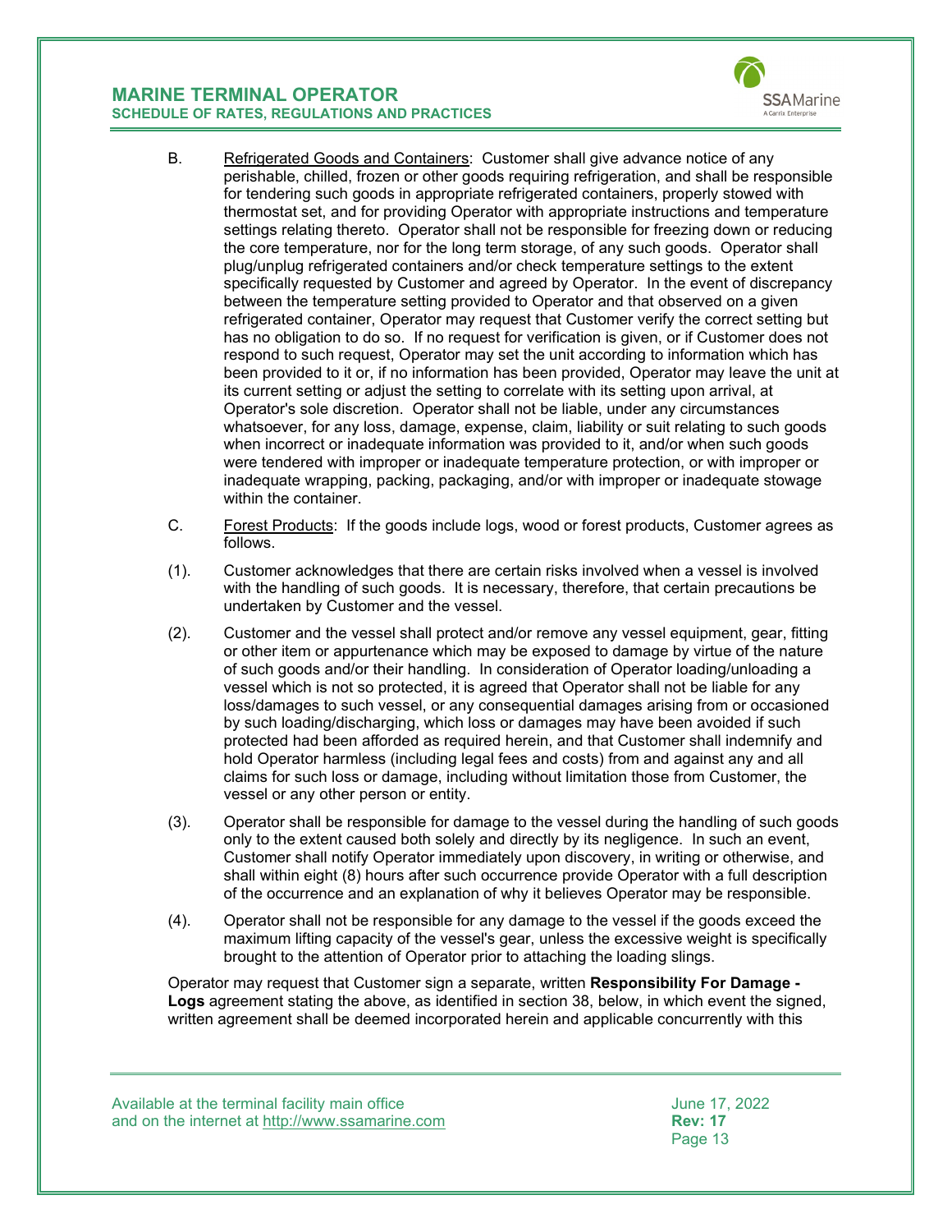B. Refrigerated Goods and Containers: Customer shall give advance notice of any perishable, chilled, frozen or other goods requiring refrigeration, and shall be responsible for tendering such goods in appropriate refrigerated containers, properly stowed with thermostat set, and for providing Operator with appropriate instructions and temperature settings relating thereto. Operator shall not be responsible for freezing down or reducing the core temperature, nor for the long term storage, of any such goods. Operator shall plug/unplug refrigerated containers and/or check temperature settings to the extent specifically requested by Customer and agreed by Operator. In the event of discrepancy between the temperature setting provided to Operator and that observed on a given refrigerated container, Operator may request that Customer verify the correct setting but has no obligation to do so. If no request for verification is given, or if Customer does not respond to such request, Operator may set the unit according to information which has been provided to it or, if no information has been provided, Operator may leave the unit at its current setting or adjust the setting to correlate with its setting upon arrival, at Operator's sole discretion. Operator shall not be liable, under any circumstances whatsoever, for any loss, damage, expense, claim, liability or suit relating to such goods when incorrect or inadequate information was provided to it, and/or when such goods were tendered with improper or inadequate temperature protection, or with improper or inadequate wrapping, packing, packaging, and/or with improper or inadequate stowage within the container.

C. Forest Products: If the goods include logs, wood or forest products, Customer agrees as follows.

(1). Customer acknowledges that there are certain risks involved when a vessel is involved with the handling of such goods. It is necessary, therefore, that certain precautions be undertaken by Customer and the vessel.

(2). Customer and the vessel shall protect and/or remove any vessel equipment, gear, fitting or other item or appurtenance which may be exposed to damage by virtue of the nature of such goods and/or their handling. In consideration of Operator loading/unloading a vessel which is not so protected, it is agreed that Operator shall not be liable for any loss/damages to such vessel, or any consequential damages arising from or occasioned by such loading/discharging, which loss or damages may have been avoided if such protected had been afforded as required herein, and that Customer shall indemnify and hold Operator harmless (including legal fees and costs) from and against any and all claims for such loss or damage, including without limitation those from Customer, the vessel or any other person or entity.

(3). Operator shall be responsible for damage to the vessel during the handling of such goods only to the extent caused both solely and directly by its negligence. In such an event, Customer shall notify Operator immediately upon discovery, in writing or otherwise, and shall within eight (8) hours after such occurrence provide Operator with a full description of the occurrence and an explanation of why it believes Operator may be responsible.

(4). Operator shall not be responsible for any damage to the vessel if the goods exceed the maximum lifting capacity of the vessel's gear, unless the excessive weight is specifically brought to the attention of Operator prior to attaching the loading slings.

Operator may request that Customer sign a separate, written **Responsibility For Damage - Logs** agreement stating the above, as identified in section 38, below, in which event the signed, written agreement shall be deemed incorporated herein and applicable concurrently with this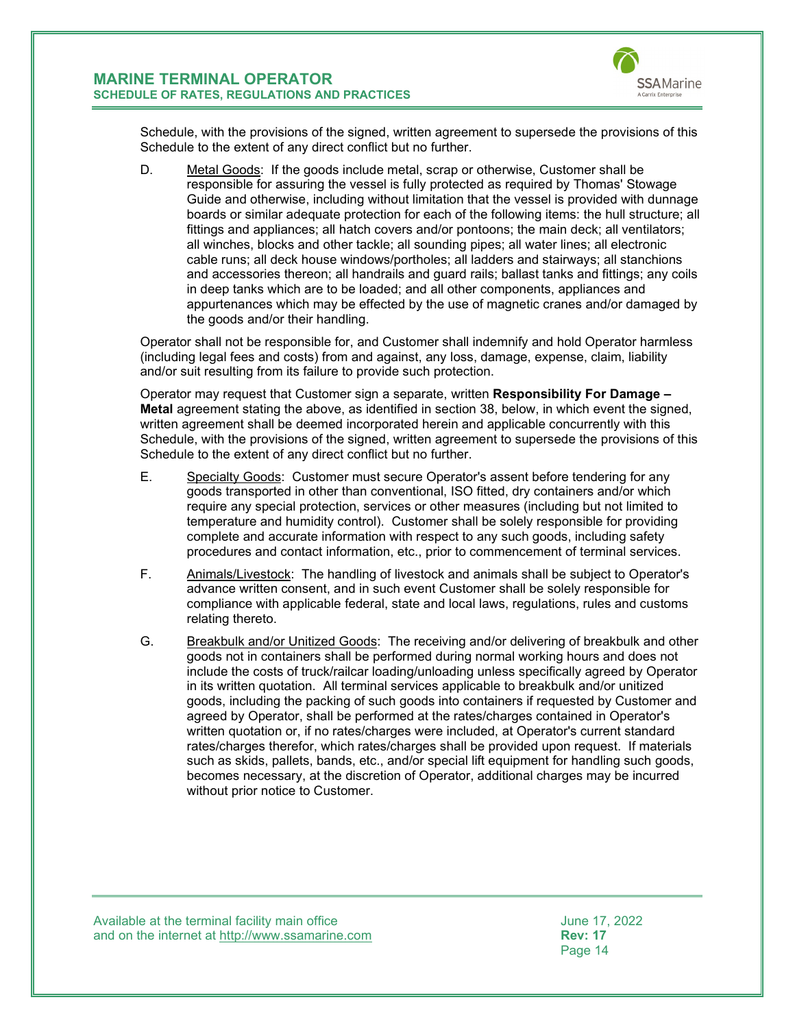Schedule, with the provisions of the signed, written agreement to supersede the provisions of this Schedule to the extent of any direct conflict but no further.

D. Metal Goods: If the goods include metal, scrap or otherwise, Customer shall be responsible for assuring the vessel is fully protected as required by Thomas' Stowage Guide and otherwise, including without limitation that the vessel is provided with dunnage boards or similar adequate protection for each of the following items: the hull structure; all fittings and appliances; all hatch covers and/or pontoons; the main deck; all ventilators; all winches, blocks and other tackle; all sounding pipes; all water lines; all electronic cable runs; all deck house windows/portholes; all ladders and stairways; all stanchions and accessories thereon; all handrails and guard rails; ballast tanks and fittings; any coils in deep tanks which are to be loaded; and all other components, appliances and appurtenances which may be effected by the use of magnetic cranes and/or damaged by the goods and/or their handling.

Operator shall not be responsible for, and Customer shall indemnify and hold Operator harmless (including legal fees and costs) from and against, any loss, damage, expense, claim, liability and/or suit resulting from its failure to provide such protection.

Operator may request that Customer sign a separate, written **Responsibility For Damage – Metal** agreement stating the above, as identified in section 38, below, in which event the signed, written agreement shall be deemed incorporated herein and applicable concurrently with this Schedule, with the provisions of the signed, written agreement to supersede the provisions of this Schedule to the extent of any direct conflict but no further.

E. Specialty Goods: Customer must secure Operator's assent before tendering for any goods transported in other than conventional, ISO fitted, dry containers and/or which require any special protection, services or other measures (including but not limited to temperature and humidity control). Customer shall be solely responsible for providing complete and accurate information with respect to any such goods, including safety procedures and contact information, etc., prior to commencement of terminal services.

F. Animals/Livestock: The handling of livestock and animals shall be subject to Operator's advance written consent, and in such event Customer shall be solely responsible for compliance with applicable federal, state and local laws, regulations, rules and customs relating thereto.

G. Breakbulk and/or Unitized Goods: The receiving and/or delivering of breakbulk and other goods not in containers shall be performed during normal working hours and does not include the costs of truck/railcar loading/unloading unless specifically agreed by Operator in its written quotation. All terminal services applicable to breakbulk and/or unitized goods, including the packing of such goods into containers if requested by Customer and agreed by Operator, shall be performed at the rates/charges contained in Operator's written quotation or, if no rates/charges were included, at Operator's current standard rates/charges therefor, which rates/charges shall be provided upon request. If materials such as skids, pallets, bands, etc., and/or special lift equipment for handling such goods, becomes necessary, at the discretion of Operator, additional charges may be incurred without prior notice to Customer.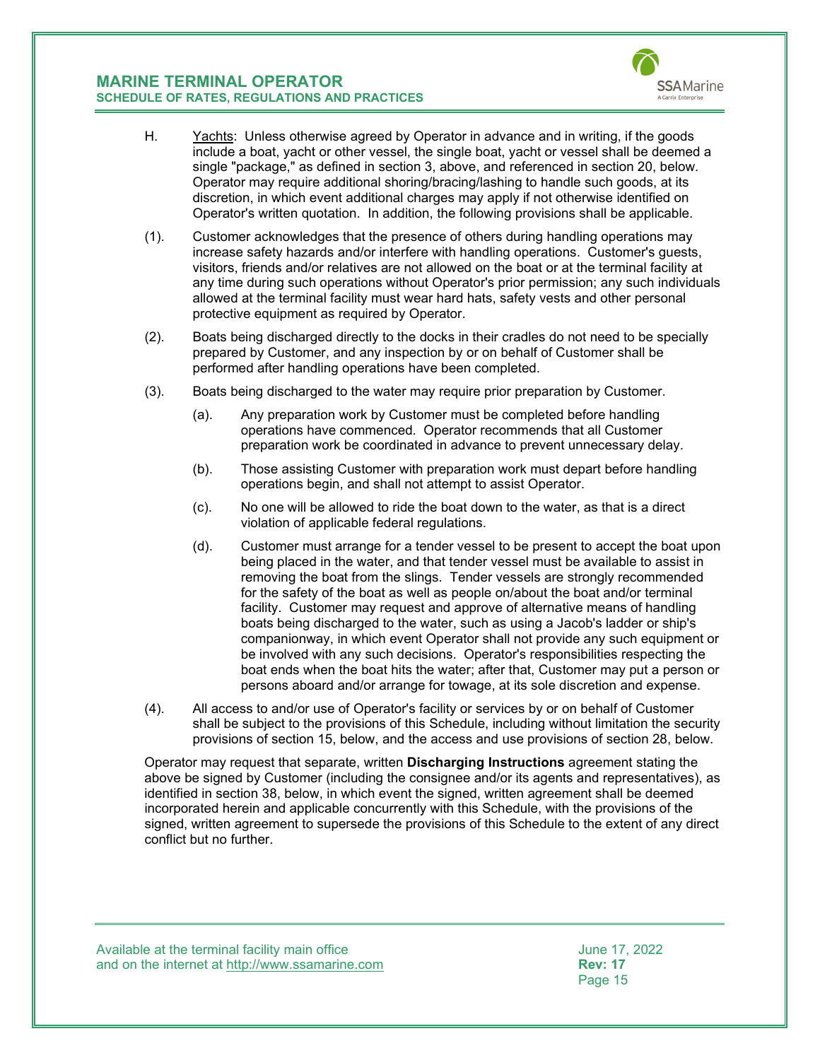H. Yachts: Unless otherwise agreed by Operator in advance and in writing, if the goods include a boat, yacht or other vessel, the single boat, yacht or vessel shall be deemed a single "package," as defined in section 3, above, and referenced in section 20, below. Operator may require additional shoring/bracing/lashing to handle such goods, at its discretion, in which event additional charges may apply if not otherwise identified on Operator's written quotation. In addition, the following provisions shall be applicable.

(1). Customer acknowledges that the presence of others during handling operations may increase safety hazards and/or interfere with handling operations. Customer's guests, visitors, friends and/or relatives are not allowed on the boat or at the terminal facility at any time during such operations without Operator's prior permission; any such individuals allowed at the terminal facility must wear hard hats, safety vests and other personal protective equipment as required by Operator.

(2). Boats being discharged directly to the docks in their cradles do not need to be specially prepared by Customer, and any inspection by or on behalf of Customer shall be performed after handling operations have been completed.

(3). Boats being discharged to the water may require prior preparation by Customer.

(a). Any preparation work by Customer must be completed before handling operations have commenced. Operator recommends that all Customer preparation work be coordinated in advance to prevent unnecessary delay.

(b). Those assisting Customer with preparation work must depart before handling operations begin, and shall not attempt to assist Operator.

(c). No one will be allowed to ride the boat down to the water, as that is a direct violation of applicable federal regulations.

(d). Customer must arrange for a tender vessel to be present to accept the boat upon being placed in the water, and that tender vessel must be available to assist in removing the boat from the slings. Tender vessels are strongly recommended for the safety of the boat as well as people on/about the boat and/or terminal facility. Customer may request and approve of alternative means of handling boats being discharged to the water, such as using a Jacob's ladder or ship's companionway, in which event Operator shall not provide any such equipment or be involved with any such decisions. Operator's responsibilities respecting the boat ends when the boat hits the water; after that, Customer may put a person or persons aboard and/or arrange for towage, at its sole discretion and expense.

(4). All access to and/or use of Operator's facility or services by or on behalf of Customer shall be subject to the provisions of this Schedule, including without limitation the security provisions of section 15, below, and the access and use provisions of section 28, below.

Operator may request that separate, written **Discharging Instructions** agreement stating the above be signed by Customer (including the consignee and/or its agents and representatives), as identified in section 38, below, in which event the signed, written agreement shall be deemed incorporated herein and applicable concurrently with this Schedule, with the provisions of the signed, written agreement to supersede the provisions of this Schedule to the extent of any direct conflict but no further.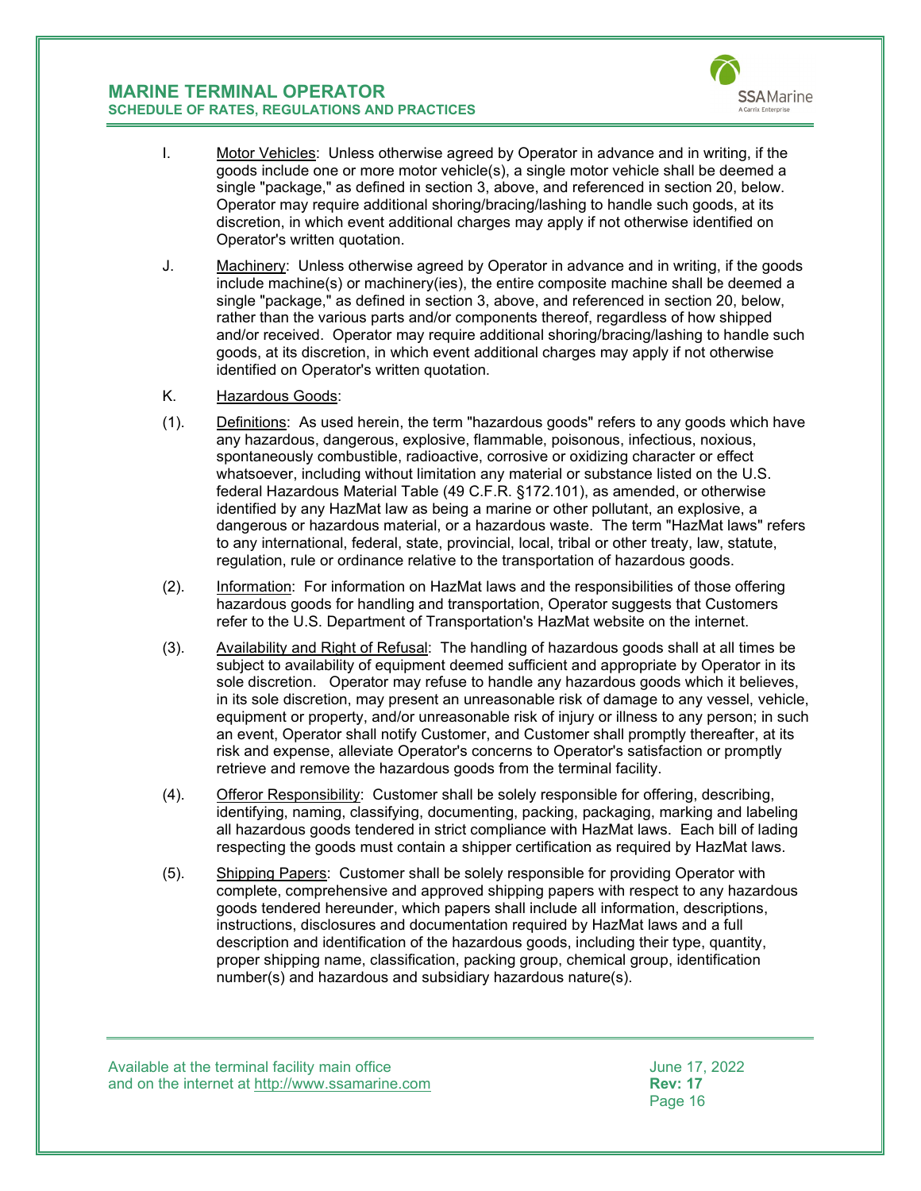I. Motor Vehicles: Unless otherwise agreed by Operator in advance and in writing, if the goods include one or more motor vehicle(s), a single motor vehicle shall be deemed a single "package," as defined in section 3, above, and referenced in section 20, below. Operator may require additional shoring/bracing/lashing to handle such goods, at its discretion, in which event additional charges may apply if not otherwise identified on Operator's written quotation.

J. Machinery: Unless otherwise agreed by Operator in advance and in writing, if the goods include machine(s) or machinery(ies), the entire composite machine shall be deemed a single "package," as defined in section 3, above, and referenced in section 20, below, rather than the various parts and/or components thereof, regardless of how shipped and/or received. Operator may require additional shoring/bracing/lashing to handle such goods, at its discretion, in which event additional charges may apply if not otherwise identified on Operator's written quotation.

K. Hazardous Goods:

(1). Definitions: As used herein, the term "hazardous goods" refers to any goods which have any hazardous, dangerous, explosive, flammable, poisonous, infectious, noxious, spontaneously combustible, radioactive, corrosive or oxidizing character or effect whatsoever, including without limitation any material or substance listed on the U.S. federal Hazardous Material Table (49 C.F.R. §172.101), as amended, or otherwise identified by any HazMat law as being a marine or other pollutant, an explosive, a dangerous or hazardous material, or a hazardous waste. The term "HazMat laws" refers to any international, federal, state, provincial, local, tribal or other treaty, law, statute, regulation, rule or ordinance relative to the transportation of hazardous goods.

(2). Information: For information on HazMat laws and the responsibilities of those offering hazardous goods for handling and transportation, Operator suggests that Customers refer to the U.S. Department of Transportation's HazMat website on the internet.

(3). Availability and Right of Refusal: The handling of hazardous goods shall at all times be subject to availability of equipment deemed sufficient and appropriate by Operator in its sole discretion. Operator may refuse to handle any hazardous goods which it believes, in its sole discretion, may present an unreasonable risk of damage to any vessel, vehicle, equipment or property, and/or unreasonable risk of injury or illness to any person; in such an event, Operator shall notify Customer, and Customer shall promptly thereafter, at its risk and expense, alleviate Operator's concerns to Operator's satisfaction or promptly retrieve and remove the hazardous goods from the terminal facility.

(4). Offeror Responsibility: Customer shall be solely responsible for offering, describing, identifying, naming, classifying, documenting, packing, packaging, marking and labeling all hazardous goods tendered in strict compliance with HazMat laws. Each bill of lading respecting the goods must contain a shipper certification as required by HazMat laws.

(5). Shipping Papers: Customer shall be solely responsible for providing Operator with complete, comprehensive and approved shipping papers with respect to any hazardous goods tendered hereunder, which papers shall include all information, descriptions, instructions, disclosures and documentation required by HazMat laws and a full description and identification of the hazardous goods, including their type, quantity, proper shipping name, classification, packing group, chemical group, identification number(s) and hazardous and subsidiary hazardous nature(s).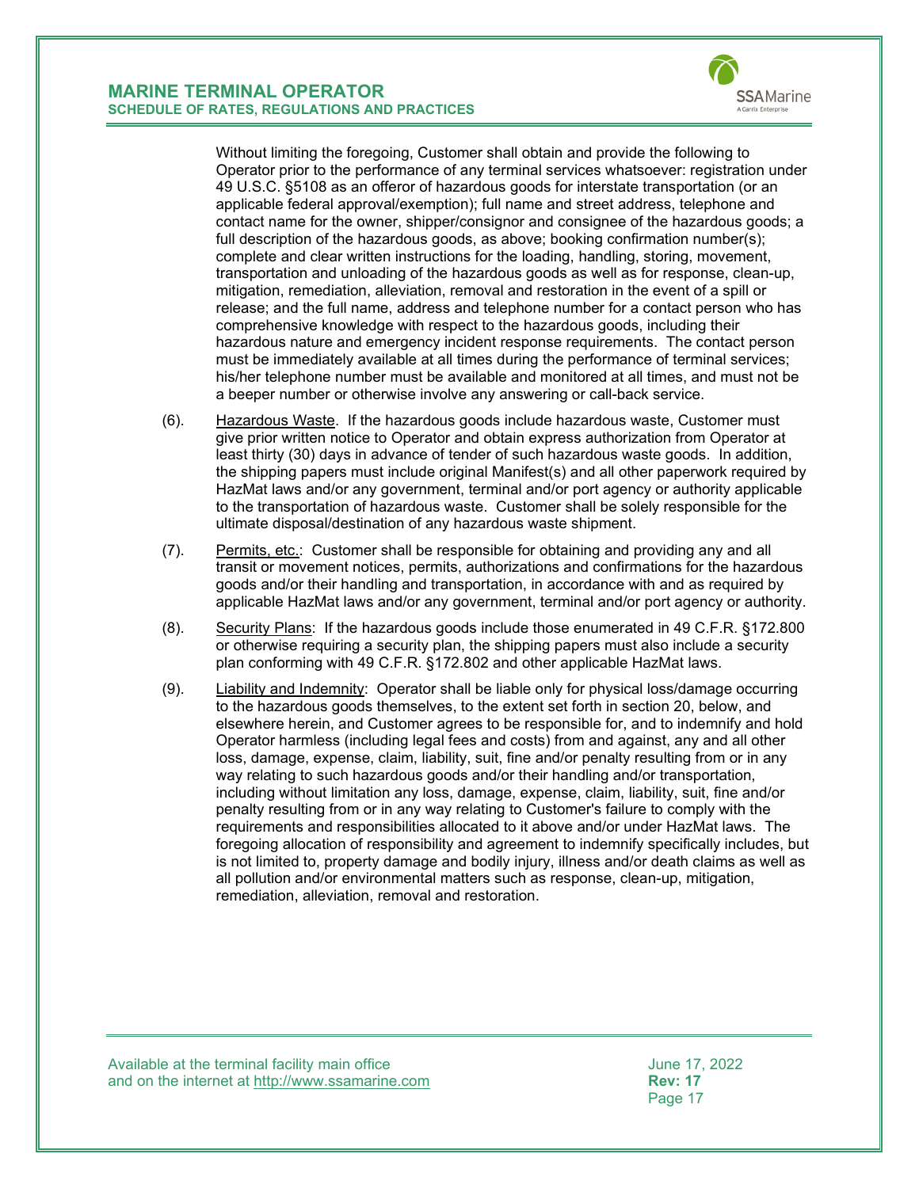Without limiting the foregoing, Customer shall obtain and provide the following to Operator prior to the performance of any terminal services whatsoever: registration under 49 U.S.C. §5108 as an offeror of hazardous goods for interstate transportation (or an applicable federal approval/exemption); full name and street address, telephone and contact name for the owner, shipper/consignor and consignee of the hazardous goods; a full description of the hazardous goods, as above; booking confirmation number(s); complete and clear written instructions for the loading, handling, storing, movement, transportation and unloading of the hazardous goods as well as for response, clean-up, mitigation, remediation, alleviation, removal and restoration in the event of a spill or release; and the full name, address and telephone number for a contact person who has comprehensive knowledge with respect to the hazardous goods, including their hazardous nature and emergency incident response requirements. The contact person must be immediately available at all times during the performance of terminal services; his/her telephone number must be available and monitored at all times, and must not be a beeper number or otherwise involve any answering or call-back service.

(6). Hazardous Waste. If the hazardous goods include hazardous waste, Customer must give prior written notice to Operator and obtain express authorization from Operator at least thirty (30) days in advance of tender of such hazardous waste goods. In addition, the shipping papers must include original Manifest(s) and all other paperwork required by HazMat laws and/or any government, terminal and/or port agency or authority applicable to the transportation of hazardous waste. Customer shall be solely responsible for the ultimate disposal/destination of any hazardous waste shipment.

(7). Permits, etc.: Customer shall be responsible for obtaining and providing any and all transit or movement notices, permits, authorizations and confirmations for the hazardous goods and/or their handling and transportation, in accordance with and as required by applicable HazMat laws and/or any government, terminal and/or port agency or authority.

(8). Security Plans: If the hazardous goods include those enumerated in 49 C.F.R. §172.800 or otherwise requiring a security plan, the shipping papers must also include a security plan conforming with 49 C.F.R. §172.802 and other applicable HazMat laws.

(9). Liability and Indemnity: Operator shall be liable only for physical loss/damage occurring to the hazardous goods themselves, to the extent set forth in section 20, below, and elsewhere herein, and Customer agrees to be responsible for, and to indemnify and hold Operator harmless (including legal fees and costs) from and against, any and all other loss, damage, expense, claim, liability, suit, fine and/or penalty resulting from or in any way relating to such hazardous goods and/or their handling and/or transportation, including without limitation any loss, damage, expense, claim, liability, suit, fine and/or penalty resulting from or in any way relating to Customer's failure to comply with the requirements and responsibilities allocated to it above and/or under HazMat laws. The foregoing allocation of responsibility and agreement to indemnify specifically includes, but is not limited to, property damage and bodily injury, illness and/or death claims as well as all pollution and/or environmental matters such as response, clean-up, mitigation, remediation, alleviation, removal and restoration.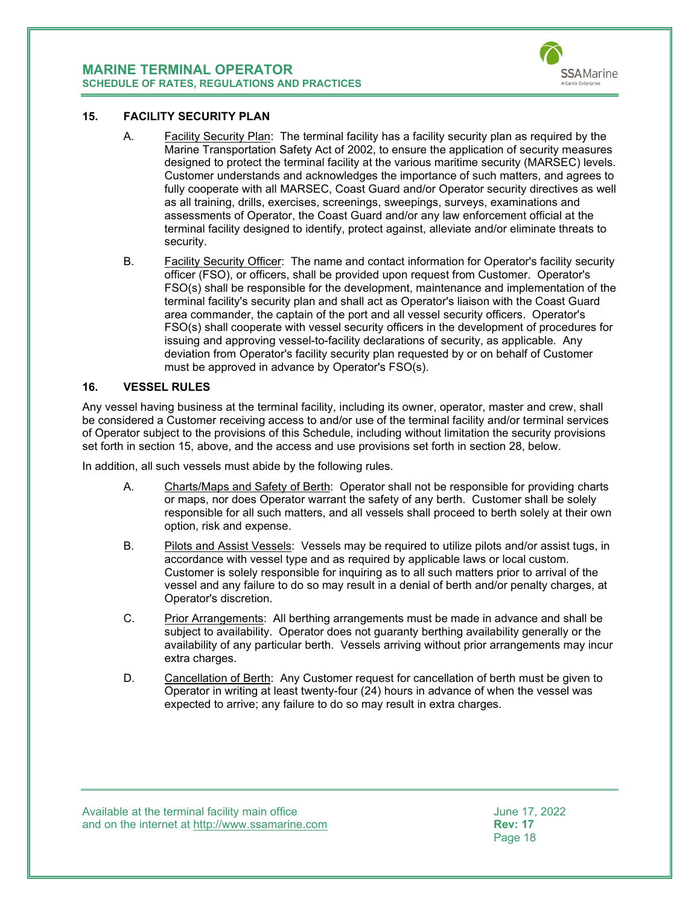## 15. FACILITY SECURITY PLAN

A. <u>Facility Security Plan</u>: The terminal facility has a facility security plan as required by the Marine Transportation Safety Act of 2002, to ensure the application of security measures designed to protect the terminal facility at the various maritime security (MARSEC) levels. Customer understands and acknowledges the importance of such matters, and agrees to fully cooperate with all MARSEC, Coast Guard and/or Operator security directives as well as all training, drills, exercises, screenings, sweepings, surveys, examinations and assessments of Operator, the Coast Guard and/or any law enforcement official at the terminal facility designed to identify, protect against, alleviate and/or eliminate threats to security.

B. <u>Facility Security Officer</u>: The name and contact information for Operator's facility security officer (FSO), or officers, shall be provided upon request from Customer. Operator's FSO(s) shall be responsible for the development, maintenance and implementation of the terminal facility's security plan and shall act as Operator's liaison with the Coast Guard area commander, the captain of the port and all vessel security officers. Operator's FSO(s) shall cooperate with vessel security officers in the development of procedures for issuing and approving vessel-to-facility declarations of security, as applicable. Any deviation from Operator's facility security plan requested by or on behalf of Customer must be approved in advance by Operator's FSO(s).

## 16. VESSEL RULES

Any vessel having business at the terminal facility, including its owner, operator, master and crew, shall be considered a Customer receiving access to and/or use of the terminal facility and/or terminal services of Operator subject to the provisions of this Schedule, including without limitation the security provisions set forth in section 15, above, and the access and use provisions set forth in section 28, below.

In addition, all such vessels must abide by the following rules.

A. <u>Charts/Maps and Safety of Berth</u>: Operator shall not be responsible for providing charts or maps, nor does Operator warrant the safety of any berth. Customer shall be solely responsible for all such matters, and all vessels shall proceed to berth solely at their own option, risk and expense.

B. <u>Pilots and Assist Vessels</u>: Vessels may be required to utilize pilots and/or assist tugs, in accordance with vessel type and as required by applicable laws or local custom. Customer is solely responsible for inquiring as to all such matters prior to arrival of the vessel and any failure to do so may result in a denial of berth and/or penalty charges, at Operator's discretion.

C. <u>Prior Arrangements</u>: All berthing arrangements must be made in advance and shall be subject to availability. Operator does not guaranty berthing availability generally or the availability of any particular berth. Vessels arriving without prior arrangements may incur extra charges.

D. <u>Cancellation of Berth</u>: Any Customer request for cancellation of berth must be given to Operator in writing at least twenty-four (24) hours in advance of when the vessel was expected to arrive; any failure to do so may result in extra charges.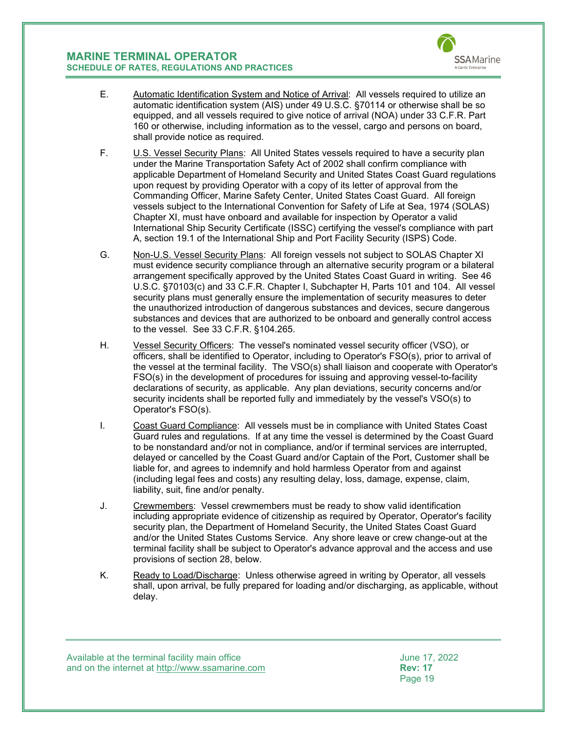E. Automatic Identification System and Notice of Arrival: All vessels required to utilize an automatic identification system (AIS) under 49 U.S.C. §70114 or otherwise shall be so equipped, and all vessels required to give notice of arrival (NOA) under 33 C.F.R. Part 160 or otherwise, including information as to the vessel, cargo and persons on board, shall provide notice as required.

F. U.S. Vessel Security Plans: All United States vessels required to have a security plan under the Marine Transportation Safety Act of 2002 shall confirm compliance with applicable Department of Homeland Security and United States Coast Guard regulations upon request by providing Operator with a copy of its letter of approval from the Commanding Officer, Marine Safety Center, United States Coast Guard. All foreign vessels subject to the International Convention for Safety of Life at Sea, 1974 (SOLAS) Chapter XI, must have onboard and available for inspection by Operator a valid International Ship Security Certificate (ISSC) certifying the vessel's compliance with part A, section 19.1 of the International Ship and Port Facility Security (ISPS) Code.

G. Non-U.S. Vessel Security Plans: All foreign vessels not subject to SOLAS Chapter XI must evidence security compliance through an alternative security program or a bilateral arrangement specifically approved by the United States Coast Guard in writing. See 46 U.S.C. §70103(c) and 33 C.F.R. Chapter I, Subchapter H, Parts 101 and 104. All vessel security plans must generally ensure the implementation of security measures to deter the unauthorized introduction of dangerous substances and devices, secure dangerous substances and devices that are authorized to be onboard and generally control access to the vessel. See 33 C.F.R. §104.265.

H. Vessel Security Officers: The vessel's nominated vessel security officer (VSO), or officers, shall be identified to Operator, including to Operator's FSO(s), prior to arrival of the vessel at the terminal facility. The VSO(s) shall liaison and cooperate with Operator's FSO(s) in the development of procedures for issuing and approving vessel-to-facility declarations of security, as applicable. Any plan deviations, security concerns and/or security incidents shall be reported fully and immediately by the vessel's VSO(s) to Operator's FSO(s).

I. Coast Guard Compliance: All vessels must be in compliance with United States Coast Guard rules and regulations. If at any time the vessel is determined by the Coast Guard to be nonstandard and/or not in compliance, and/or if terminal services are interrupted, delayed or cancelled by the Coast Guard and/or Captain of the Port, Customer shall be liable for, and agrees to indemnify and hold harmless Operator from and against (including legal fees and costs) any resulting delay, loss, damage, expense, claim, liability, suit, fine and/or penalty.

J. Crewmembers: Vessel crewmembers must be ready to show valid identification including appropriate evidence of citizenship as required by Operator, Operator's facility security plan, the Department of Homeland Security, the United States Coast Guard and/or the United States Customs Service. Any shore leave or crew change-out at the terminal facility shall be subject to Operator's advance approval and the access and use provisions of section 28, below.

K. Ready to Load/Discharge: Unless otherwise agreed in writing by Operator, all vessels shall, upon arrival, be fully prepared for loading and/or discharging, as applicable, without delay.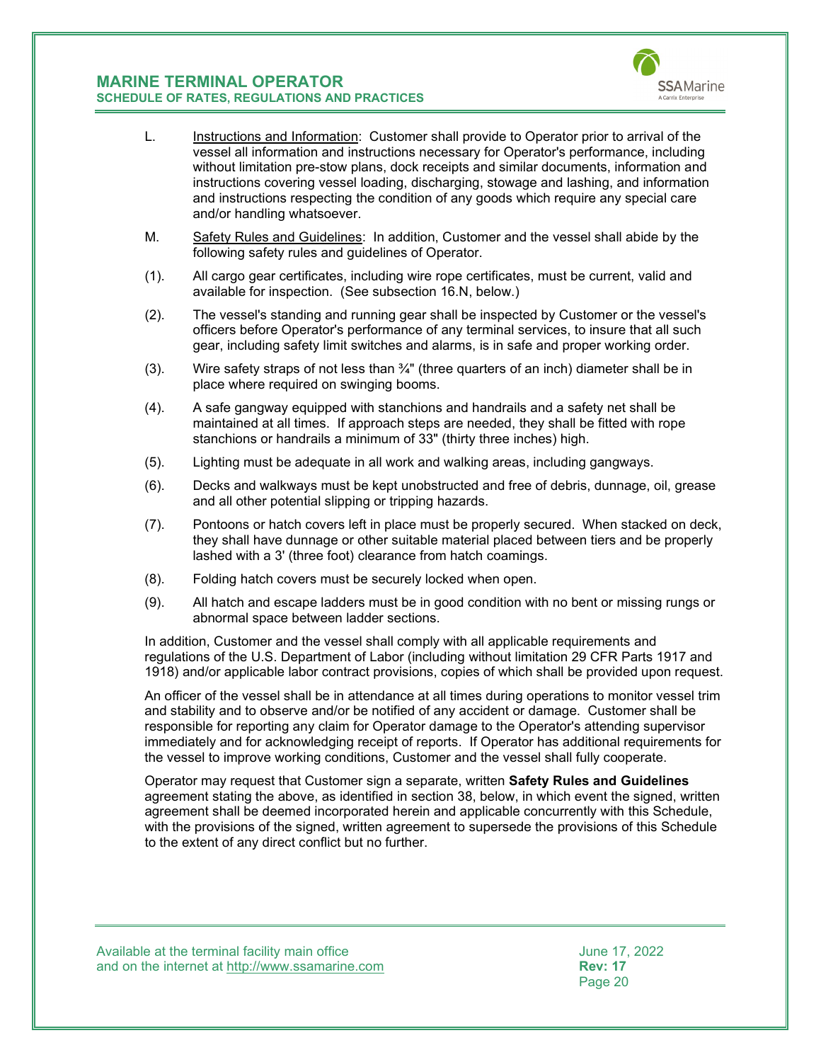L. Instructions and Information: Customer shall provide to Operator prior to arrival of the vessel all information and instructions necessary for Operator's performance, including without limitation pre-stow plans, dock receipts and similar documents, information and instructions covering vessel loading, discharging, stowage and lashing, and information and instructions respecting the condition of any goods which require any special care and/or handling whatsoever.

M. Safety Rules and Guidelines: In addition, Customer and the vessel shall abide by the following safety rules and guidelines of Operator.

(1). All cargo gear certificates, including wire rope certificates, must be current, valid and available for inspection. (See subsection 16.N, below.)

(2). The vessel's standing and running gear shall be inspected by Customer or the vessel's officers before Operator's performance of any terminal services, to insure that all such gear, including safety limit switches and alarms, is in safe and proper working order.

(3). Wire safety straps of not less than ¾" (three quarters of an inch) diameter shall be in place where required on swinging booms.

(4). A safe gangway equipped with stanchions and handrails and a safety net shall be maintained at all times. If approach steps are needed, they shall be fitted with rope stanchions or handrails a minimum of 33" (thirty three inches) high.

(5). Lighting must be adequate in all work and walking areas, including gangways.

(6). Decks and walkways must be kept unobstructed and free of debris, dunnage, oil, grease and all other potential slipping or tripping hazards.

(7). Pontoons or hatch covers left in place must be properly secured. When stacked on deck, they shall have dunnage or other suitable material placed between tiers and be properly lashed with a 3' (three foot) clearance from hatch coamings.

(8). Folding hatch covers must be securely locked when open.

(9). All hatch and escape ladders must be in good condition with no bent or missing rungs or abnormal space between ladder sections.

In addition, Customer and the vessel shall comply with all applicable requirements and regulations of the U.S. Department of Labor (including without limitation 29 CFR Parts 1917 and 1918) and/or applicable labor contract provisions, copies of which shall be provided upon request.

An officer of the vessel shall be in attendance at all times during operations to monitor vessel trim and stability and to observe and/or be notified of any accident or damage. Customer shall be responsible for reporting any claim for Operator damage to the Operator's attending supervisor immediately and for acknowledging receipt of reports. If Operator has additional requirements for the vessel to improve working conditions, Customer and the vessel shall fully cooperate.

Operator may request that Customer sign a separate, written **Safety Rules and Guidelines** agreement stating the above, as identified in section 38, below, in which event the signed, written agreement shall be deemed incorporated herein and applicable concurrently with this Schedule, with the provisions of the signed, written agreement to supersede the provisions of this Schedule to the extent of any direct conflict but no further.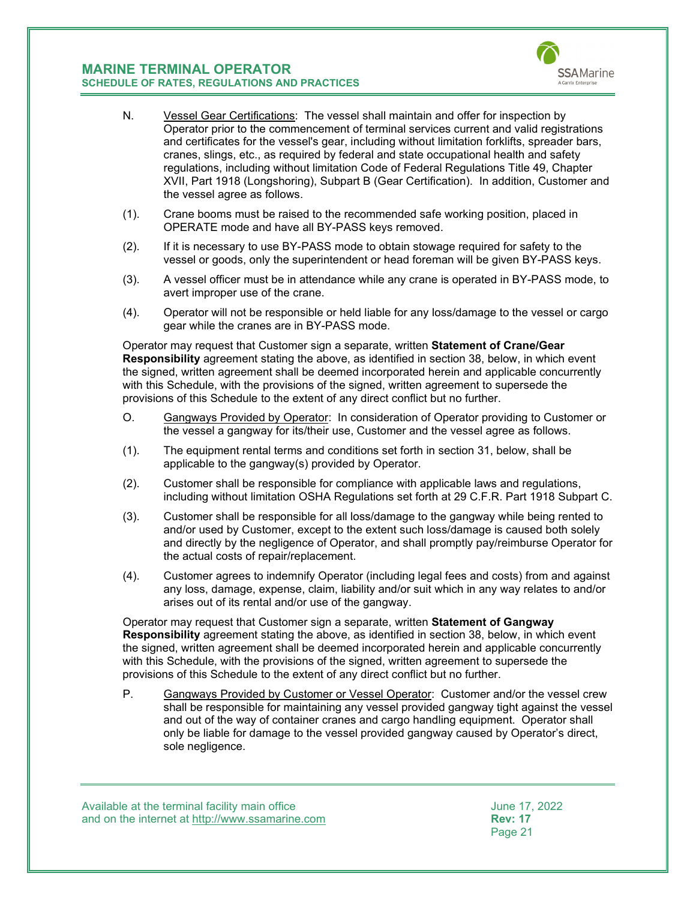N. <u>Vessel Gear Certifications</u>: The vessel shall maintain and offer for inspection by Operator prior to the commencement of terminal services current and valid registrations and certificates for the vessel's gear, including without limitation forklifts, spreader bars, cranes, slings, etc., as required by federal and state occupational health and safety regulations, including without limitation Code of Federal Regulations Title 49, Chapter XVII, Part 1918 (Longshoring), Subpart B (Gear Certification). In addition, Customer and the vessel agree as follows.

(1). Crane booms must be raised to the recommended safe working position, placed in OPERATE mode and have all BY-PASS keys removed.

(2). If it is necessary to use BY-PASS mode to obtain stowage required for safety to the vessel or goods, only the superintendent or head foreman will be given BY-PASS keys.

(3). A vessel officer must be in attendance while any crane is operated in BY-PASS mode, to avert improper use of the crane.

(4). Operator will not be responsible or held liable for any loss/damage to the vessel or cargo gear while the cranes are in BY-PASS mode.

Operator may request that Customer sign a separate, written **Statement of Crane/Gear Responsibility** agreement stating the above, as identified in section 38, below, in which event the signed, written agreement shall be deemed incorporated herein and applicable concurrently with this Schedule, with the provisions of the signed, written agreement to supersede the provisions of this Schedule to the extent of any direct conflict but no further.

O. <u>Gangways Provided by Operator</u>: In consideration of Operator providing to Customer or the vessel a gangway for its/their use, Customer and the vessel agree as follows.

(1). The equipment rental terms and conditions set forth in section 31, below, shall be applicable to the gangway(s) provided by Operator.

(2). Customer shall be responsible for compliance with applicable laws and regulations, including without limitation OSHA Regulations set forth at 29 C.F.R. Part 1918 Subpart C.

(3). Customer shall be responsible for all loss/damage to the gangway while being rented to and/or used by Customer, except to the extent such loss/damage is caused both solely and directly by the negligence of Operator, and shall promptly pay/reimburse Operator for the actual costs of repair/replacement.

(4). Customer agrees to indemnify Operator (including legal fees and costs) from and against any loss, damage, expense, claim, liability and/or suit which in any way relates to and/or arises out of its rental and/or use of the gangway.

Operator may request that Customer sign a separate, written **Statement of Gangway Responsibility** agreement stating the above, as identified in section 38, below, in which event the signed, written agreement shall be deemed incorporated herein and applicable concurrently with this Schedule, with the provisions of the signed, written agreement to supersede the provisions of this Schedule to the extent of any direct conflict but no further.

P. <u>Gangways Provided by Customer or Vessel Operator</u>: Customer and/or the vessel crew shall be responsible for maintaining any vessel provided gangway tight against the vessel and out of the way of container cranes and cargo handling equipment. Operator shall only be liable for damage to the vessel provided gangway caused by Operator's direct, sole negligence.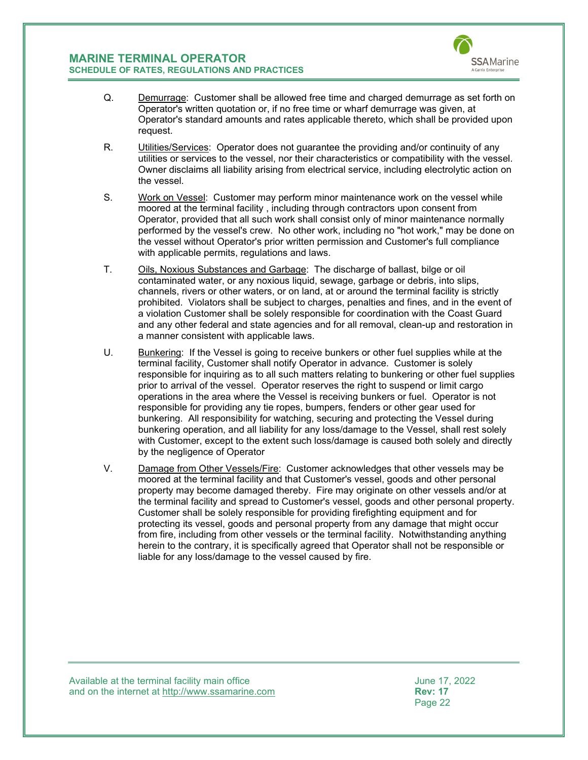Q. Demurrage: Customer shall be allowed free time and charged demurrage as set forth on Operator's written quotation or, if no free time or wharf demurrage was given, at Operator's standard amounts and rates applicable thereto, which shall be provided upon request.

R. Utilities/Services: Operator does not guarantee the providing and/or continuity of any utilities or services to the vessel, nor their characteristics or compatibility with the vessel. Owner disclaims all liability arising from electrical service, including electrolytic action on the vessel.

S. Work on Vessel: Customer may perform minor maintenance work on the vessel while moored at the terminal facility , including through contractors upon consent from Operator, provided that all such work shall consist only of minor maintenance normally performed by the vessel's crew. No other work, including no "hot work," may be done on the vessel without Operator's prior written permission and Customer's full compliance with applicable permits, regulations and laws.

T. Oils, Noxious Substances and Garbage: The discharge of ballast, bilge or oil contaminated water, or any noxious liquid, sewage, garbage or debris, into slips, channels, rivers or other waters, or on land, at or around the terminal facility is strictly prohibited. Violators shall be subject to charges, penalties and fines, and in the event of a violation Customer shall be solely responsible for coordination with the Coast Guard and any other federal and state agencies and for all removal, clean-up and restoration in a manner consistent with applicable laws.

U. Bunkering: If the Vessel is going to receive bunkers or other fuel supplies while at the terminal facility, Customer shall notify Operator in advance. Customer is solely responsible for inquiring as to all such matters relating to bunkering or other fuel supplies prior to arrival of the vessel. Operator reserves the right to suspend or limit cargo operations in the area where the Vessel is receiving bunkers or fuel. Operator is not responsible for providing any tie ropes, bumpers, fenders or other gear used for bunkering. All responsibility for watching, securing and protecting the Vessel during bunkering operation, and all liability for any loss/damage to the Vessel, shall rest solely with Customer, except to the extent such loss/damage is caused both solely and directly by the negligence of Operator

V. Damage from Other Vessels/Fire: Customer acknowledges that other vessels may be moored at the terminal facility and that Customer's vessel, goods and other personal property may become damaged thereby. Fire may originate on other vessels and/or at the terminal facility and spread to Customer's vessel, goods and other personal property. Customer shall be solely responsible for providing firefighting equipment and for protecting its vessel, goods and personal property from any damage that might occur from fire, including from other vessels or the terminal facility. Notwithstanding anything herein to the contrary, it is specifically agreed that Operator shall not be responsible or liable for any loss/damage to the vessel caused by fire.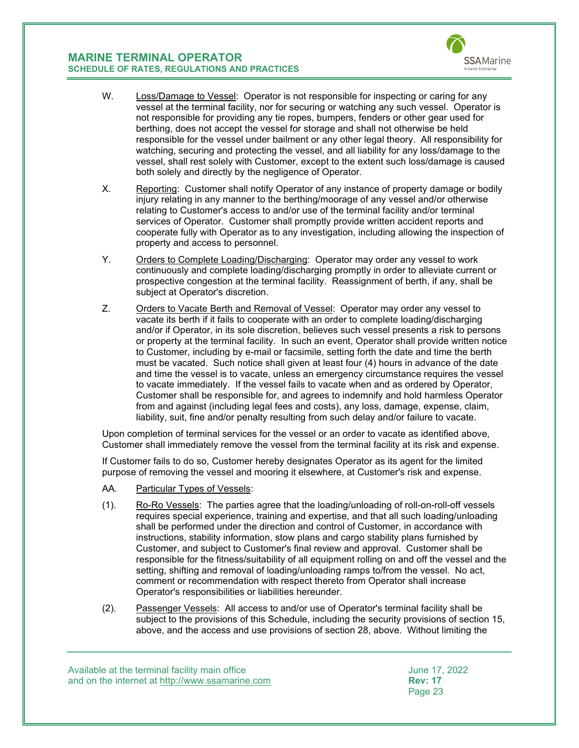W. Loss/Damage to Vessel: Operator is not responsible for inspecting or caring for any vessel at the terminal facility, nor for securing or watching any such vessel. Operator is not responsible for providing any tie ropes, bumpers, fenders or other gear used for berthing, does not accept the vessel for storage and shall not otherwise be held responsible for the vessel under bailment or any other legal theory. All responsibility for watching, securing and protecting the vessel, and all liability for any loss/damage to the vessel, shall rest solely with Customer, except to the extent such loss/damage is caused both solely and directly by the negligence of Operator.

X. Reporting: Customer shall notify Operator of any instance of property damage or bodily injury relating in any manner to the berthing/moorage of any vessel and/or otherwise relating to Customer's access to and/or use of the terminal facility and/or terminal services of Operator. Customer shall promptly provide written accident reports and cooperate fully with Operator as to any investigation, including allowing the inspection of property and access to personnel.

Y. Orders to Complete Loading/Discharging: Operator may order any vessel to work continuously and complete loading/discharging promptly in order to alleviate current or prospective congestion at the terminal facility. Reassignment of berth, if any, shall be subject at Operator's discretion.

Z. Orders to Vacate Berth and Removal of Vessel: Operator may order any vessel to vacate its berth if it fails to cooperate with an order to complete loading/discharging and/or if Operator, in its sole discretion, believes such vessel presents a risk to persons or property at the terminal facility. In such an event, Operator shall provide written notice to Customer, including by e-mail or facsimile, setting forth the date and time the berth must be vacated. Such notice shall given at least four (4) hours in advance of the date and time the vessel is to vacate, unless an emergency circumstance requires the vessel to vacate immediately. If the vessel fails to vacate when and as ordered by Operator, Customer shall be responsible for, and agrees to indemnify and hold harmless Operator from and against (including legal fees and costs), any loss, damage, expense, claim, liability, suit, fine and/or penalty resulting from such delay and/or failure to vacate.

Upon completion of terminal services for the vessel or an order to vacate as identified above, Customer shall immediately remove the vessel from the terminal facility at its risk and expense.

If Customer fails to do so, Customer hereby designates Operator as its agent for the limited purpose of removing the vessel and mooring it elsewhere, at Customer's risk and expense.

AA. Particular Types of Vessels:

(1). Ro-Ro Vessels: The parties agree that the loading/unloading of roll-on-roll-off vessels requires special experience, training and expertise, and that all such loading/unloading shall be performed under the direction and control of Customer, in accordance with instructions, stability information, stow plans and cargo stability plans furnished by Customer, and subject to Customer's final review and approval. Customer shall be responsible for the fitness/suitability of all equipment rolling on and off the vessel and the setting, shifting and removal of loading/unloading ramps to/from the vessel. No act, comment or recommendation with respect thereto from Operator shall increase Operator's responsibilities or liabilities hereunder.

(2). Passenger Vessels: All access to and/or use of Operator's terminal facility shall be subject to the provisions of this Schedule, including the security provisions of section 15, above, and the access and use provisions of section 28, above. Without limiting the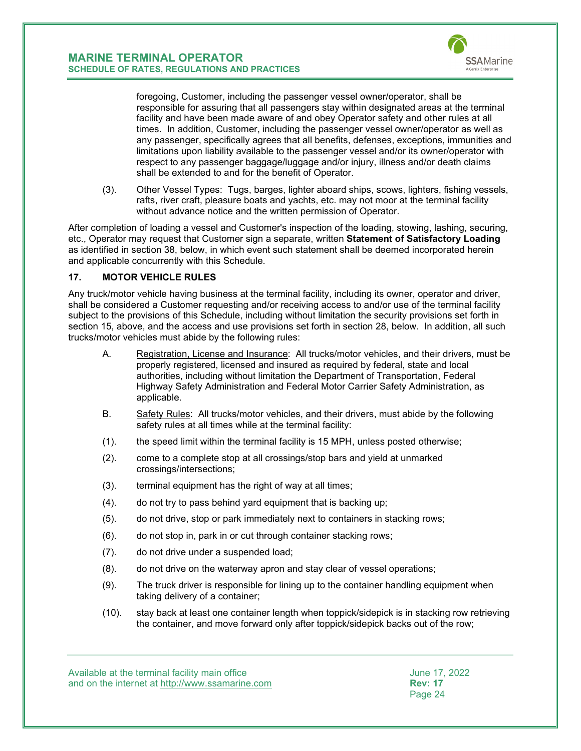foregoing, Customer, including the passenger vessel owner/operator, shall be responsible for assuring that all passengers stay within designated areas at the terminal facility and have been made aware of and obey Operator safety and other rules at all times. In addition, Customer, including the passenger vessel owner/operator as well as any passenger, specifically agrees that all benefits, defenses, exceptions, immunities and limitations upon liability available to the passenger vessel and/or its owner/operator with respect to any passenger baggage/luggage and/or injury, illness and/or death claims shall be extended to and for the benefit of Operator.

(3). Other Vessel Types: Tugs, barges, lighter aboard ships, scows, lighters, fishing vessels, rafts, river craft, pleasure boats and yachts, etc. may not moor at the terminal facility without advance notice and the written permission of Operator.

After completion of loading a vessel and Customer's inspection of the loading, stowing, lashing, securing, etc., Operator may request that Customer sign a separate, written **Statement of Satisfactory Loading** as identified in section 38, below, in which event such statement shall be deemed incorporated herein and applicable concurrently with this Schedule.

## 17. MOTOR VEHICLE RULES

Any truck/motor vehicle having business at the terminal facility, including its owner, operator and driver, shall be considered a Customer requesting and/or receiving access to and/or use of the terminal facility subject to the provisions of this Schedule, including without limitation the security provisions set forth in section 15, above, and the access and use provisions set forth in section 28, below. In addition, all such trucks/motor vehicles must abide by the following rules:

A. Registration, License and Insurance: All trucks/motor vehicles, and their drivers, must be properly registered, licensed and insured as required by federal, state and local authorities, including without limitation the Department of Transportation, Federal Highway Safety Administration and Federal Motor Carrier Safety Administration, as applicable.

B. Safety Rules: All trucks/motor vehicles, and their drivers, must abide by the following safety rules at all times while at the terminal facility:

(1). the speed limit within the terminal facility is 15 MPH, unless posted otherwise;

(2). come to a complete stop at all crossings/stop bars and yield at unmarked crossings/intersections;

(3). terminal equipment has the right of way at all times;

(4). do not try to pass behind yard equipment that is backing up;

(5). do not drive, stop or park immediately next to containers in stacking rows;

(6). do not stop in, park in or cut through container stacking rows;

(7). do not drive under a suspended load;

(8). do not drive on the waterway apron and stay clear of vessel operations;

(9). The truck driver is responsible for lining up to the container handling equipment when taking delivery of a container;

(10). stay back at least one container length when toppick/sidepick is in stacking row retrieving the container, and move forward only after toppick/sidepick backs out of the row;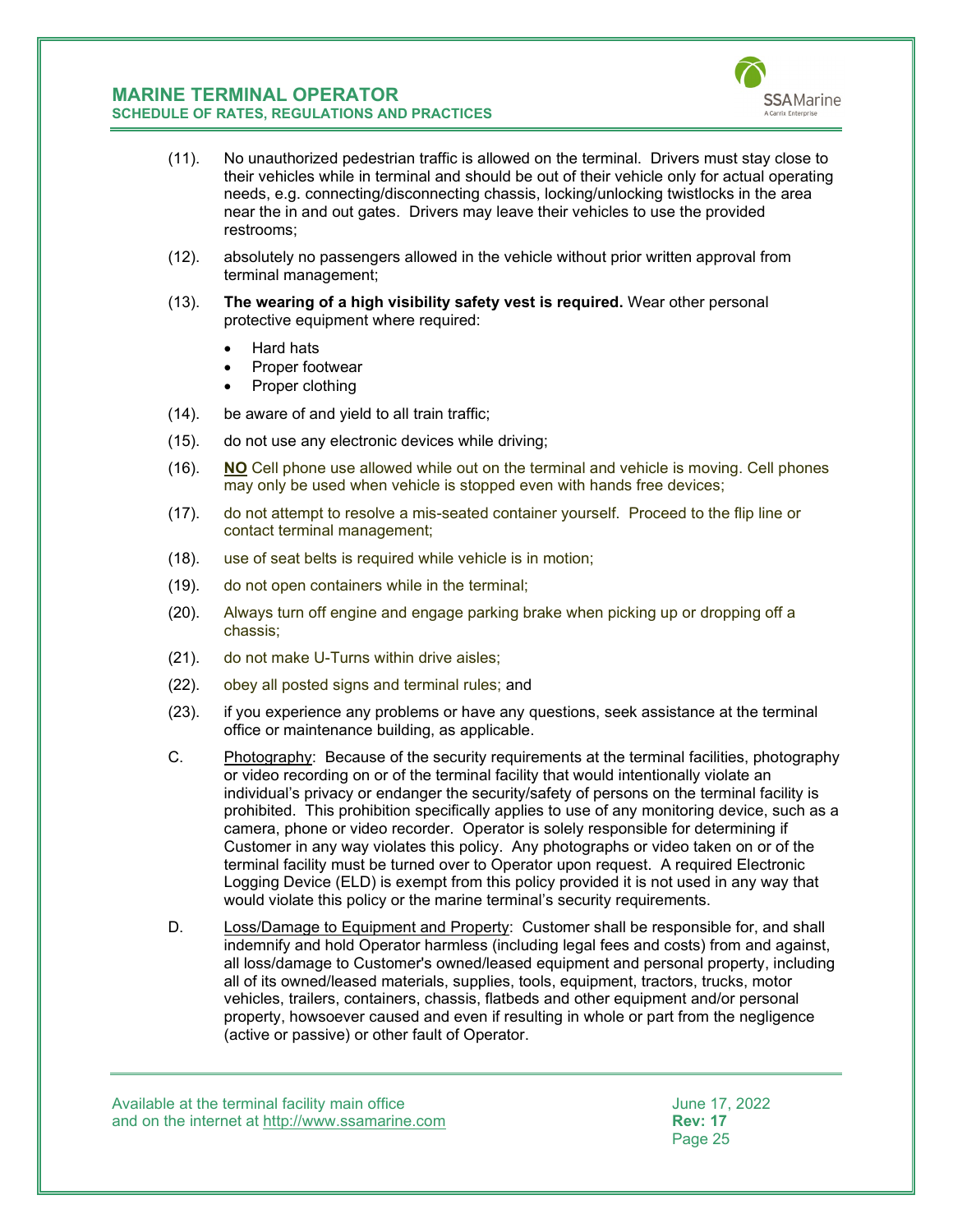(11). No unauthorized pedestrian traffic is allowed on the terminal. Drivers must stay close to their vehicles while in terminal and should be out of their vehicle only for actual operating needs, e.g. connecting/disconnecting chassis, locking/unlocking twistlocks in the area near the in and out gates. Drivers may leave their vehicles to use the provided restrooms;

(12). absolutely no passengers allowed in the vehicle without prior written approval from terminal management;

(13). **The wearing of a high visibility safety vest is required.** Wear other personal protective equipment where required:

- Hard hats
- Proper footwear
- Proper clothing

(14). be aware of and yield to all train traffic;

(15). do not use any electronic devices while driving;

(16). **NO** Cell phone use allowed while out on the terminal and vehicle is moving. Cell phones may only be used when vehicle is stopped even with hands free devices;

(17). do not attempt to resolve a mis-seated container yourself. Proceed to the flip line or contact terminal management;

(18). use of seat belts is required while vehicle is in motion;

(19). do not open containers while in the terminal;

(20). Always turn off engine and engage parking brake when picking up or dropping off a chassis;

(21). do not make U-Turns within drive aisles;

(22). obey all posted signs and terminal rules; and

(23). if you experience any problems or have any questions, seek assistance at the terminal office or maintenance building, as applicable.

C. Photography: Because of the security requirements at the terminal facilities, photography or video recording on or of the terminal facility that would intentionally violate an individual's privacy or endanger the security/safety of persons on the terminal facility is prohibited. This prohibition specifically applies to use of any monitoring device, such as a camera, phone or video recorder. Operator is solely responsible for determining if Customer in any way violates this policy. Any photographs or video taken on or of the terminal facility must be turned over to Operator upon request. A required Electronic Logging Device (ELD) is exempt from this policy provided it is not used in any way that would violate this policy or the marine terminal's security requirements.

D. Loss/Damage to Equipment and Property: Customer shall be responsible for, and shall indemnify and hold Operator harmless (including legal fees and costs) from and against, all loss/damage to Customer's owned/leased equipment and personal property, including all of its owned/leased materials, supplies, tools, equipment, tractors, trucks, motor vehicles, trailers, containers, chassis, flatbeds and other equipment and/or personal property, howsoever caused and even if resulting in whole or part from the negligence (active or passive) or other fault of Operator.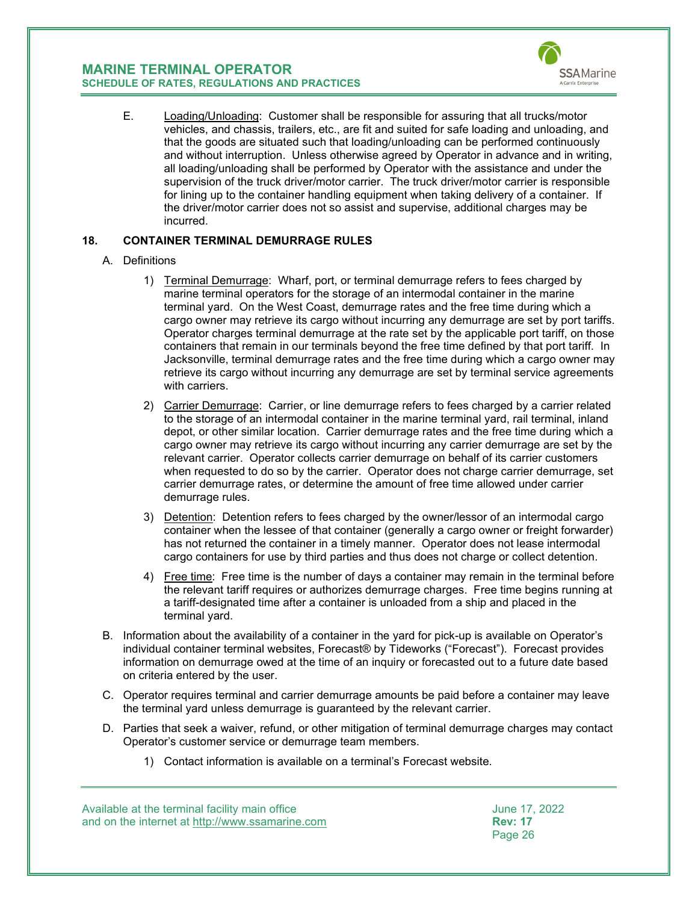E. Loading/Unloading: Customer shall be responsible for assuring that all trucks/motor vehicles, and chassis, trailers, etc., are fit and suited for safe loading and unloading, and that the goods are situated such that loading/unloading can be performed continuously and without interruption. Unless otherwise agreed by Operator in advance and in writing, all loading/unloading shall be performed by Operator with the assistance and under the supervision of the truck driver/motor carrier. The truck driver/motor carrier is responsible for lining up to the container handling equipment when taking delivery of a container. If the driver/motor carrier does not so assist and supervise, additional charges may be incurred.

## 18. CONTAINER TERMINAL DEMURRAGE RULES

A. Definitions

1) Terminal Demurrage: Wharf, port, or terminal demurrage refers to fees charged by marine terminal operators for the storage of an intermodal container in the marine terminal yard. On the West Coast, demurrage rates and the free time during which a cargo owner may retrieve its cargo without incurring any demurrage are set by port tariffs. Operator charges terminal demurrage at the rate set by the applicable port tariff, on those containers that remain in our terminals beyond the free time defined by that port tariff. In Jacksonville, terminal demurrage rates and the free time during which a cargo owner may retrieve its cargo without incurring any demurrage are set by terminal service agreements with carriers.

2) Carrier Demurrage: Carrier, or line demurrage refers to fees charged by a carrier related to the storage of an intermodal container in the marine terminal yard, rail terminal, inland depot, or other similar location. Carrier demurrage rates and the free time during which a cargo owner may retrieve its cargo without incurring any carrier demurrage are set by the relevant carrier. Operator collects carrier demurrage on behalf of its carrier customers when requested to do so by the carrier. Operator does not charge carrier demurrage, set carrier demurrage rates, or determine the amount of free time allowed under carrier demurrage rules.

3) Detention: Detention refers to fees charged by the owner/lessor of an intermodal cargo container when the lessee of that container (generally a cargo owner or freight forwarder) has not returned the container in a timely manner. Operator does not lease intermodal cargo containers for use by third parties and thus does not charge or collect detention.

4) Free time: Free time is the number of days a container may remain in the terminal before the relevant tariff requires or authorizes demurrage charges. Free time begins running at a tariff-designated time after a container is unloaded from a ship and placed in the terminal yard.

B. Information about the availability of a container in the yard for pick-up is available on Operator's individual container terminal websites, Forecast® by Tideworks ("Forecast"). Forecast provides information on demurrage owed at the time of an inquiry or forecasted out to a future date based on criteria entered by the user.

C. Operator requires terminal and carrier demurrage amounts be paid before a container may leave the terminal yard unless demurrage is guaranteed by the relevant carrier.

D. Parties that seek a waiver, refund, or other mitigation of terminal demurrage charges may contact Operator's customer service or demurrage team members.

1) Contact information is available on a terminal's Forecast website.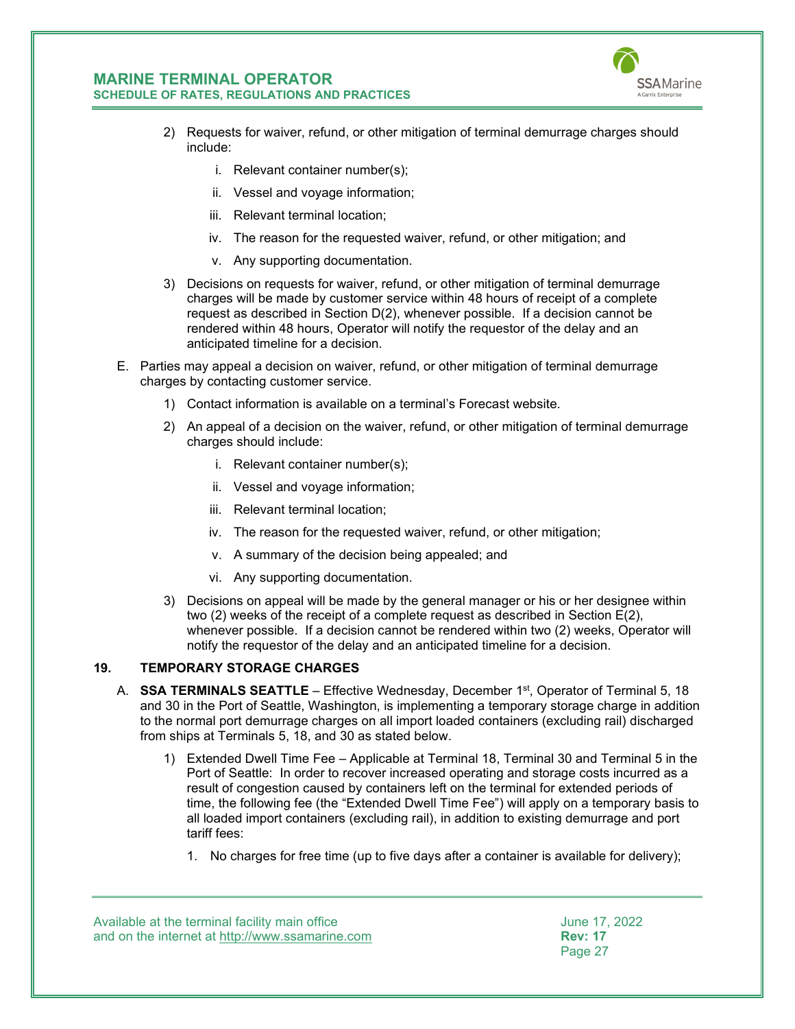2) Requests for waiver, refund, or other mitigation of terminal demurrage charges should include:

   i. Relevant container number(s);

   ii. Vessel and voyage information;

   iii. Relevant terminal location;

   iv. The reason for the requested waiver, refund, or other mitigation; and

   v. Any supporting documentation.

3) Decisions on requests for waiver, refund, or other mitigation of terminal demurrage charges will be made by customer service within 48 hours of receipt of a complete request as described in Section D(2), whenever possible. If a decision cannot be rendered within 48 hours, Operator will notify the requestor of the delay and an anticipated timeline for a decision.

E. Parties may appeal a decision on waiver, refund, or other mitigation of terminal demurrage charges by contacting customer service.

1) Contact information is available on a terminal's Forecast website.

2) An appeal of a decision on the waiver, refund, or other mitigation of terminal demurrage charges should include:

   i. Relevant container number(s);

   ii. Vessel and voyage information;

   iii. Relevant terminal location;

   iv. The reason for the requested waiver, refund, or other mitigation;

   v. A summary of the decision being appealed; and

   vi. Any supporting documentation.

3) Decisions on appeal will be made by the general manager or his or her designee within two (2) weeks of the receipt of a complete request as described in Section E(2), whenever possible. If a decision cannot be rendered within two (2) weeks, Operator will notify the requestor of the delay and an anticipated timeline for a decision.

## 19. TEMPORARY STORAGE CHARGES

A. **SSA TERMINALS SEATTLE** – Effective Wednesday, December 1st, Operator of Terminal 5, 18 and 30 in the Port of Seattle, Washington, is implementing a temporary storage charge in addition to the normal port demurrage charges on all import loaded containers (excluding rail) discharged from ships at Terminals 5, 18, and 30 as stated below.

1) Extended Dwell Time Fee – Applicable at Terminal 18, Terminal 30 and Terminal 5 in the Port of Seattle: In order to recover increased operating and storage costs incurred as a result of congestion caused by containers left on the terminal for extended periods of time, the following fee (the "Extended Dwell Time Fee") will apply on a temporary basis to all loaded import containers (excluding rail), in addition to existing demurrage and port tariff fees:

   1. No charges for free time (up to five days after a container is available for delivery);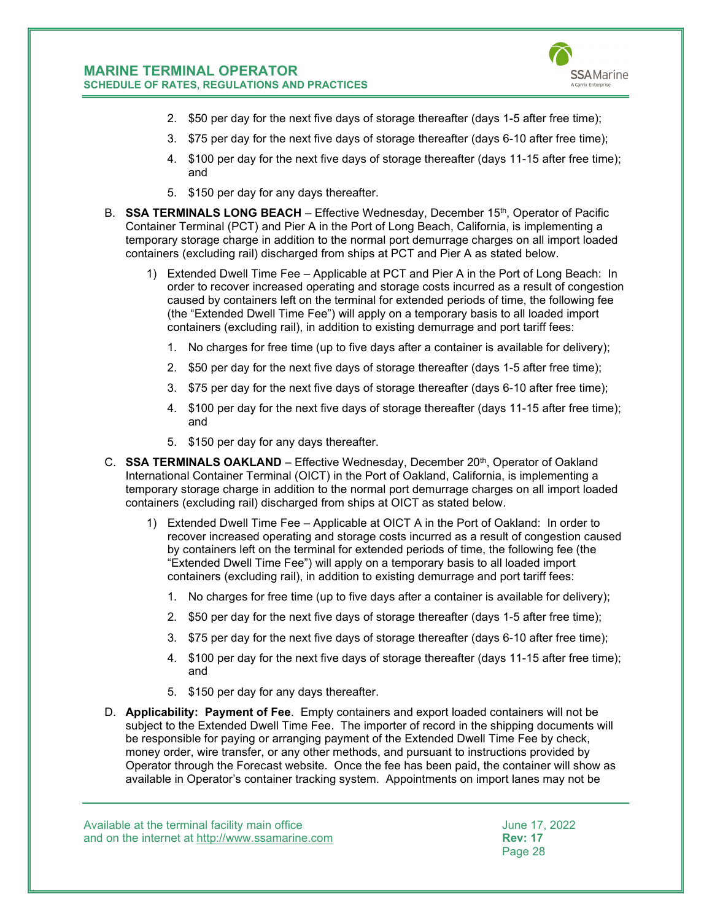2. $50 per day for the next five days of storage thereafter (days 1-5 after free time);
3. $75 per day for the next five days of storage thereafter (days 6-10 after free time);
4. $100 per day for the next five days of storage thereafter (days 11-15 after free time); and
5. $150 per day for any days thereafter.

B. **SSA TERMINALS LONG BEACH** – Effective Wednesday, December 15th, Operator of Pacific Container Terminal (PCT) and Pier A in the Port of Long Beach, California, is implementing a temporary storage charge in addition to the normal port demurrage charges on all import loaded containers (excluding rail) discharged from ships at PCT and Pier A as stated below.

   1) Extended Dwell Time Fee – Applicable at PCT and Pier A in the Port of Long Beach: In order to recover increased operating and storage costs incurred as a result of congestion caused by containers left on the terminal for extended periods of time, the following fee (the "Extended Dwell Time Fee") will apply on a temporary basis to all loaded import containers (excluding rail), in addition to existing demurrage and port tariff fees:

      1. No charges for free time (up to five days after a container is available for delivery);
      2. $50 per day for the next five days of storage thereafter (days 1-5 after free time);
      3. $75 per day for the next five days of storage thereafter (days 6-10 after free time);
      4. $100 per day for the next five days of storage thereafter (days 11-15 after free time); and
      5. $150 per day for any days thereafter.

C. **SSA TERMINALS OAKLAND** – Effective Wednesday, December 20th, Operator of Oakland International Container Terminal (OICT) in the Port of Oakland, California, is implementing a temporary storage charge in addition to the normal port demurrage charges on all import loaded containers (excluding rail) discharged from ships at OICT as stated below.

   1) Extended Dwell Time Fee – Applicable at OICT A in the Port of Oakland: In order to recover increased operating and storage costs incurred as a result of congestion caused by containers left on the terminal for extended periods of time, the following fee (the "Extended Dwell Time Fee") will apply on a temporary basis to all loaded import containers (excluding rail), in addition to existing demurrage and port tariff fees:

      1. No charges for free time (up to five days after a container is available for delivery);
      2. $50 per day for the next five days of storage thereafter (days 1-5 after free time);
      3. $75 per day for the next five days of storage thereafter (days 6-10 after free time);
      4. $100 per day for the next five days of storage thereafter (days 11-15 after free time); and
      5. $150 per day for any days thereafter.

D. **Applicability: Payment of Fee**. Empty containers and export loaded containers will not be subject to the Extended Dwell Time Fee. The importer of record in the shipping documents will be responsible for paying or arranging payment of the Extended Dwell Time Fee by check, money order, wire transfer, or any other methods, and pursuant to instructions provided by Operator through the Forecast website. Once the fee has been paid, the container will show as available in Operator's container tracking system. Appointments on import lanes may not be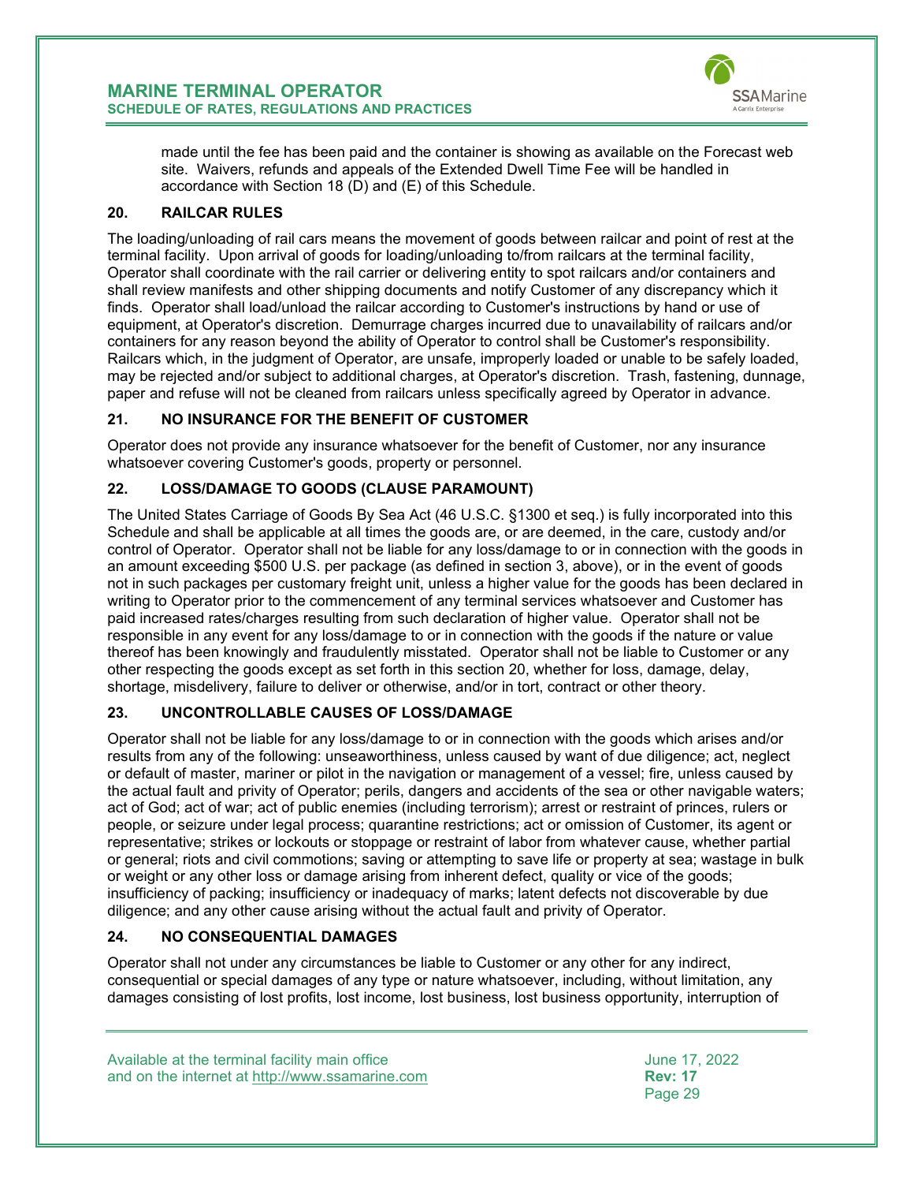made until the fee has been paid and the container is showing as available on the Forecast web site. Waivers, refunds and appeals of the Extended Dwell Time Fee will be handled in accordance with Section 18 (D) and (E) of this Schedule.

## 20. RAILCAR RULES

The loading/unloading of rail cars means the movement of goods between railcar and point of rest at the terminal facility. Upon arrival of goods for loading/unloading to/from railcars at the terminal facility, Operator shall coordinate with the rail carrier or delivering entity to spot railcars and/or containers and shall review manifests and other shipping documents and notify Customer of any discrepancy which it finds. Operator shall load/unload the railcar according to Customer's instructions by hand or use of equipment, at Operator's discretion. Demurrage charges incurred due to unavailability of railcars and/or containers for any reason beyond the ability of Operator to control shall be Customer's responsibility. Railcars which, in the judgment of Operator, are unsafe, improperly loaded or unable to be safely loaded, may be rejected and/or subject to additional charges, at Operator's discretion. Trash, fastening, dunnage, paper and refuse will not be cleaned from railcars unless specifically agreed by Operator in advance.

## 21. NO INSURANCE FOR THE BENEFIT OF CUSTOMER

Operator does not provide any insurance whatsoever for the benefit of Customer, nor any insurance whatsoever covering Customer's goods, property or personnel.

## 22. LOSS/DAMAGE TO GOODS (CLAUSE PARAMOUNT)

The United States Carriage of Goods By Sea Act (46 U.S.C. §1300 et seq.) is fully incorporated into this Schedule and shall be applicable at all times the goods are, or are deemed, in the care, custody and/or control of Operator. Operator shall not be liable for any loss/damage to or in connection with the goods in an amount exceeding $500 U.S. per package (as defined in section 3, above), or in the event of goods not in such packages per customary freight unit, unless a higher value for the goods has been declared in writing to Operator prior to the commencement of any terminal services whatsoever and Customer has paid increased rates/charges resulting from such declaration of higher value. Operator shall not be responsible in any event for any loss/damage to or in connection with the goods if the nature or value thereof has been knowingly and fraudulently misstated. Operator shall not be liable to Customer or any other respecting the goods except as set forth in this section 20, whether for loss, damage, delay, shortage, misdelivery, failure to deliver or otherwise, and/or in tort, contract or other theory.

## 23. UNCONTROLLABLE CAUSES OF LOSS/DAMAGE

Operator shall not be liable for any loss/damage to or in connection with the goods which arises and/or results from any of the following: unseaworthiness, unless caused by want of due diligence; act, neglect or default of master, mariner or pilot in the navigation or management of a vessel; fire, unless caused by the actual fault and privity of Operator; perils, dangers and accidents of the sea or other navigable waters; act of God; act of war; act of public enemies (including terrorism); arrest or restraint of princes, rulers or people, or seizure under legal process; quarantine restrictions; act or omission of Customer, its agent or representative; strikes or lockouts or stoppage or restraint of labor from whatever cause, whether partial or general; riots and civil commotions; saving or attempting to save life or property at sea; wastage in bulk or weight or any other loss or damage arising from inherent defect, quality or vice of the goods; insufficiency of packing; insufficiency or inadequacy of marks; latent defects not discoverable by due diligence; and any other cause arising without the actual fault and privity of Operator.

## 24. NO CONSEQUENTIAL DAMAGES

Operator shall not under any circumstances be liable to Customer or any other for any indirect, consequential or special damages of any type or nature whatsoever, including, without limitation, any damages consisting of lost profits, lost income, lost business, lost business opportunity, interruption of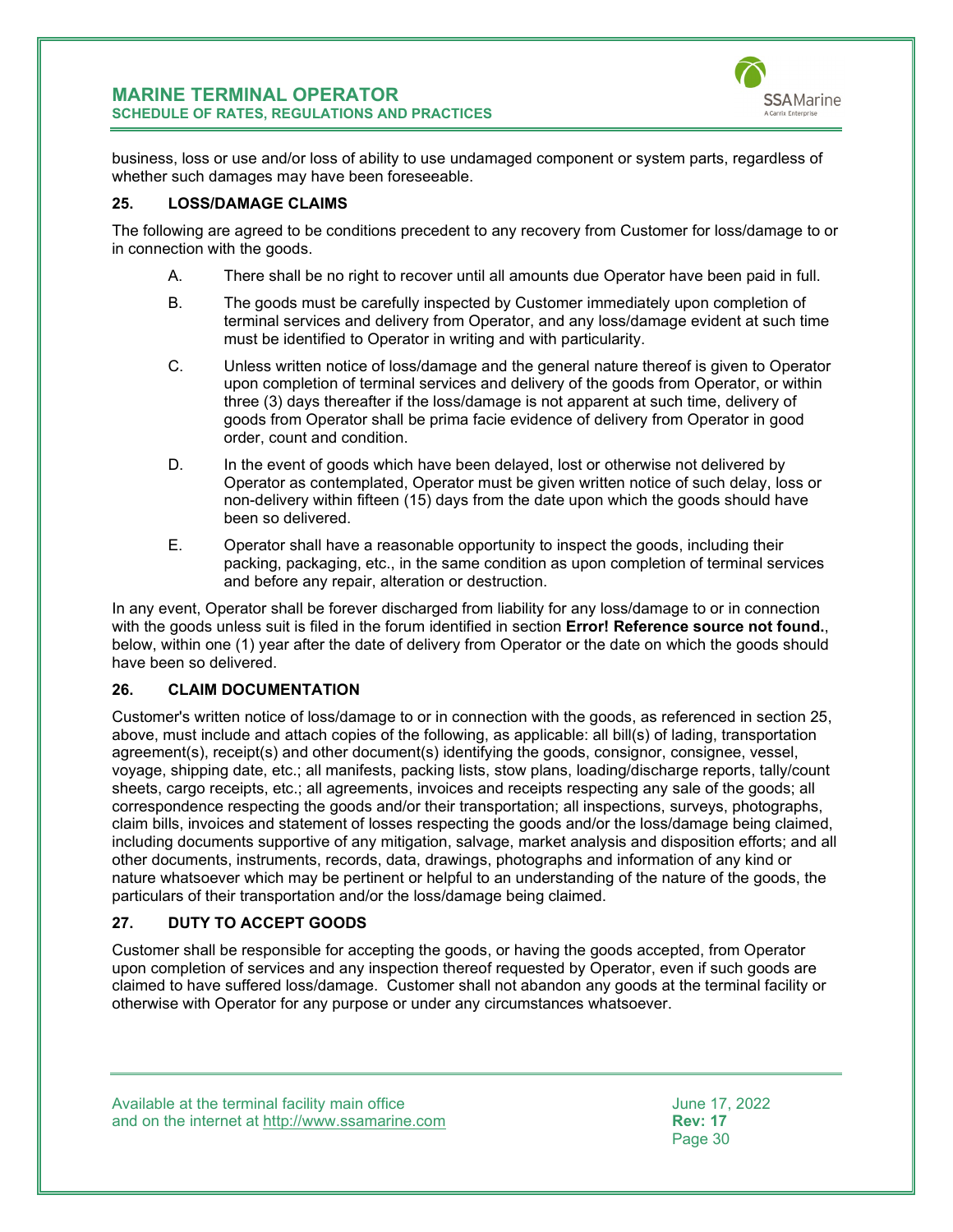business, loss or use and/or loss of ability to use undamaged component or system parts, regardless of whether such damages may have been foreseeable.

## 25. LOSS/DAMAGE CLAIMS

The following are agreed to be conditions precedent to any recovery from Customer for loss/damage to or in connection with the goods.

A. There shall be no right to recover until all amounts due Operator have been paid in full.

B. The goods must be carefully inspected by Customer immediately upon completion of terminal services and delivery from Operator, and any loss/damage evident at such time must be identified to Operator in writing and with particularity.

C. Unless written notice of loss/damage and the general nature thereof is given to Operator upon completion of terminal services and delivery of the goods from Operator, or within three (3) days thereafter if the loss/damage is not apparent at such time, delivery of goods from Operator shall be prima facie evidence of delivery from Operator in good order, count and condition.

D. In the event of goods which have been delayed, lost or otherwise not delivered by Operator as contemplated, Operator must be given written notice of such delay, loss or non-delivery within fifteen (15) days from the date upon which the goods should have been so delivered.

E. Operator shall have a reasonable opportunity to inspect the goods, including their packing, packaging, etc., in the same condition as upon completion of terminal services and before any repair, alteration or destruction.

In any event, Operator shall be forever discharged from liability for any loss/damage to or in connection with the goods unless suit is filed in the forum identified in section **Error! Reference source not found.**, below, within one (1) year after the date of delivery from Operator or the date on which the goods should have been so delivered.

## 26. CLAIM DOCUMENTATION

Customer's written notice of loss/damage to or in connection with the goods, as referenced in section 25, above, must include and attach copies of the following, as applicable: all bill(s) of lading, transportation agreement(s), receipt(s) and other document(s) identifying the goods, consignor, consignee, vessel, voyage, shipping date, etc.; all manifests, packing lists, stow plans, loading/discharge reports, tally/count sheets, cargo receipts, etc.; all agreements, invoices and receipts respecting any sale of the goods; all correspondence respecting the goods and/or their transportation; all inspections, surveys, photographs, claim bills, invoices and statement of losses respecting the goods and/or the loss/damage being claimed, including documents supportive of any mitigation, salvage, market analysis and disposition efforts; and all other documents, instruments, records, data, drawings, photographs and information of any kind or nature whatsoever which may be pertinent or helpful to an understanding of the nature of the goods, the particulars of their transportation and/or the loss/damage being claimed.

## 27. DUTY TO ACCEPT GOODS

Customer shall be responsible for accepting the goods, or having the goods accepted, from Operator upon completion of services and any inspection thereof requested by Operator, even if such goods are claimed to have suffered loss/damage. Customer shall not abandon any goods at the terminal facility or otherwise with Operator for any purpose or under any circumstances whatsoever.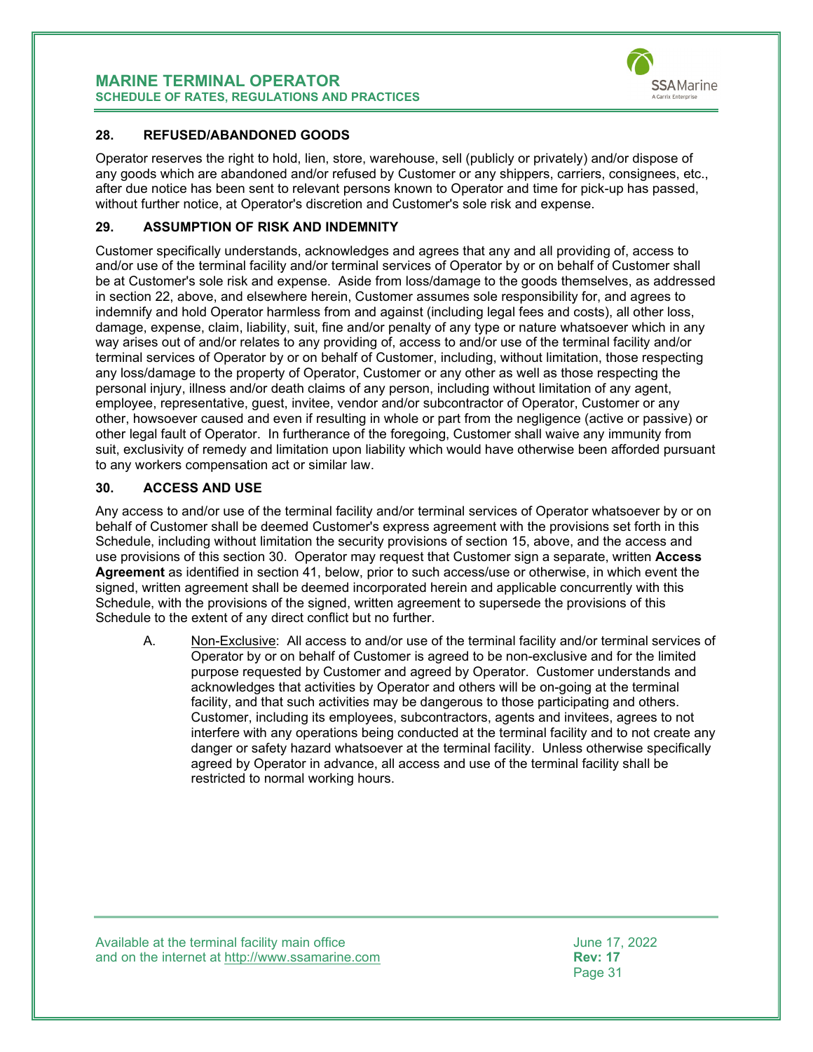## 28. REFUSED/ABANDONED GOODS

Operator reserves the right to hold, lien, store, warehouse, sell (publicly or privately) and/or dispose of any goods which are abandoned and/or refused by Customer or any shippers, carriers, consignees, etc., after due notice has been sent to relevant persons known to Operator and time for pick-up has passed, without further notice, at Operator's discretion and Customer's sole risk and expense.

## 29. ASSUMPTION OF RISK AND INDEMNITY

Customer specifically understands, acknowledges and agrees that any and all providing of, access to and/or use of the terminal facility and/or terminal services of Operator by or on behalf of Customer shall be at Customer's sole risk and expense. Aside from loss/damage to the goods themselves, as addressed in section 22, above, and elsewhere herein, Customer assumes sole responsibility for, and agrees to indemnify and hold Operator harmless from and against (including legal fees and costs), all other loss, damage, expense, claim, liability, suit, fine and/or penalty of any type or nature whatsoever which in any way arises out of and/or relates to any providing of, access to and/or use of the terminal facility and/or terminal services of Operator by or on behalf of Customer, including, without limitation, those respecting any loss/damage to the property of Operator, Customer or any other as well as those respecting the personal injury, illness and/or death claims of any person, including without limitation of any agent, employee, representative, guest, invitee, vendor and/or subcontractor of Operator, Customer or any other, howsoever caused and even if resulting in whole or part from the negligence (active or passive) or other legal fault of Operator. In furtherance of the foregoing, Customer shall waive any immunity from suit, exclusivity of remedy and limitation upon liability which would have otherwise been afforded pursuant to any workers compensation act or similar law.

## 30. ACCESS AND USE

Any access to and/or use of the terminal facility and/or terminal services of Operator whatsoever by or on behalf of Customer shall be deemed Customer's express agreement with the provisions set forth in this Schedule, including without limitation the security provisions of section 15, above, and the access and use provisions of this section 30. Operator may request that Customer sign a separate, written **Access Agreement** as identified in section 41, below, prior to such access/use or otherwise, in which event the signed, written agreement shall be deemed incorporated herein and applicable concurrently with this Schedule, with the provisions of the signed, written agreement to supersede the provisions of this Schedule to the extent of any direct conflict but no further.

A. Non-Exclusive: All access to and/or use of the terminal facility and/or terminal services of Operator by or on behalf of Customer is agreed to be non-exclusive and for the limited purpose requested by Customer and agreed by Operator. Customer understands and acknowledges that activities by Operator and others will be on-going at the terminal facility, and that such activities may be dangerous to those participating and others. Customer, including its employees, subcontractors, agents and invitees, agrees to not interfere with any operations being conducted at the terminal facility and to not create any danger or safety hazard whatsoever at the terminal facility. Unless otherwise specifically agreed by Operator in advance, all access and use of the terminal facility shall be restricted to normal working hours.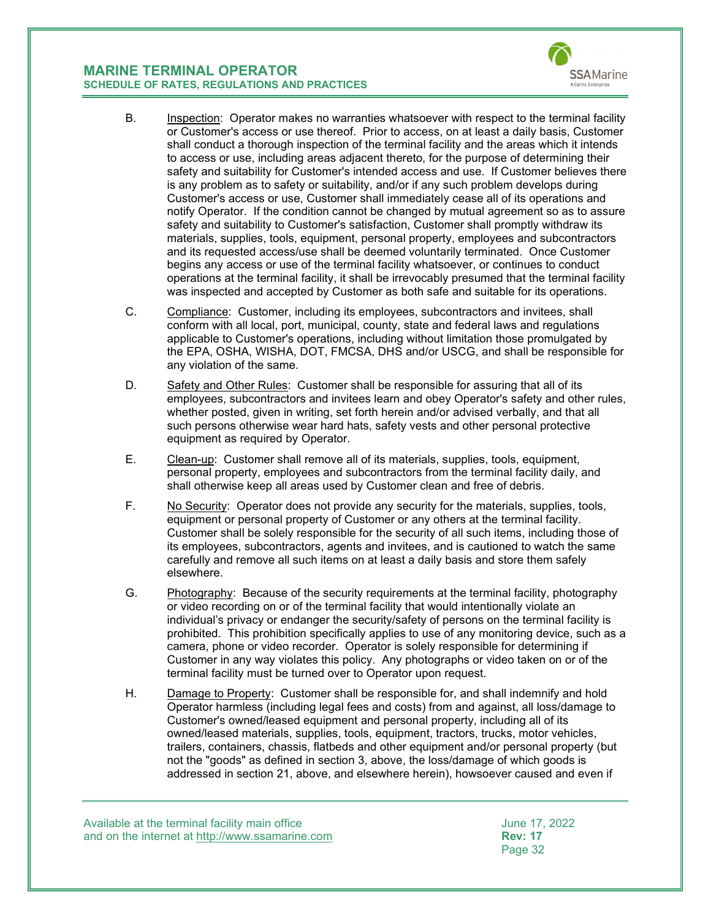B. <u>Inspection</u>: Operator makes no warranties whatsoever with respect to the terminal facility or Customer's access or use thereof. Prior to access, on at least a daily basis, Customer shall conduct a thorough inspection of the terminal facility and the areas which it intends to access or use, including areas adjacent thereto, for the purpose of determining their safety and suitability for Customer's intended access and use. If Customer believes there is any problem as to safety or suitability, and/or if any such problem develops during Customer's access or use, Customer shall immediately cease all of its operations and notify Operator. If the condition cannot be changed by mutual agreement so as to assure safety and suitability to Customer's satisfaction, Customer shall promptly withdraw its materials, supplies, tools, equipment, personal property, employees and subcontractors and its requested access/use shall be deemed voluntarily terminated. Once Customer begins any access or use of the terminal facility whatsoever, or continues to conduct operations at the terminal facility, it shall be irrevocably presumed that the terminal facility was inspected and accepted by Customer as both safe and suitable for its operations.

C. <u>Compliance</u>: Customer, including its employees, subcontractors and invitees, shall conform with all local, port, municipal, county, state and federal laws and regulations applicable to Customer's operations, including without limitation those promulgated by the EPA, OSHA, WISHA, DOT, FMCSA, DHS and/or USCG, and shall be responsible for any violation of the same.

D. <u>Safety and Other Rules</u>: Customer shall be responsible for assuring that all of its employees, subcontractors and invitees learn and obey Operator's safety and other rules, whether posted, given in writing, set forth herein and/or advised verbally, and that all such persons otherwise wear hard hats, safety vests and other personal protective equipment as required by Operator.

E. <u>Clean-up</u>: Customer shall remove all of its materials, supplies, tools, equipment, personal property, employees and subcontractors from the terminal facility daily, and shall otherwise keep all areas used by Customer clean and free of debris.

F. <u>No Security</u>: Operator does not provide any security for the materials, supplies, tools, equipment or personal property of Customer or any others at the terminal facility. Customer shall be solely responsible for the security of all such items, including those of its employees, subcontractors, agents and invitees, and is cautioned to watch the same carefully and remove all such items on at least a daily basis and store them safely elsewhere.

G. <u>Photography</u>: Because of the security requirements at the terminal facility, photography or video recording on or of the terminal facility that would intentionally violate an individual's privacy or endanger the security/safety of persons on the terminal facility is prohibited. This prohibition specifically applies to use of any monitoring device, such as a camera, phone or video recorder. Operator is solely responsible for determining if Customer in any way violates this policy. Any photographs or video taken on or of the terminal facility must be turned over to Operator upon request.

H. <u>Damage to Property</u>: Customer shall be responsible for, and shall indemnify and hold Operator harmless (including legal fees and costs) from and against, all loss/damage to Customer's owned/leased equipment and personal property, including all of its owned/leased materials, supplies, tools, equipment, tractors, trucks, motor vehicles, trailers, containers, chassis, flatbeds and other equipment and/or personal property (but not the "goods" as defined in section 3, above, the loss/damage of which goods is addressed in section 21, above, and elsewhere herein), howsoever caused and even if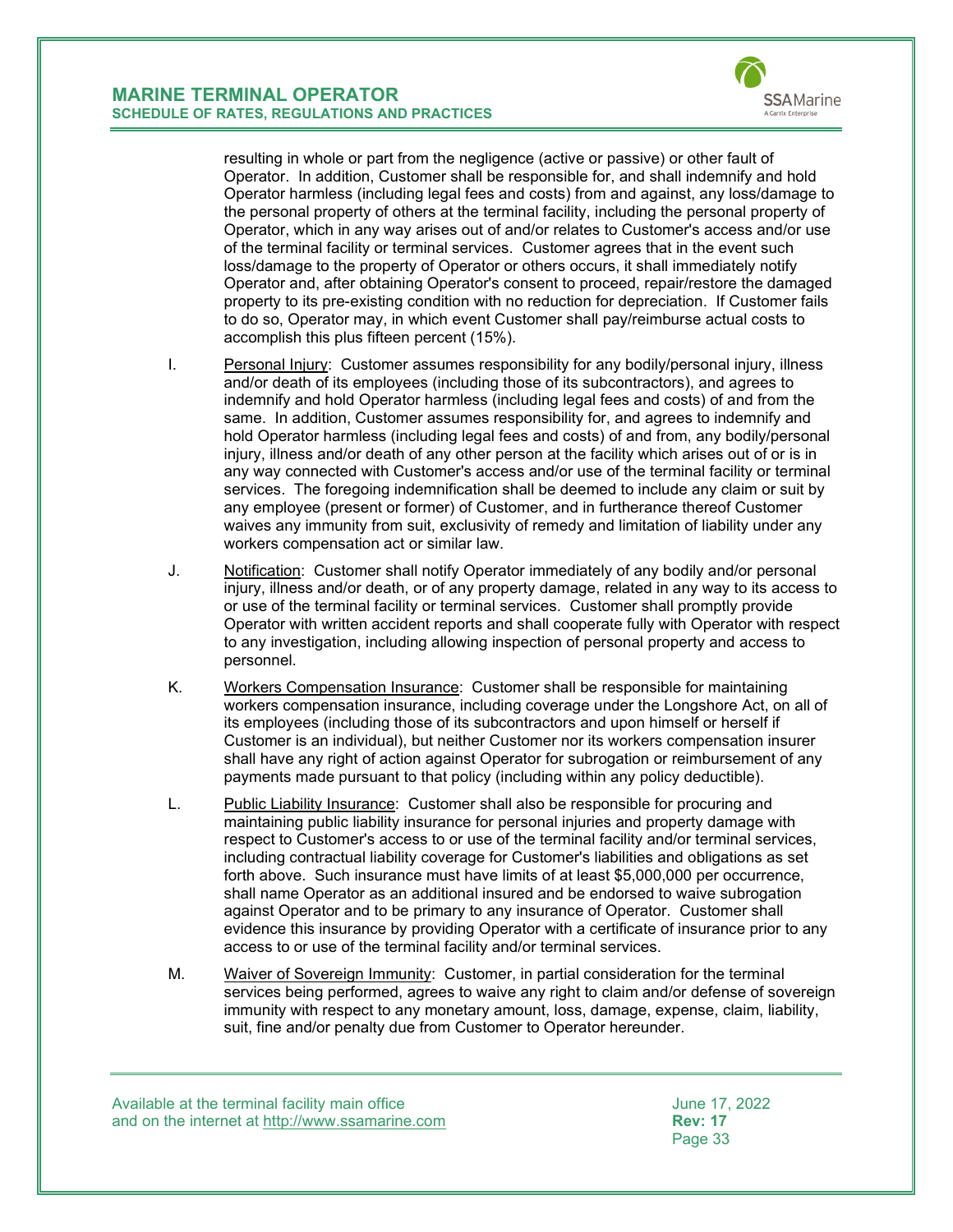resulting in whole or part from the negligence (active or passive) or other fault of Operator. In addition, Customer shall be responsible for, and shall indemnify and hold Operator harmless (including legal fees and costs) from and against, any loss/damage to the personal property of others at the terminal facility, including the personal property of Operator, which in any way arises out of and/or relates to Customer's access and/or use of the terminal facility or terminal services. Customer agrees that in the event such loss/damage to the property of Operator or others occurs, it shall immediately notify Operator and, after obtaining Operator's consent to proceed, repair/restore the damaged property to its pre-existing condition with no reduction for depreciation. If Customer fails to do so, Operator may, in which event Customer shall pay/reimburse actual costs to accomplish this plus fifteen percent (15%).

I. Personal Injury: Customer assumes responsibility for any bodily/personal injury, illness and/or death of its employees (including those of its subcontractors), and agrees to indemnify and hold Operator harmless (including legal fees and costs) of and from the same. In addition, Customer assumes responsibility for, and agrees to indemnify and hold Operator harmless (including legal fees and costs) of and from, any bodily/personal injury, illness and/or death of any other person at the facility which arises out of or is in any way connected with Customer's access and/or use of the terminal facility or terminal services. The foregoing indemnification shall be deemed to include any claim or suit by any employee (present or former) of Customer, and in furtherance thereof Customer waives any immunity from suit, exclusivity of remedy and limitation of liability under any workers compensation act or similar law.

J. Notification: Customer shall notify Operator immediately of any bodily and/or personal injury, illness and/or death, or of any property damage, related in any way to its access to or use of the terminal facility or terminal services. Customer shall promptly provide Operator with written accident reports and shall cooperate fully with Operator with respect to any investigation, including allowing inspection of personal property and access to personnel.

K. Workers Compensation Insurance: Customer shall be responsible for maintaining workers compensation insurance, including coverage under the Longshore Act, on all of its employees (including those of its subcontractors and upon himself or herself if Customer is an individual), but neither Customer nor its workers compensation insurer shall have any right of action against Operator for subrogation or reimbursement of any payments made pursuant to that policy (including within any policy deductible).

L. Public Liability Insurance: Customer shall also be responsible for procuring and maintaining public liability insurance for personal injuries and property damage with respect to Customer's access to or use of the terminal facility and/or terminal services, including contractual liability coverage for Customer's liabilities and obligations as set forth above. Such insurance must have limits of at least $5,000,000 per occurrence, shall name Operator as an additional insured and be endorsed to waive subrogation against Operator and to be primary to any insurance of Operator. Customer shall evidence this insurance by providing Operator with a certificate of insurance prior to any access to or use of the terminal facility and/or terminal services.

M. Waiver of Sovereign Immunity: Customer, in partial consideration for the terminal services being performed, agrees to waive any right to claim and/or defense of sovereign immunity with respect to any monetary amount, loss, damage, expense, claim, liability, suit, fine and/or penalty due from Customer to Operator hereunder.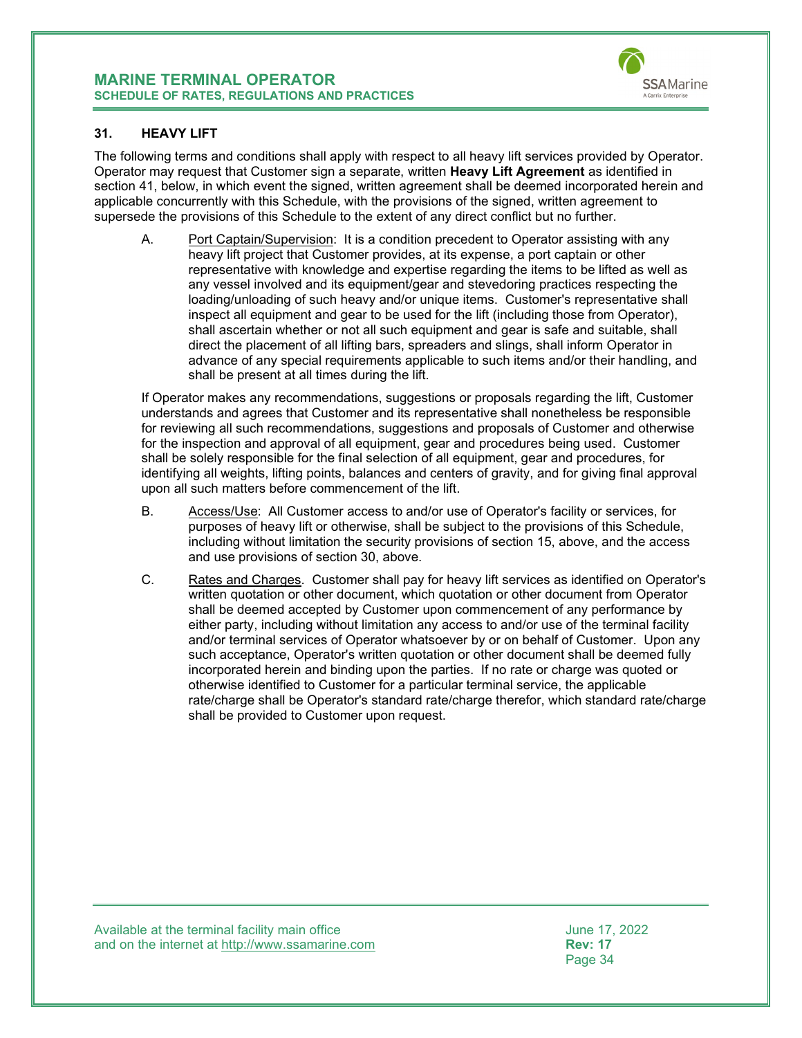## 31. HEAVY LIFT

The following terms and conditions shall apply with respect to all heavy lift services provided by Operator. Operator may request that Customer sign a separate, written **Heavy Lift Agreement** as identified in section 41, below, in which event the signed, written agreement shall be deemed incorporated herein and applicable concurrently with this Schedule, with the provisions of the signed, written agreement to supersede the provisions of this Schedule to the extent of any direct conflict but no further.

A. Port Captain/Supervision: It is a condition precedent to Operator assisting with any heavy lift project that Customer provides, at its expense, a port captain or other representative with knowledge and expertise regarding the items to be lifted as well as any vessel involved and its equipment/gear and stevedoring practices respecting the loading/unloading of such heavy and/or unique items. Customer's representative shall inspect all equipment and gear to be used for the lift (including those from Operator), shall ascertain whether or not all such equipment and gear is safe and suitable, shall direct the placement of all lifting bars, spreaders and slings, shall inform Operator in advance of any special requirements applicable to such items and/or their handling, and shall be present at all times during the lift.

If Operator makes any recommendations, suggestions or proposals regarding the lift, Customer understands and agrees that Customer and its representative shall nonetheless be responsible for reviewing all such recommendations, suggestions and proposals of Customer and otherwise for the inspection and approval of all equipment, gear and procedures being used. Customer shall be solely responsible for the final selection of all equipment, gear and procedures, for identifying all weights, lifting points, balances and centers of gravity, and for giving final approval upon all such matters before commencement of the lift.

B. Access/Use: All Customer access to and/or use of Operator's facility or services, for purposes of heavy lift or otherwise, shall be subject to the provisions of this Schedule, including without limitation the security provisions of section 15, above, and the access and use provisions of section 30, above.

C. Rates and Charges. Customer shall pay for heavy lift services as identified on Operator's written quotation or other document, which quotation or other document from Operator shall be deemed accepted by Customer upon commencement of any performance by either party, including without limitation any access to and/or use of the terminal facility and/or terminal services of Operator whatsoever by or on behalf of Customer. Upon any such acceptance, Operator's written quotation or other document shall be deemed fully incorporated herein and binding upon the parties. If no rate or charge was quoted or otherwise identified to Customer for a particular terminal service, the applicable rate/charge shall be Operator's standard rate/charge therefor, which standard rate/charge shall be provided to Customer upon request.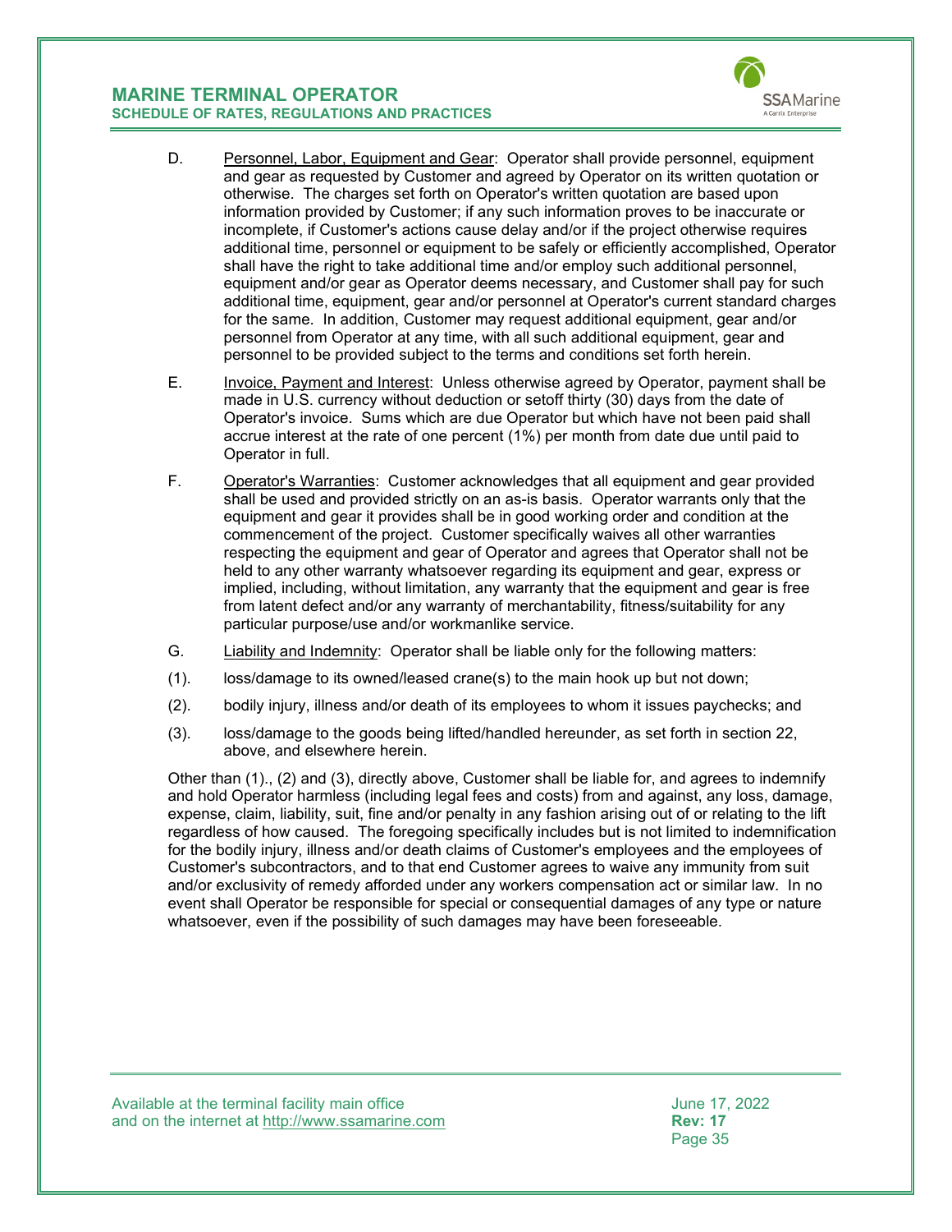D. Personnel, Labor, Equipment and Gear: Operator shall provide personnel, equipment and gear as requested by Customer and agreed by Operator on its written quotation or otherwise. The charges set forth on Operator's written quotation are based upon information provided by Customer; if any such information proves to be inaccurate or incomplete, if Customer's actions cause delay and/or if the project otherwise requires additional time, personnel or equipment to be safely or efficiently accomplished, Operator shall have the right to take additional time and/or employ such additional personnel, equipment and/or gear as Operator deems necessary, and Customer shall pay for such additional time, equipment, gear and/or personnel at Operator's current standard charges for the same. In addition, Customer may request additional equipment, gear and/or personnel from Operator at any time, with all such additional equipment, gear and personnel to be provided subject to the terms and conditions set forth herein.

E. Invoice, Payment and Interest: Unless otherwise agreed by Operator, payment shall be made in U.S. currency without deduction or setoff thirty (30) days from the date of Operator's invoice. Sums which are due Operator but which have not been paid shall accrue interest at the rate of one percent (1%) per month from date due until paid to Operator in full.

F. Operator's Warranties: Customer acknowledges that all equipment and gear provided shall be used and provided strictly on an as-is basis. Operator warrants only that the equipment and gear it provides shall be in good working order and condition at the commencement of the project. Customer specifically waives all other warranties respecting the equipment and gear of Operator and agrees that Operator shall not be held to any other warranty whatsoever regarding its equipment and gear, express or implied, including, without limitation, any warranty that the equipment and gear is free from latent defect and/or any warranty of merchantability, fitness/suitability for any particular purpose/use and/or workmanlike service.

G. Liability and Indemnity: Operator shall be liable only for the following matters:

(1). loss/damage to its owned/leased crane(s) to the main hook up but not down;

(2). bodily injury, illness and/or death of its employees to whom it issues paychecks; and

(3). loss/damage to the goods being lifted/handled hereunder, as set forth in section 22, above, and elsewhere herein.

Other than (1)., (2) and (3), directly above, Customer shall be liable for, and agrees to indemnify and hold Operator harmless (including legal fees and costs) from and against, any loss, damage, expense, claim, liability, suit, fine and/or penalty in any fashion arising out of or relating to the lift regardless of how caused. The foregoing specifically includes but is not limited to indemnification for the bodily injury, illness and/or death claims of Customer's employees and the employees of Customer's subcontractors, and to that end Customer agrees to waive any immunity from suit and/or exclusivity of remedy afforded under any workers compensation act or similar law. In no event shall Operator be responsible for special or consequential damages of any type or nature whatsoever, even if the possibility of such damages may have been foreseeable.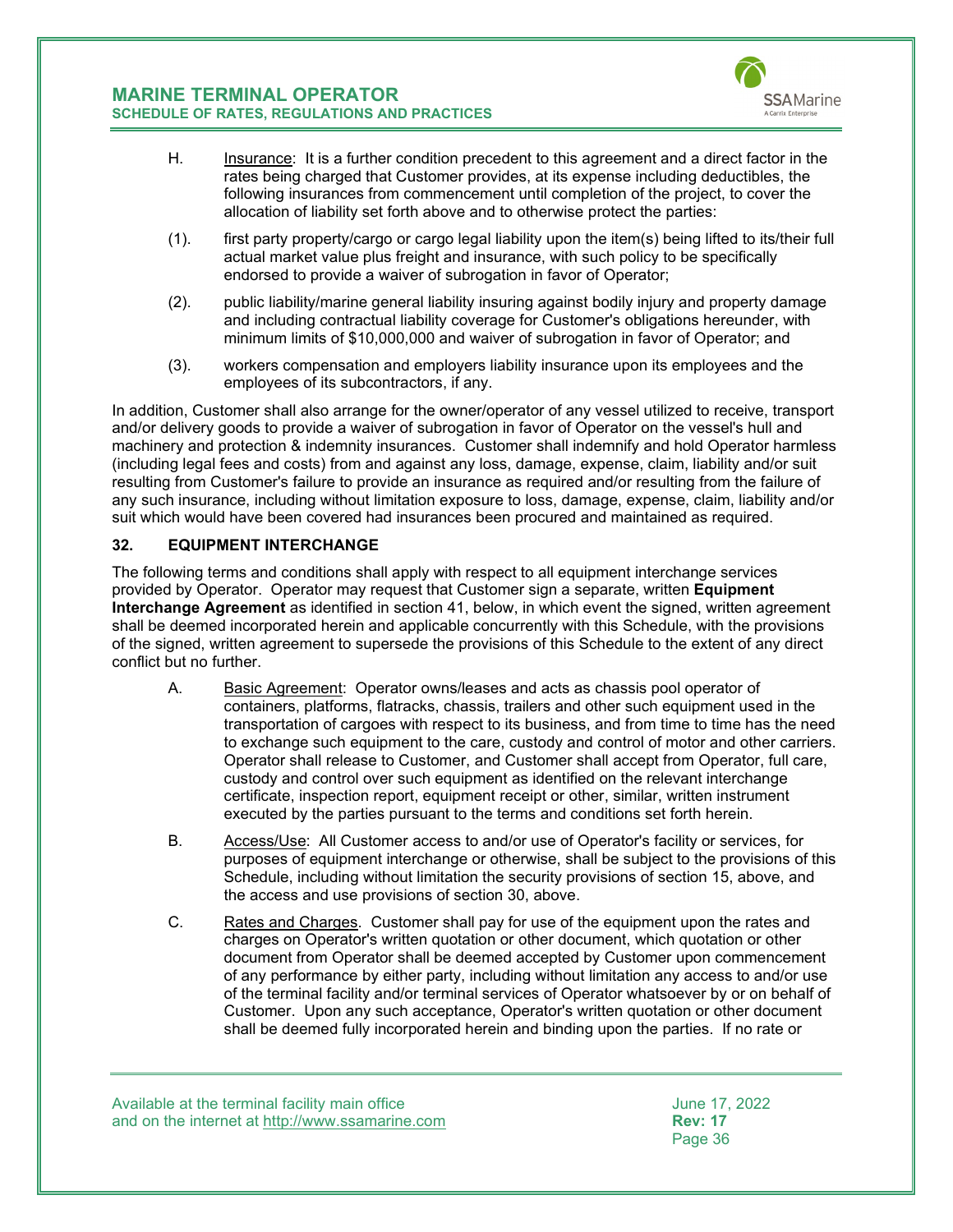H. Insurance: It is a further condition precedent to this agreement and a direct factor in the rates being charged that Customer provides, at its expense including deductibles, the following insurances from commencement until completion of the project, to cover the allocation of liability set forth above and to otherwise protect the parties:

(1). first party property/cargo or cargo legal liability upon the item(s) being lifted to its/their full actual market value plus freight and insurance, with such policy to be specifically endorsed to provide a waiver of subrogation in favor of Operator;

(2). public liability/marine general liability insuring against bodily injury and property damage and including contractual liability coverage for Customer's obligations hereunder, with minimum limits of $10,000,000 and waiver of subrogation in favor of Operator; and

(3). workers compensation and employers liability insurance upon its employees and the employees of its subcontractors, if any.

In addition, Customer shall also arrange for the owner/operator of any vessel utilized to receive, transport and/or delivery goods to provide a waiver of subrogation in favor of Operator on the vessel's hull and machinery and protection & indemnity insurances. Customer shall indemnify and hold Operator harmless (including legal fees and costs) from and against any loss, damage, expense, claim, liability and/or suit resulting from Customer's failure to provide an insurance as required and/or resulting from the failure of any such insurance, including without limitation exposure to loss, damage, expense, claim, liability and/or suit which would have been covered had insurances been procured and maintained as required.

### 32. EQUIPMENT INTERCHANGE

The following terms and conditions shall apply with respect to all equipment interchange services provided by Operator. Operator may request that Customer sign a separate, written **Equipment Interchange Agreement** as identified in section 41, below, in which event the signed, written agreement shall be deemed incorporated herein and applicable concurrently with this Schedule, with the provisions of the signed, written agreement to supersede the provisions of this Schedule to the extent of any direct conflict but no further.

A. Basic Agreement: Operator owns/leases and acts as chassis pool operator of containers, platforms, flatracks, chassis, trailers and other such equipment used in the transportation of cargoes with respect to its business, and from time to time has the need to exchange such equipment to the care, custody and control of motor and other carriers. Operator shall release to Customer, and Customer shall accept from Operator, full care, custody and control over such equipment as identified on the relevant interchange certificate, inspection report, equipment receipt or other, similar, written instrument executed by the parties pursuant to the terms and conditions set forth herein.

B. Access/Use: All Customer access to and/or use of Operator's facility or services, for purposes of equipment interchange or otherwise, shall be subject to the provisions of this Schedule, including without limitation the security provisions of section 15, above, and the access and use provisions of section 30, above.

C. Rates and Charges. Customer shall pay for use of the equipment upon the rates and charges on Operator's written quotation or other document, which quotation or other document from Operator shall be deemed accepted by Customer upon commencement of any performance by either party, including without limitation any access to and/or use of the terminal facility and/or terminal services of Operator whatsoever by or on behalf of Customer. Upon any such acceptance, Operator's written quotation or other document shall be deemed fully incorporated herein and binding upon the parties. If no rate or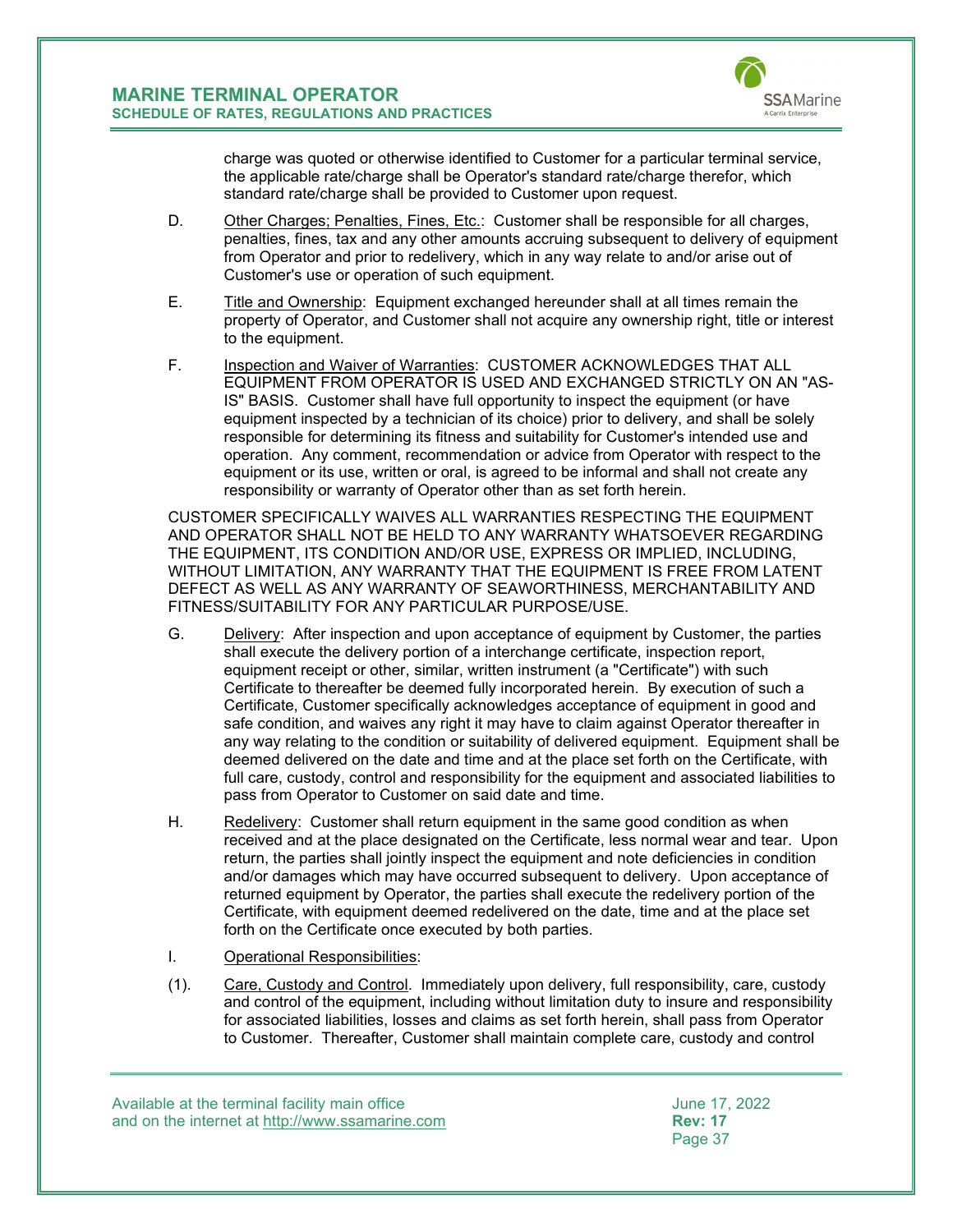charge was quoted or otherwise identified to Customer for a particular terminal service, the applicable rate/charge shall be Operator's standard rate/charge therefor, which standard rate/charge shall be provided to Customer upon request.

D. Other Charges; Penalties, Fines, Etc.: Customer shall be responsible for all charges, penalties, fines, tax and any other amounts accruing subsequent to delivery of equipment from Operator and prior to redelivery, which in any way relate to and/or arise out of Customer's use or operation of such equipment.

E. Title and Ownership: Equipment exchanged hereunder shall at all times remain the property of Operator, and Customer shall not acquire any ownership right, title or interest to the equipment.

F. Inspection and Waiver of Warranties: CUSTOMER ACKNOWLEDGES THAT ALL EQUIPMENT FROM OPERATOR IS USED AND EXCHANGED STRICTLY ON AN "AS-IS" BASIS. Customer shall have full opportunity to inspect the equipment (or have equipment inspected by a technician of its choice) prior to delivery, and shall be solely responsible for determining its fitness and suitability for Customer's intended use and operation. Any comment, recommendation or advice from Operator with respect to the equipment or its use, written or oral, is agreed to be informal and shall not create any responsibility or warranty of Operator other than as set forth herein.

CUSTOMER SPECIFICALLY WAIVES ALL WARRANTIES RESPECTING THE EQUIPMENT AND OPERATOR SHALL NOT BE HELD TO ANY WARRANTY WHATSOEVER REGARDING THE EQUIPMENT, ITS CONDITION AND/OR USE, EXPRESS OR IMPLIED, INCLUDING, WITHOUT LIMITATION, ANY WARRANTY THAT THE EQUIPMENT IS FREE FROM LATENT DEFECT AS WELL AS ANY WARRANTY OF SEAWORTHINESS, MERCHANTABILITY AND FITNESS/SUITABILITY FOR ANY PARTICULAR PURPOSE/USE.

G. Delivery: After inspection and upon acceptance of equipment by Customer, the parties shall execute the delivery portion of a interchange certificate, inspection report, equipment receipt or other, similar, written instrument (a "Certificate") with such Certificate to thereafter be deemed fully incorporated herein. By execution of such a Certificate, Customer specifically acknowledges acceptance of equipment in good and safe condition, and waives any right it may have to claim against Operator thereafter in any way relating to the condition or suitability of delivered equipment. Equipment shall be deemed delivered on the date and time and at the place set forth on the Certificate, with full care, custody, control and responsibility for the equipment and associated liabilities to pass from Operator to Customer on said date and time.

H. Redelivery: Customer shall return equipment in the same good condition as when received and at the place designated on the Certificate, less normal wear and tear. Upon return, the parties shall jointly inspect the equipment and note deficiencies in condition and/or damages which may have occurred subsequent to delivery. Upon acceptance of returned equipment by Operator, the parties shall execute the redelivery portion of the Certificate, with equipment deemed redelivered on the date, time and at the place set forth on the Certificate once executed by both parties.

I. Operational Responsibilities:

(1). Care, Custody and Control. Immediately upon delivery, full responsibility, care, custody and control of the equipment, including without limitation duty to insure and responsibility for associated liabilities, losses and claims as set forth herein, shall pass from Operator to Customer. Thereafter, Customer shall maintain complete care, custody and control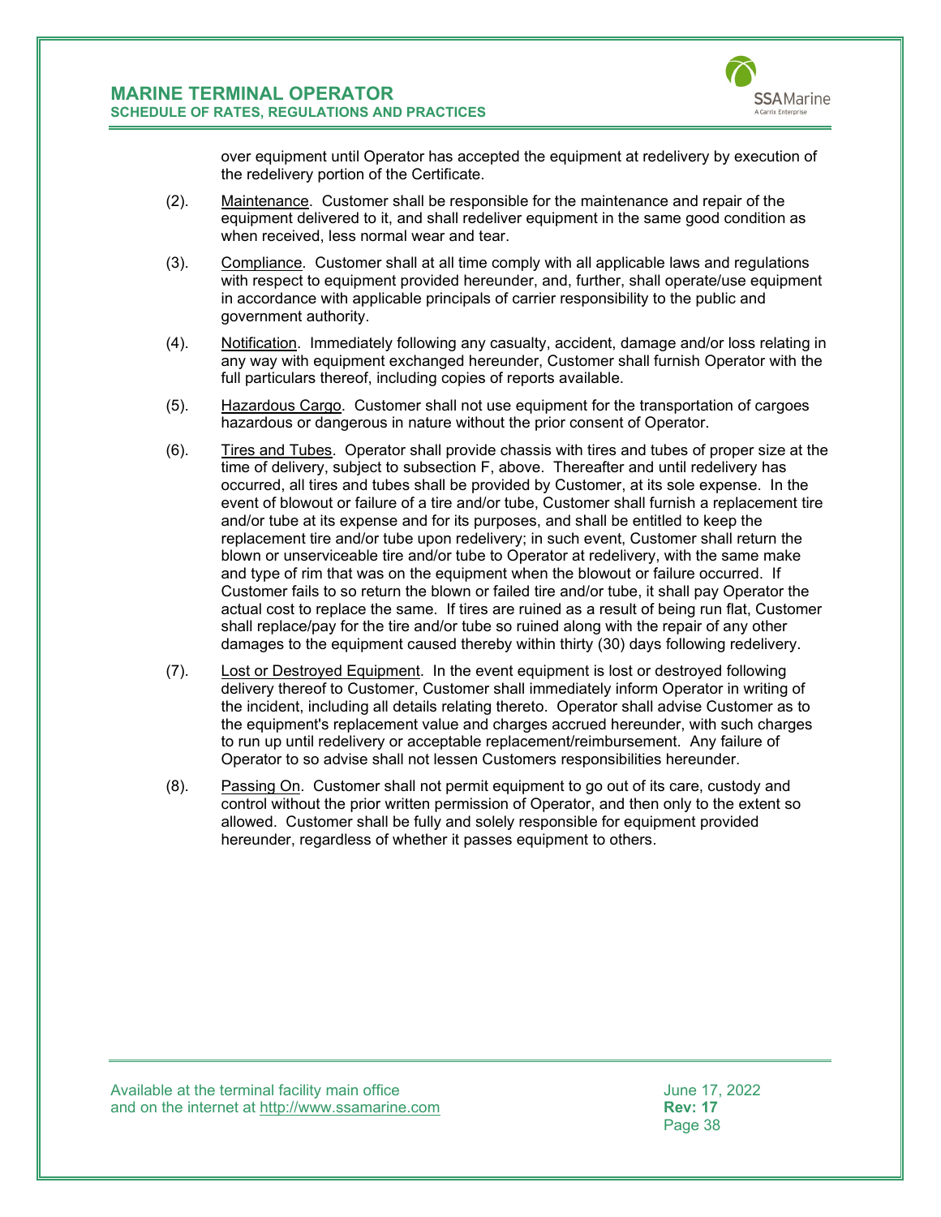over equipment until Operator has accepted the equipment at redelivery by execution of the redelivery portion of the Certificate.

(2). Maintenance. Customer shall be responsible for the maintenance and repair of the equipment delivered to it, and shall redeliver equipment in the same good condition as when received, less normal wear and tear.

(3). Compliance. Customer shall at all time comply with all applicable laws and regulations with respect to equipment provided hereunder, and, further, shall operate/use equipment in accordance with applicable principals of carrier responsibility to the public and government authority.

(4). Notification. Immediately following any casualty, accident, damage and/or loss relating in any way with equipment exchanged hereunder, Customer shall furnish Operator with the full particulars thereof, including copies of reports available.

(5). Hazardous Cargo. Customer shall not use equipment for the transportation of cargoes hazardous or dangerous in nature without the prior consent of Operator.

(6). Tires and Tubes. Operator shall provide chassis with tires and tubes of proper size at the time of delivery, subject to subsection F, above. Thereafter and until redelivery has occurred, all tires and tubes shall be provided by Customer, at its sole expense. In the event of blowout or failure of a tire and/or tube, Customer shall furnish a replacement tire and/or tube at its expense and for its purposes, and shall be entitled to keep the replacement tire and/or tube upon redelivery; in such event, Customer shall return the blown or unserviceable tire and/or tube to Operator at redelivery, with the same make and type of rim that was on the equipment when the blowout or failure occurred. If Customer fails to so return the blown or failed tire and/or tube, it shall pay Operator the actual cost to replace the same. If tires are ruined as a result of being run flat, Customer shall replace/pay for the tire and/or tube so ruined along with the repair of any other damages to the equipment caused thereby within thirty (30) days following redelivery.

(7). Lost or Destroyed Equipment. In the event equipment is lost or destroyed following delivery thereof to Customer, Customer shall immediately inform Operator in writing of the incident, including all details relating thereto. Operator shall advise Customer as to the equipment's replacement value and charges accrued hereunder, with such charges to run up until redelivery or acceptable replacement/reimbursement. Any failure of Operator to so advise shall not lessen Customers responsibilities hereunder.

(8). Passing On. Customer shall not permit equipment to go out of its care, custody and control without the prior written permission of Operator, and then only to the extent so allowed. Customer shall be fully and solely responsible for equipment provided hereunder, regardless of whether it passes equipment to others.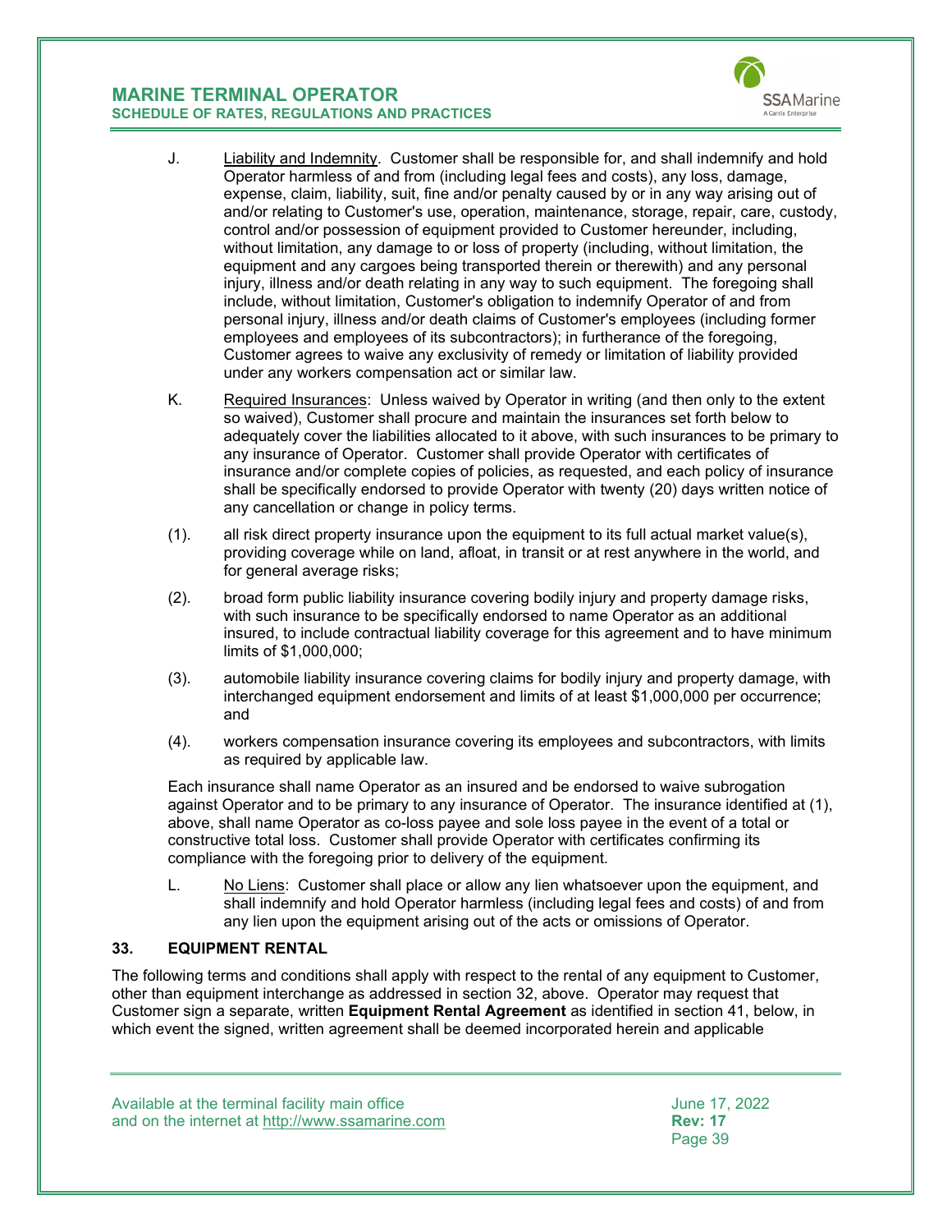J. Liability and Indemnity. Customer shall be responsible for, and shall indemnify and hold Operator harmless of and from (including legal fees and costs), any loss, damage, expense, claim, liability, suit, fine and/or penalty caused by or in any way arising out of and/or relating to Customer's use, operation, maintenance, storage, repair, care, custody, control and/or possession of equipment provided to Customer hereunder, including, without limitation, any damage to or loss of property (including, without limitation, the equipment and any cargoes being transported therein or therewith) and any personal injury, illness and/or death relating in any way to such equipment. The foregoing shall include, without limitation, Customer's obligation to indemnify Operator of and from personal injury, illness and/or death claims of Customer's employees (including former employees and employees of its subcontractors); in furtherance of the foregoing, Customer agrees to waive any exclusivity of remedy or limitation of liability provided under any workers compensation act or similar law.

K. Required Insurances: Unless waived by Operator in writing (and then only to the extent so waived), Customer shall procure and maintain the insurances set forth below to adequately cover the liabilities allocated to it above, with such insurances to be primary to any insurance of Operator. Customer shall provide Operator with certificates of insurance and/or complete copies of policies, as requested, and each policy of insurance shall be specifically endorsed to provide Operator with twenty (20) days written notice of any cancellation or change in policy terms.

(1). all risk direct property insurance upon the equipment to its full actual market value(s), providing coverage while on land, afloat, in transit or at rest anywhere in the world, and for general average risks;

(2). broad form public liability insurance covering bodily injury and property damage risks, with such insurance to be specifically endorsed to name Operator as an additional insured, to include contractual liability coverage for this agreement and to have minimum limits of $1,000,000;

(3). automobile liability insurance covering claims for bodily injury and property damage, with interchanged equipment endorsement and limits of at least $1,000,000 per occurrence; and

(4). workers compensation insurance covering its employees and subcontractors, with limits as required by applicable law.

Each insurance shall name Operator as an insured and be endorsed to waive subrogation against Operator and to be primary to any insurance of Operator. The insurance identified at (1), above, shall name Operator as co-loss payee and sole loss payee in the event of a total or constructive total loss. Customer shall provide Operator with certificates confirming its compliance with the foregoing prior to delivery of the equipment.

L. No Liens: Customer shall place or allow any lien whatsoever upon the equipment, and shall indemnify and hold Operator harmless (including legal fees and costs) of and from any lien upon the equipment arising out of the acts or omissions of Operator.

## 33. EQUIPMENT RENTAL

The following terms and conditions shall apply with respect to the rental of any equipment to Customer, other than equipment interchange as addressed in section 32, above. Operator may request that Customer sign a separate, written **Equipment Rental Agreement** as identified in section 41, below, in which event the signed, written agreement shall be deemed incorporated herein and applicable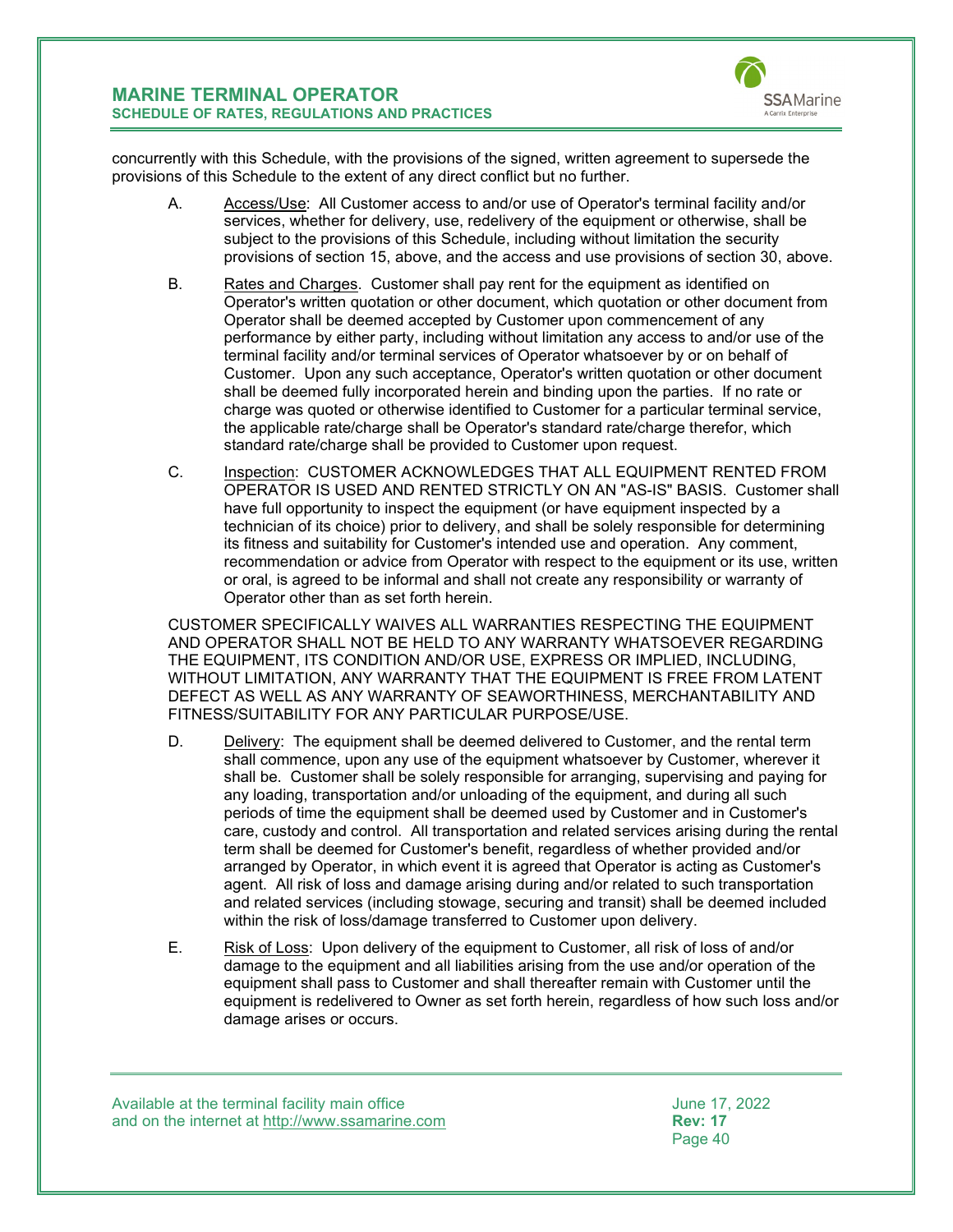concurrently with this Schedule, with the provisions of the signed, written agreement to supersede the provisions of this Schedule to the extent of any direct conflict but no further.

A. Access/Use: All Customer access to and/or use of Operator's terminal facility and/or services, whether for delivery, use, redelivery of the equipment or otherwise, shall be subject to the provisions of this Schedule, including without limitation the security provisions of section 15, above, and the access and use provisions of section 30, above.

B. Rates and Charges. Customer shall pay rent for the equipment as identified on Operator's written quotation or other document, which quotation or other document from Operator shall be deemed accepted by Customer upon commencement of any performance by either party, including without limitation any access to and/or use of the terminal facility and/or terminal services of Operator whatsoever by or on behalf of Customer. Upon any such acceptance, Operator's written quotation or other document shall be deemed fully incorporated herein and binding upon the parties. If no rate or charge was quoted or otherwise identified to Customer for a particular terminal service, the applicable rate/charge shall be Operator's standard rate/charge therefor, which standard rate/charge shall be provided to Customer upon request.

C. Inspection: CUSTOMER ACKNOWLEDGES THAT ALL EQUIPMENT RENTED FROM OPERATOR IS USED AND RENTED STRICTLY ON AN "AS-IS" BASIS. Customer shall have full opportunity to inspect the equipment (or have equipment inspected by a technician of its choice) prior to delivery, and shall be solely responsible for determining its fitness and suitability for Customer's intended use and operation. Any comment, recommendation or advice from Operator with respect to the equipment or its use, written or oral, is agreed to be informal and shall not create any responsibility or warranty of Operator other than as set forth herein.

CUSTOMER SPECIFICALLY WAIVES ALL WARRANTIES RESPECTING THE EQUIPMENT AND OPERATOR SHALL NOT BE HELD TO ANY WARRANTY WHATSOEVER REGARDING THE EQUIPMENT, ITS CONDITION AND/OR USE, EXPRESS OR IMPLIED, INCLUDING, WITHOUT LIMITATION, ANY WARRANTY THAT THE EQUIPMENT IS FREE FROM LATENT DEFECT AS WELL AS ANY WARRANTY OF SEAWORTHINESS, MERCHANTABILITY AND FITNESS/SUITABILITY FOR ANY PARTICULAR PURPOSE/USE.

D. Delivery: The equipment shall be deemed delivered to Customer, and the rental term shall commence, upon any use of the equipment whatsoever by Customer, wherever it shall be. Customer shall be solely responsible for arranging, supervising and paying for any loading, transportation and/or unloading of the equipment, and during all such periods of time the equipment shall be deemed used by Customer and in Customer's care, custody and control. All transportation and related services arising during the rental term shall be deemed for Customer's benefit, regardless of whether provided and/or arranged by Operator, in which event it is agreed that Operator is acting as Customer's agent. All risk of loss and damage arising during and/or related to such transportation and related services (including stowage, securing and transit) shall be deemed included within the risk of loss/damage transferred to Customer upon delivery.

E. Risk of Loss: Upon delivery of the equipment to Customer, all risk of loss of and/or damage to the equipment and all liabilities arising from the use and/or operation of the equipment shall pass to Customer and shall thereafter remain with Customer until the equipment is redelivered to Owner as set forth herein, regardless of how such loss and/or damage arises or occurs.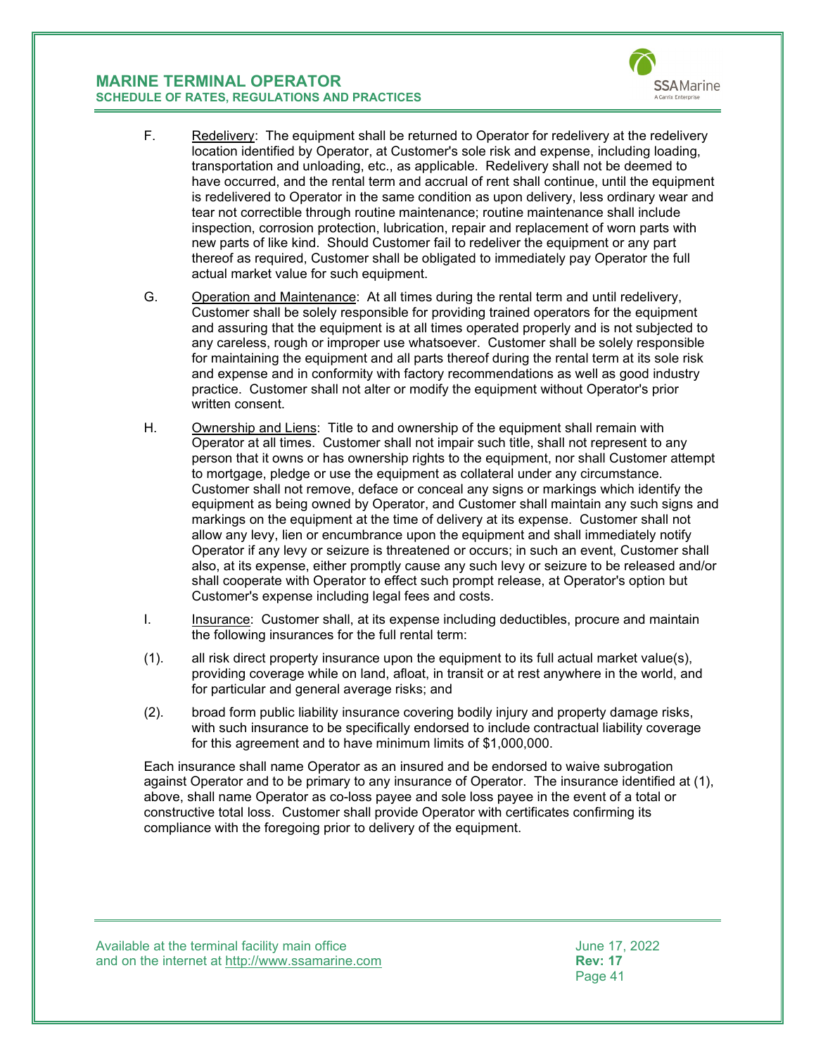F. <u>Redelivery</u>: The equipment shall be returned to Operator for redelivery at the redelivery location identified by Operator, at Customer's sole risk and expense, including loading, transportation and unloading, etc., as applicable. Redelivery shall not be deemed to have occurred, and the rental term and accrual of rent shall continue, until the equipment is redelivered to Operator in the same condition as upon delivery, less ordinary wear and tear not correctible through routine maintenance; routine maintenance shall include inspection, corrosion protection, lubrication, repair and replacement of worn parts with new parts of like kind. Should Customer fail to redeliver the equipment or any part thereof as required, Customer shall be obligated to immediately pay Operator the full actual market value for such equipment.

G. <u>Operation and Maintenance</u>: At all times during the rental term and until redelivery, Customer shall be solely responsible for providing trained operators for the equipment and assuring that the equipment is at all times operated properly and is not subjected to any careless, rough or improper use whatsoever. Customer shall be solely responsible for maintaining the equipment and all parts thereof during the rental term at its sole risk and expense and in conformity with factory recommendations as well as good industry practice. Customer shall not alter or modify the equipment without Operator's prior written consent.

H. <u>Ownership and Liens</u>: Title to and ownership of the equipment shall remain with Operator at all times. Customer shall not impair such title, shall not represent to any person that it owns or has ownership rights to the equipment, nor shall Customer attempt to mortgage, pledge or use the equipment as collateral under any circumstance. Customer shall not remove, deface or conceal any signs or markings which identify the equipment as being owned by Operator, and Customer shall maintain any such signs and markings on the equipment at the time of delivery at its expense. Customer shall not allow any levy, lien or encumbrance upon the equipment and shall immediately notify Operator if any levy or seizure is threatened or occurs; in such an event, Customer shall also, at its expense, either promptly cause any such levy or seizure to be released and/or shall cooperate with Operator to effect such prompt release, at Operator's option but Customer's expense including legal fees and costs.

I. <u>Insurance</u>: Customer shall, at its expense including deductibles, procure and maintain the following insurances for the full rental term:

(1). all risk direct property insurance upon the equipment to its full actual market value(s), providing coverage while on land, afloat, in transit or at rest anywhere in the world, and for particular and general average risks; and

(2). broad form public liability insurance covering bodily injury and property damage risks, with such insurance to be specifically endorsed to include contractual liability coverage for this agreement and to have minimum limits of $1,000,000.

Each insurance shall name Operator as an insured and be endorsed to waive subrogation against Operator and to be primary to any insurance of Operator. The insurance identified at (1), above, shall name Operator as co-loss payee and sole loss payee in the event of a total or constructive total loss. Customer shall provide Operator with certificates confirming its compliance with the foregoing prior to delivery of the equipment.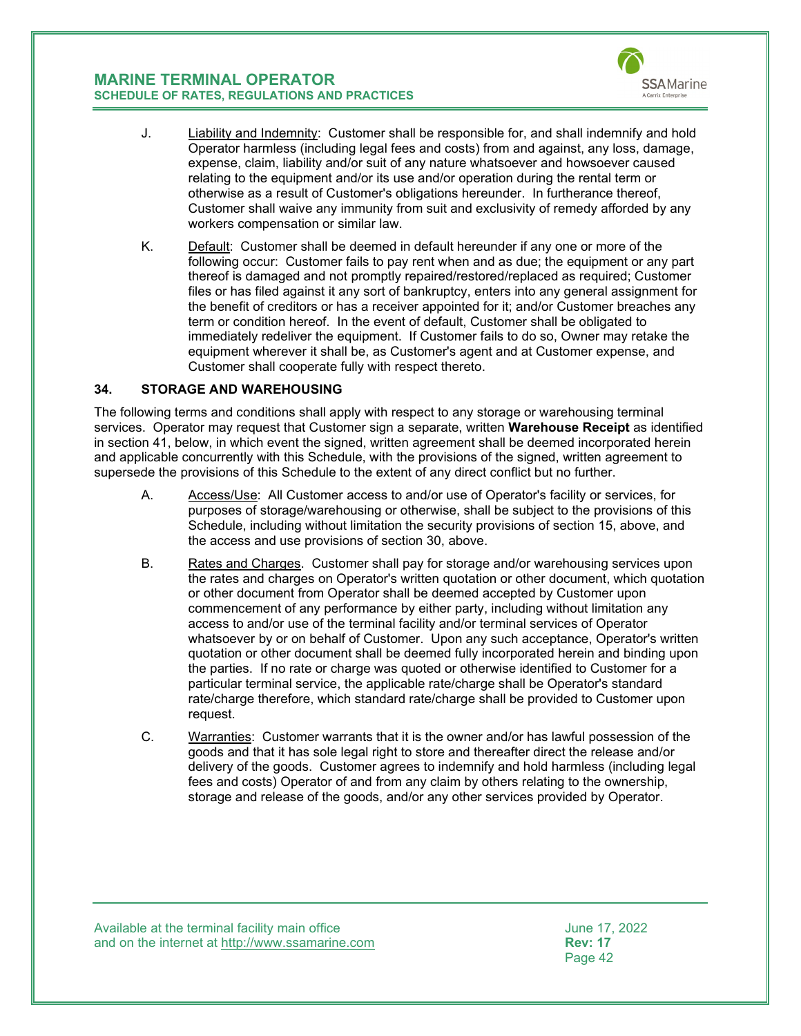J. Liability and Indemnity: Customer shall be responsible for, and shall indemnify and hold Operator harmless (including legal fees and costs) from and against, any loss, damage, expense, claim, liability and/or suit of any nature whatsoever and howsoever caused relating to the equipment and/or its use and/or operation during the rental term or otherwise as a result of Customer's obligations hereunder. In furtherance thereof, Customer shall waive any immunity from suit and exclusivity of remedy afforded by any workers compensation or similar law.

K. Default: Customer shall be deemed in default hereunder if any one or more of the following occur: Customer fails to pay rent when and as due; the equipment or any part thereof is damaged and not promptly repaired/restored/replaced as required; Customer files or has filed against it any sort of bankruptcy, enters into any general assignment for the benefit of creditors or has a receiver appointed for it; and/or Customer breaches any term or condition hereof. In the event of default, Customer shall be obligated to immediately redeliver the equipment. If Customer fails to do so, Owner may retake the equipment wherever it shall be, as Customer's agent and at Customer expense, and Customer shall cooperate fully with respect thereto.

## 34. STORAGE AND WAREHOUSING

The following terms and conditions shall apply with respect to any storage or warehousing terminal services. Operator may request that Customer sign a separate, written **Warehouse Receipt** as identified in section 41, below, in which event the signed, written agreement shall be deemed incorporated herein and applicable concurrently with this Schedule, with the provisions of the signed, written agreement to supersede the provisions of this Schedule to the extent of any direct conflict but no further.

A. Access/Use: All Customer access to and/or use of Operator's facility or services, for purposes of storage/warehousing or otherwise, shall be subject to the provisions of this Schedule, including without limitation the security provisions of section 15, above, and the access and use provisions of section 30, above.

B. Rates and Charges. Customer shall pay for storage and/or warehousing services upon the rates and charges on Operator's written quotation or other document, which quotation or other document from Operator shall be deemed accepted by Customer upon commencement of any performance by either party, including without limitation any access to and/or use of the terminal facility and/or terminal services of Operator whatsoever by or on behalf of Customer. Upon any such acceptance, Operator's written quotation or other document shall be deemed fully incorporated herein and binding upon the parties. If no rate or charge was quoted or otherwise identified to Customer for a particular terminal service, the applicable rate/charge shall be Operator's standard rate/charge therefore, which standard rate/charge shall be provided to Customer upon request.

C. Warranties: Customer warrants that it is the owner and/or has lawful possession of the goods and that it has sole legal right to store and thereafter direct the release and/or delivery of the goods. Customer agrees to indemnify and hold harmless (including legal fees and costs) Operator of and from any claim by others relating to the ownership, storage and release of the goods, and/or any other services provided by Operator.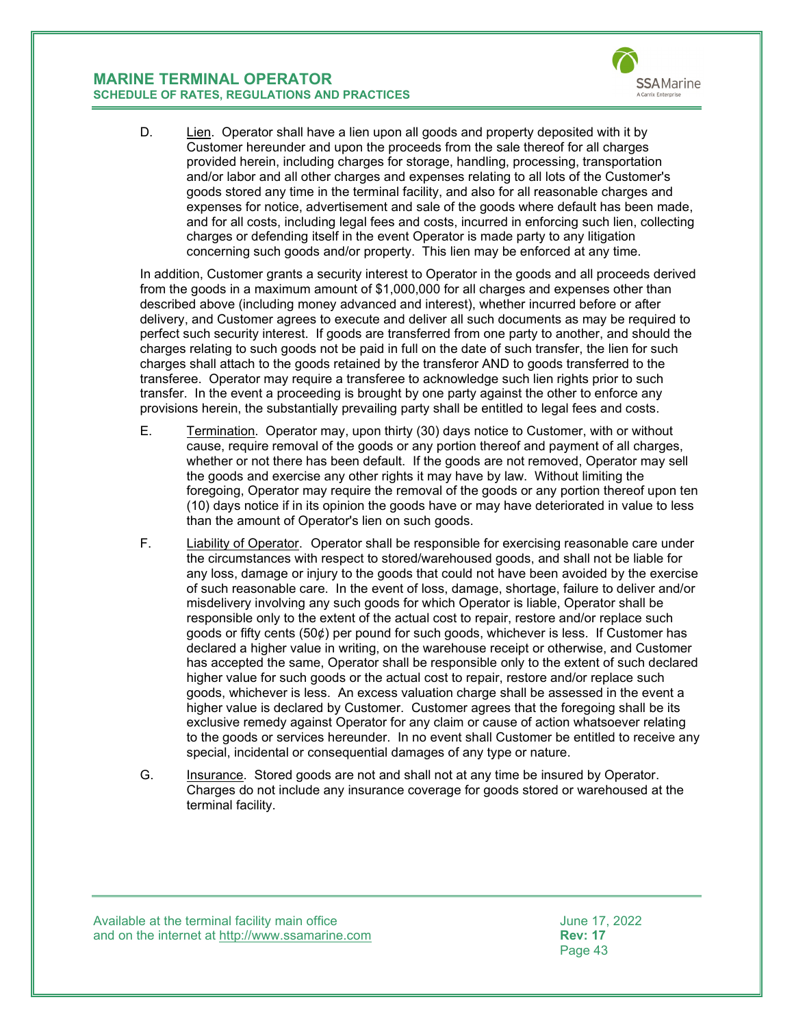D. Lien. Operator shall have a lien upon all goods and property deposited with it by Customer hereunder and upon the proceeds from the sale thereof for all charges provided herein, including charges for storage, handling, processing, transportation and/or labor and all other charges and expenses relating to all lots of the Customer's goods stored any time in the terminal facility, and also for all reasonable charges and expenses for notice, advertisement and sale of the goods where default has been made, and for all costs, including legal fees and costs, incurred in enforcing such lien, collecting charges or defending itself in the event Operator is made party to any litigation concerning such goods and/or property. This lien may be enforced at any time.

In addition, Customer grants a security interest to Operator in the goods and all proceeds derived from the goods in a maximum amount of $1,000,000 for all charges and expenses other than described above (including money advanced and interest), whether incurred before or after delivery, and Customer agrees to execute and deliver all such documents as may be required to perfect such security interest. If goods are transferred from one party to another, and should the charges relating to such goods not be paid in full on the date of such transfer, the lien for such charges shall attach to the goods retained by the transferor AND to goods transferred to the transferee. Operator may require a transferee to acknowledge such lien rights prior to such transfer. In the event a proceeding is brought by one party against the other to enforce any provisions herein, the substantially prevailing party shall be entitled to legal fees and costs.

E. Termination. Operator may, upon thirty (30) days notice to Customer, with or without cause, require removal of the goods or any portion thereof and payment of all charges, whether or not there has been default. If the goods are not removed, Operator may sell the goods and exercise any other rights it may have by law. Without limiting the foregoing, Operator may require the removal of the goods or any portion thereof upon ten (10) days notice if in its opinion the goods have or may have deteriorated in value to less than the amount of Operator's lien on such goods.

F. Liability of Operator. Operator shall be responsible for exercising reasonable care under the circumstances with respect to stored/warehoused goods, and shall not be liable for any loss, damage or injury to the goods that could not have been avoided by the exercise of such reasonable care. In the event of loss, damage, shortage, failure to deliver and/or misdelivery involving any such goods for which Operator is liable, Operator shall be responsible only to the extent of the actual cost to repair, restore and/or replace such goods or fifty cents (50¢) per pound for such goods, whichever is less. If Customer has declared a higher value in writing, on the warehouse receipt or otherwise, and Customer has accepted the same, Operator shall be responsible only to the extent of such declared higher value for such goods or the actual cost to repair, restore and/or replace such goods, whichever is less. An excess valuation charge shall be assessed in the event a higher value is declared by Customer. Customer agrees that the foregoing shall be its exclusive remedy against Operator for any claim or cause of action whatsoever relating to the goods or services hereunder. In no event shall Customer be entitled to receive any special, incidental or consequential damages of any type or nature.

G. Insurance. Stored goods are not and shall not at any time be insured by Operator. Charges do not include any insurance coverage for goods stored or warehoused at the terminal facility.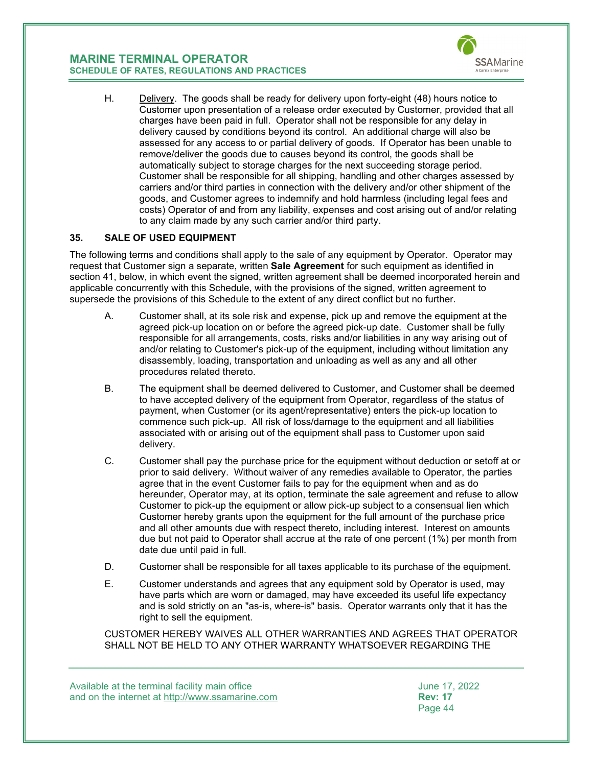H. Delivery. The goods shall be ready for delivery upon forty-eight (48) hours notice to Customer upon presentation of a release order executed by Customer, provided that all charges have been paid in full. Operator shall not be responsible for any delay in delivery caused by conditions beyond its control. An additional charge will also be assessed for any access to or partial delivery of goods. If Operator has been unable to remove/deliver the goods due to causes beyond its control, the goods shall be automatically subject to storage charges for the next succeeding storage period. Customer shall be responsible for all shipping, handling and other charges assessed by carriers and/or third parties in connection with the delivery and/or other shipment of the goods, and Customer agrees to indemnify and hold harmless (including legal fees and costs) Operator of and from any liability, expenses and cost arising out of and/or relating to any claim made by any such carrier and/or third party.

## 35. SALE OF USED EQUIPMENT

The following terms and conditions shall apply to the sale of any equipment by Operator. Operator may request that Customer sign a separate, written **Sale Agreement** for such equipment as identified in section 41, below, in which event the signed, written agreement shall be deemed incorporated herein and applicable concurrently with this Schedule, with the provisions of the signed, written agreement to supersede the provisions of this Schedule to the extent of any direct conflict but no further.

A. Customer shall, at its sole risk and expense, pick up and remove the equipment at the agreed pick-up location on or before the agreed pick-up date. Customer shall be fully responsible for all arrangements, costs, risks and/or liabilities in any way arising out of and/or relating to Customer's pick-up of the equipment, including without limitation any disassembly, loading, transportation and unloading as well as any and all other procedures related thereto.

B. The equipment shall be deemed delivered to Customer, and Customer shall be deemed to have accepted delivery of the equipment from Operator, regardless of the status of payment, when Customer (or its agent/representative) enters the pick-up location to commence such pick-up. All risk of loss/damage to the equipment and all liabilities associated with or arising out of the equipment shall pass to Customer upon said delivery.

C. Customer shall pay the purchase price for the equipment without deduction or setoff at or prior to said delivery. Without waiver of any remedies available to Operator, the parties agree that in the event Customer fails to pay for the equipment when and as do hereunder, Operator may, at its option, terminate the sale agreement and refuse to allow Customer to pick-up the equipment or allow pick-up subject to a consensual lien which Customer hereby grants upon the equipment for the full amount of the purchase price and all other amounts due with respect thereto, including interest. Interest on amounts due but not paid to Operator shall accrue at the rate of one percent (1%) per month from date due until paid in full.

D. Customer shall be responsible for all taxes applicable to its purchase of the equipment.

E. Customer understands and agrees that any equipment sold by Operator is used, may have parts which are worn or damaged, may have exceeded its useful life expectancy and is sold strictly on an "as-is, where-is" basis. Operator warrants only that it has the right to sell the equipment.

CUSTOMER HEREBY WAIVES ALL OTHER WARRANTIES AND AGREES THAT OPERATOR SHALL NOT BE HELD TO ANY OTHER WARRANTY WHATSOEVER REGARDING THE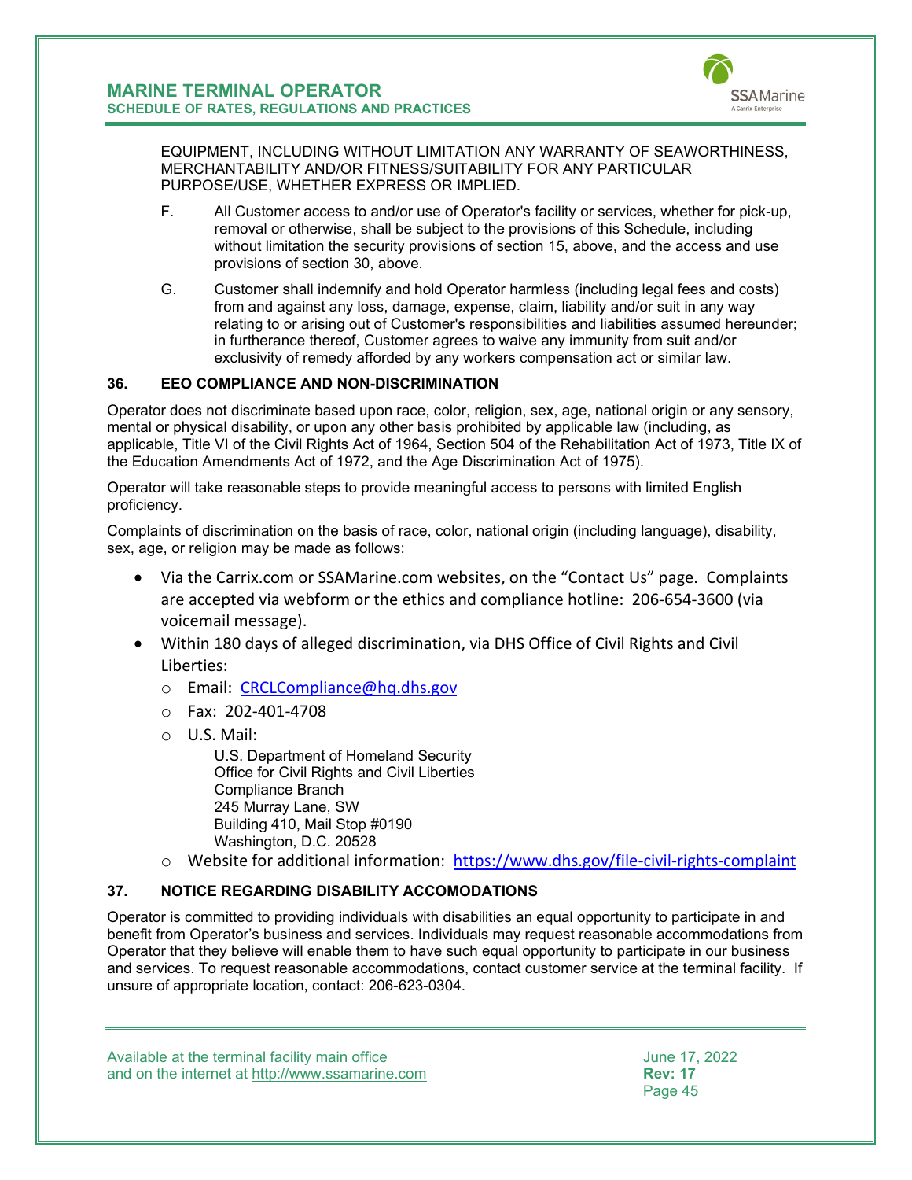EQUIPMENT, INCLUDING WITHOUT LIMITATION ANY WARRANTY OF SEAWORTHINESS, MERCHANTABILITY AND/OR FITNESS/SUITABILITY FOR ANY PARTICULAR PURPOSE/USE, WHETHER EXPRESS OR IMPLIED.

F. All Customer access to and/or use of Operator's facility or services, whether for pick-up, removal or otherwise, shall be subject to the provisions of this Schedule, including without limitation the security provisions of section 15, above, and the access and use provisions of section 30, above.

G. Customer shall indemnify and hold Operator harmless (including legal fees and costs) from and against any loss, damage, expense, claim, liability and/or suit in any way relating to or arising out of Customer's responsibilities and liabilities assumed hereunder; in furtherance thereof, Customer agrees to waive any immunity from suit and/or exclusivity of remedy afforded by any workers compensation act or similar law.

### 36. EEO COMPLIANCE AND NON-DISCRIMINATION

Operator does not discriminate based upon race, color, religion, sex, age, national origin or any sensory, mental or physical disability, or upon any other basis prohibited by applicable law (including, as applicable, Title VI of the Civil Rights Act of 1964, Section 504 of the Rehabilitation Act of 1973, Title IX of the Education Amendments Act of 1972, and the Age Discrimination Act of 1975).

Operator will take reasonable steps to provide meaningful access to persons with limited English proficiency.

Complaints of discrimination on the basis of race, color, national origin (including language), disability, sex, age, or religion may be made as follows:

- Via the Carrix.com or SSAMarine.com websites, on the "Contact Us" page. Complaints are accepted via webform or the ethics and compliance hotline: 206-654-3600 (via voicemail message).
- Within 180 days of alleged discrimination, via DHS Office of Civil Rights and Civil Liberties:
  - Email: CRCLCompliance@hq.dhs.gov
  - Fax: 202-401-4708
  - U.S. Mail:

    U.S. Department of Homeland Security
    Office for Civil Rights and Civil Liberties
    Compliance Branch
    245 Murray Lane, SW
    Building 410, Mail Stop #0190
    Washington, D.C. 20528
  - Website for additional information: https://www.dhs.gov/file-civil-rights-complaint

### 37. NOTICE REGARDING DISABILITY ACCOMODATIONS

Operator is committed to providing individuals with disabilities an equal opportunity to participate in and benefit from Operator's business and services. Individuals may request reasonable accommodations from Operator that they believe will enable them to have such equal opportunity to participate in our business and services. To request reasonable accommodations, contact customer service at the terminal facility. If unsure of appropriate location, contact: 206-623-0304.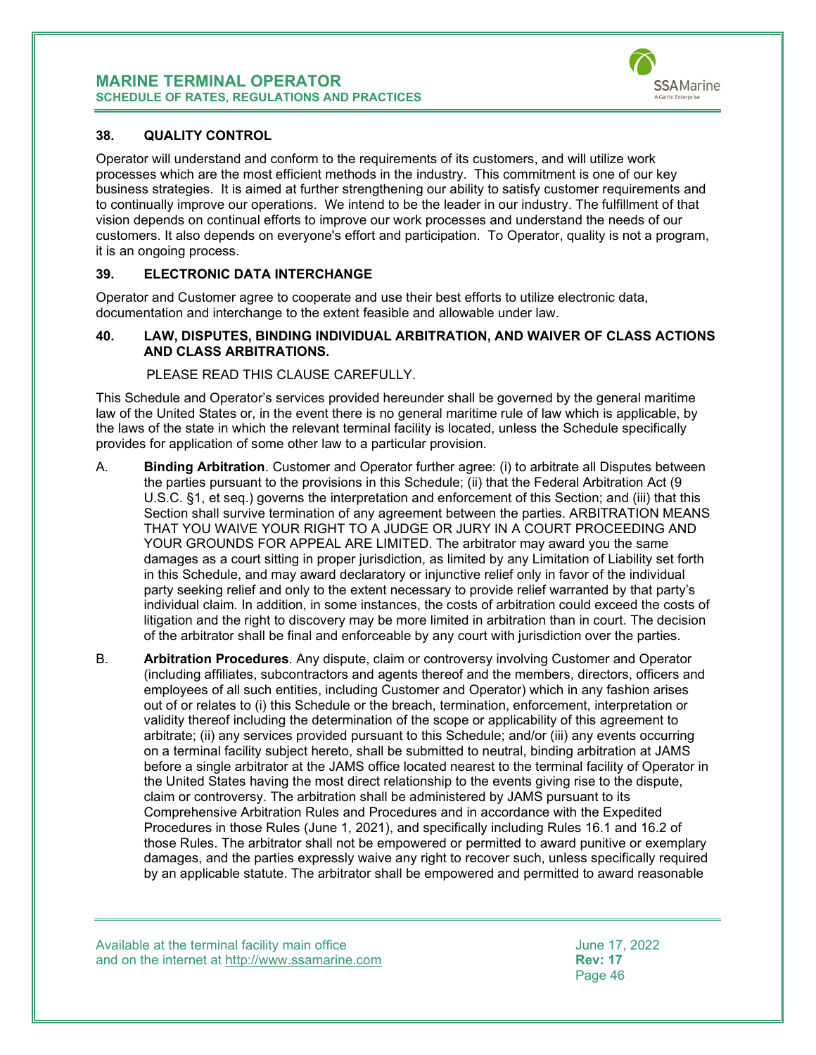### 38. QUALITY CONTROL

Operator will understand and conform to the requirements of its customers, and will utilize work processes which are the most efficient methods in the industry. This commitment is one of our key business strategies. It is aimed at further strengthening our ability to satisfy customer requirements and to continually improve our operations. We intend to be the leader in our industry. The fulfillment of that vision depends on continual efforts to improve our work processes and understand the needs of our customers. It also depends on everyone's effort and participation. To Operator, quality is not a program, it is an ongoing process.

### 39. ELECTRONIC DATA INTERCHANGE

Operator and Customer agree to cooperate and use their best efforts to utilize electronic data, documentation and interchange to the extent feasible and allowable under law.

### 40. LAW, DISPUTES, BINDING INDIVIDUAL ARBITRATION, AND WAIVER OF CLASS ACTIONS AND CLASS ARBITRATIONS.

PLEASE READ THIS CLAUSE CAREFULLY.

This Schedule and Operator's services provided hereunder shall be governed by the general maritime law of the United States or, in the event there is no general maritime rule of law which is applicable, by the laws of the state in which the relevant terminal facility is located, unless the Schedule specifically provides for application of some other law to a particular provision.

A. **Binding Arbitration**. Customer and Operator further agree: (i) to arbitrate all Disputes between the parties pursuant to the provisions in this Schedule; (ii) that the Federal Arbitration Act (9 U.S.C. §1, et seq.) governs the interpretation and enforcement of this Section; and (iii) that this Section shall survive termination of any agreement between the parties. ARBITRATION MEANS THAT YOU WAIVE YOUR RIGHT TO A JUDGE OR JURY IN A COURT PROCEEDING AND YOUR GROUNDS FOR APPEAL ARE LIMITED. The arbitrator may award you the same damages as a court sitting in proper jurisdiction, as limited by any Limitation of Liability set forth in this Schedule, and may award declaratory or injunctive relief only in favor of the individual party seeking relief and only to the extent necessary to provide relief warranted by that party's individual claim. In addition, in some instances, the costs of arbitration could exceed the costs of litigation and the right to discovery may be more limited in arbitration than in court. The decision of the arbitrator shall be final and enforceable by any court with jurisdiction over the parties.

B. **Arbitration Procedures**. Any dispute, claim or controversy involving Customer and Operator (including affiliates, subcontractors and agents thereof and the members, directors, officers and employees of all such entities, including Customer and Operator) which in any fashion arises out of or relates to (i) this Schedule or the breach, termination, enforcement, interpretation or validity thereof including the determination of the scope or applicability of this agreement to arbitrate; (ii) any services provided pursuant to this Schedule; and/or (iii) any events occurring on a terminal facility subject hereto, shall be submitted to neutral, binding arbitration at JAMS before a single arbitrator at the JAMS office located nearest to the terminal facility of Operator in the United States having the most direct relationship to the events giving rise to the dispute, claim or controversy. The arbitration shall be administered by JAMS pursuant to its Comprehensive Arbitration Rules and Procedures and in accordance with the Expedited Procedures in those Rules (June 1, 2021), and specifically including Rules 16.1 and 16.2 of those Rules. The arbitrator shall not be empowered or permitted to award punitive or exemplary damages, and the parties expressly waive any right to recover such, unless specifically required by an applicable statute. The arbitrator shall be empowered and permitted to award reasonable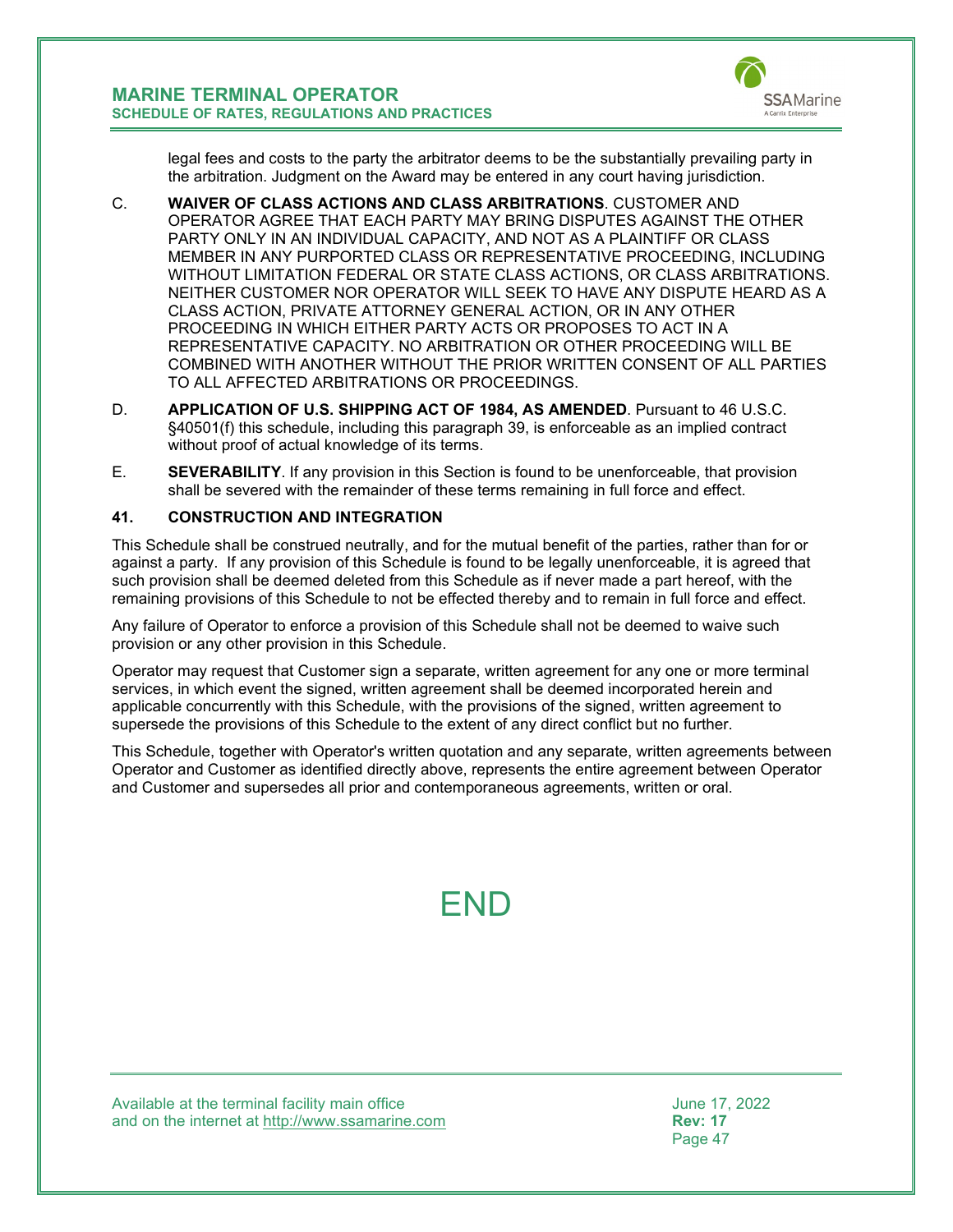legal fees and costs to the party the arbitrator deems to be the substantially prevailing party in the arbitration. Judgment on the Award may be entered in any court having jurisdiction.

C. **WAIVER OF CLASS ACTIONS AND CLASS ARBITRATIONS**. CUSTOMER AND OPERATOR AGREE THAT EACH PARTY MAY BRING DISPUTES AGAINST THE OTHER PARTY ONLY IN AN INDIVIDUAL CAPACITY, AND NOT AS A PLAINTIFF OR CLASS MEMBER IN ANY PURPORTED CLASS OR REPRESENTATIVE PROCEEDING, INCLUDING WITHOUT LIMITATION FEDERAL OR STATE CLASS ACTIONS, OR CLASS ARBITRATIONS. NEITHER CUSTOMER NOR OPERATOR WILL SEEK TO HAVE ANY DISPUTE HEARD AS A CLASS ACTION, PRIVATE ATTORNEY GENERAL ACTION, OR IN ANY OTHER PROCEEDING IN WHICH EITHER PARTY ACTS OR PROPOSES TO ACT IN A REPRESENTATIVE CAPACITY. NO ARBITRATION OR OTHER PROCEEDING WILL BE COMBINED WITH ANOTHER WITHOUT THE PRIOR WRITTEN CONSENT OF ALL PARTIES TO ALL AFFECTED ARBITRATIONS OR PROCEEDINGS.

D. **APPLICATION OF U.S. SHIPPING ACT OF 1984, AS AMENDED**. Pursuant to 46 U.S.C. §40501(f) this schedule, including this paragraph 39, is enforceable as an implied contract without proof of actual knowledge of its terms.

E. **SEVERABILITY**. If any provision in this Section is found to be unenforceable, that provision shall be severed with the remainder of these terms remaining in full force and effect.

### 41. CONSTRUCTION AND INTEGRATION

This Schedule shall be construed neutrally, and for the mutual benefit of the parties, rather than for or against a party. If any provision of this Schedule is found to be legally unenforceable, it is agreed that such provision shall be deemed deleted from this Schedule as if never made a part hereof, with the remaining provisions of this Schedule to not be effected thereby and to remain in full force and effect.

Any failure of Operator to enforce a provision of this Schedule shall not be deemed to waive such provision or any other provision in this Schedule.

Operator may request that Customer sign a separate, written agreement for any one or more terminal services, in which event the signed, written agreement shall be deemed incorporated herein and applicable concurrently with this Schedule, with the provisions of the signed, written agreement to supersede the provisions of this Schedule to the extent of any direct conflict but no further.

This Schedule, together with Operator's written quotation and any separate, written agreements between Operator and Customer as identified directly above, represents the entire agreement between Operator and Customer and supersedes all prior and contemporaneous agreements, written or oral.

END